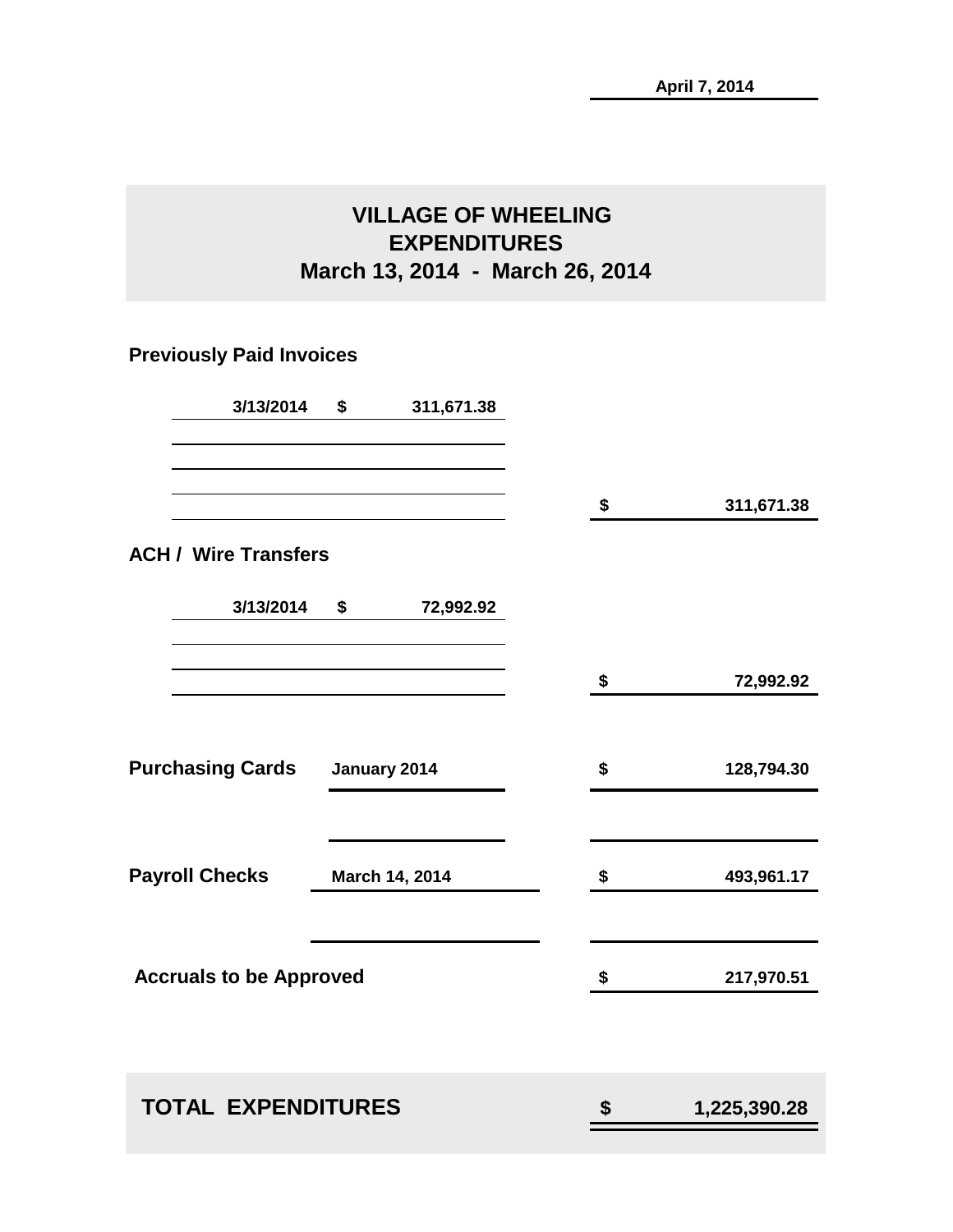April 7, 2014

# VILLAGE OF WHEELING
## EXPENDITURES
## March 13, 2014 - March 26, 2014

**Previously Paid Invoices**

| Date | Amount | Total |
|---|---|---|
| 3/13/2014 | $ 311,671.38 | |
| | | $ 311,671.38 |

**ACH / Wire Transfers**

| Date | Amount | Total |
|---|---|---|
| 3/13/2014 | $ 72,992.92 | |
| | | $ 72,992.92 |

| | Period | Total |
|---|---|---|
| **Purchasing Cards** | January 2014 | $ 128,794.30 |
| **Payroll Checks** | March 14, 2014 | $ 493,961.17 |
| **Accruals to be Approved** | | $ 217,970.51 |

| | |
|---|---|
| **TOTAL EXPENDITURES** | **$ 1,225,390.28** |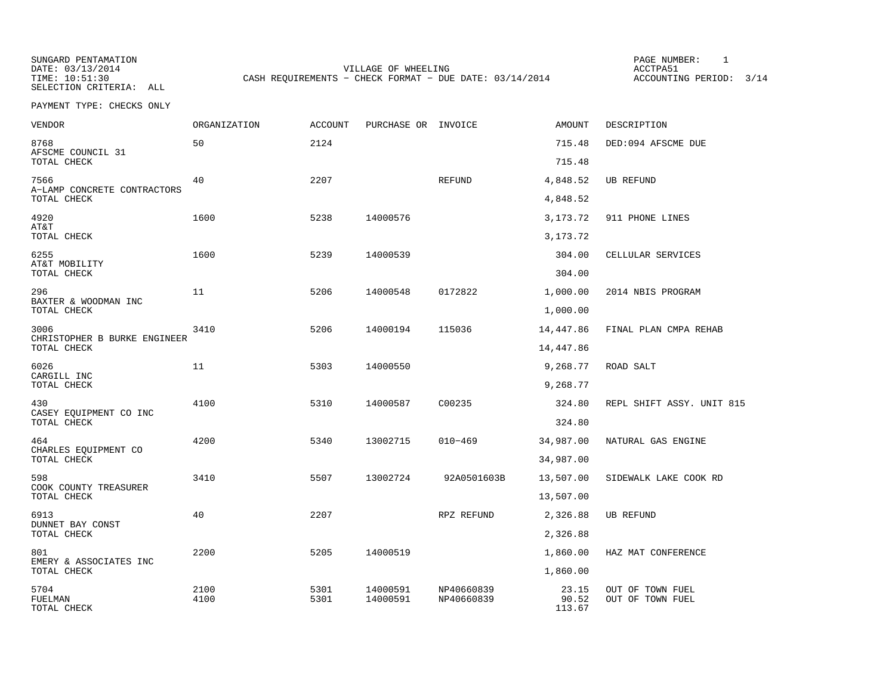SUNGARD PENTAMATION
DATE: 03/13/2014
TIME: 10:51:30
SELECTION CRITERIA: ALL

VILLAGE OF WHEELING
CASH REQUIREMENTS - CHECK FORMAT - DUE DATE: 03/14/2014

PAGE NUMBER: 1
ACCTPA51
ACCOUNTING PERIOD: 3/14

PAYMENT TYPE: CHECKS ONLY

| VENDOR | ORGANIZATION | ACCOUNT | PURCHASE OR | INVOICE | AMOUNT | DESCRIPTION |
|---|---|---|---|---|---|---|
| 8768 AFSCME COUNCIL 31 | 50 | 2124 | | | 715.48 | DED:094 AFSCME DUE |
| TOTAL CHECK | | | | | 715.48 | |
| 7566 A-LAMP CONCRETE CONTRACTORS | 40 | 2207 | | REFUND | 4,848.52 | UB REFUND |
| TOTAL CHECK | | | | | 4,848.52 | |
| 4920 AT&T | 1600 | 5238 | 14000576 | | 3,173.72 | 911 PHONE LINES |
| TOTAL CHECK | | | | | 3,173.72 | |
| 6255 AT&T MOBILITY | 1600 | 5239 | 14000539 | | 304.00 | CELLULAR SERVICES |
| TOTAL CHECK | | | | | 304.00 | |
| 296 BAXTER & WOODMAN INC | 11 | 5206 | 14000548 | 0172822 | 1,000.00 | 2014 NBIS PROGRAM |
| TOTAL CHECK | | | | | 1,000.00 | |
| 3006 CHRISTOPHER B BURKE ENGINEER | 3410 | 5206 | 14000194 | 115036 | 14,447.86 | FINAL PLAN CMPA REHAB |
| TOTAL CHECK | | | | | 14,447.86 | |
| 6026 CARGILL INC | 11 | 5303 | 14000550 | | 9,268.77 | ROAD SALT |
| TOTAL CHECK | | | | | 9,268.77 | |
| 430 CASEY EQUIPMENT CO INC | 4100 | 5310 | 14000587 | C00235 | 324.80 | REPL SHIFT ASSY. UNIT 815 |
| TOTAL CHECK | | | | | 324.80 | |
| 464 CHARLES EQUIPMENT CO | 4200 | 5340 | 13002715 | 010-469 | 34,987.00 | NATURAL GAS ENGINE |
| TOTAL CHECK | | | | | 34,987.00 | |
| 598 COOK COUNTY TREASURER | 3410 | 5507 | 13002724 | 92A0501603B | 13,507.00 | SIDEWALK LAKE COOK RD |
| TOTAL CHECK | | | | | 13,507.00 | |
| 6913 DUNNET BAY CONST | 40 | 2207 | | RPZ REFUND | 2,326.88 | UB REFUND |
| TOTAL CHECK | | | | | 2,326.88 | |
| 801 EMERY & ASSOCIATES INC | 2200 | 5205 | 14000519 | | 1,860.00 | HAZ MAT CONFERENCE |
| TOTAL CHECK | | | | | 1,860.00 | |
| 5704 FUELMAN | 2100 | 5301 | 14000591 | NP40660839 | 23.15 | OUT OF TOWN FUEL |
| | 4100 | 5301 | 14000591 | NP40660839 | 90.52 | OUT OF TOWN FUEL |
| TOTAL CHECK | | | | | 113.67 | |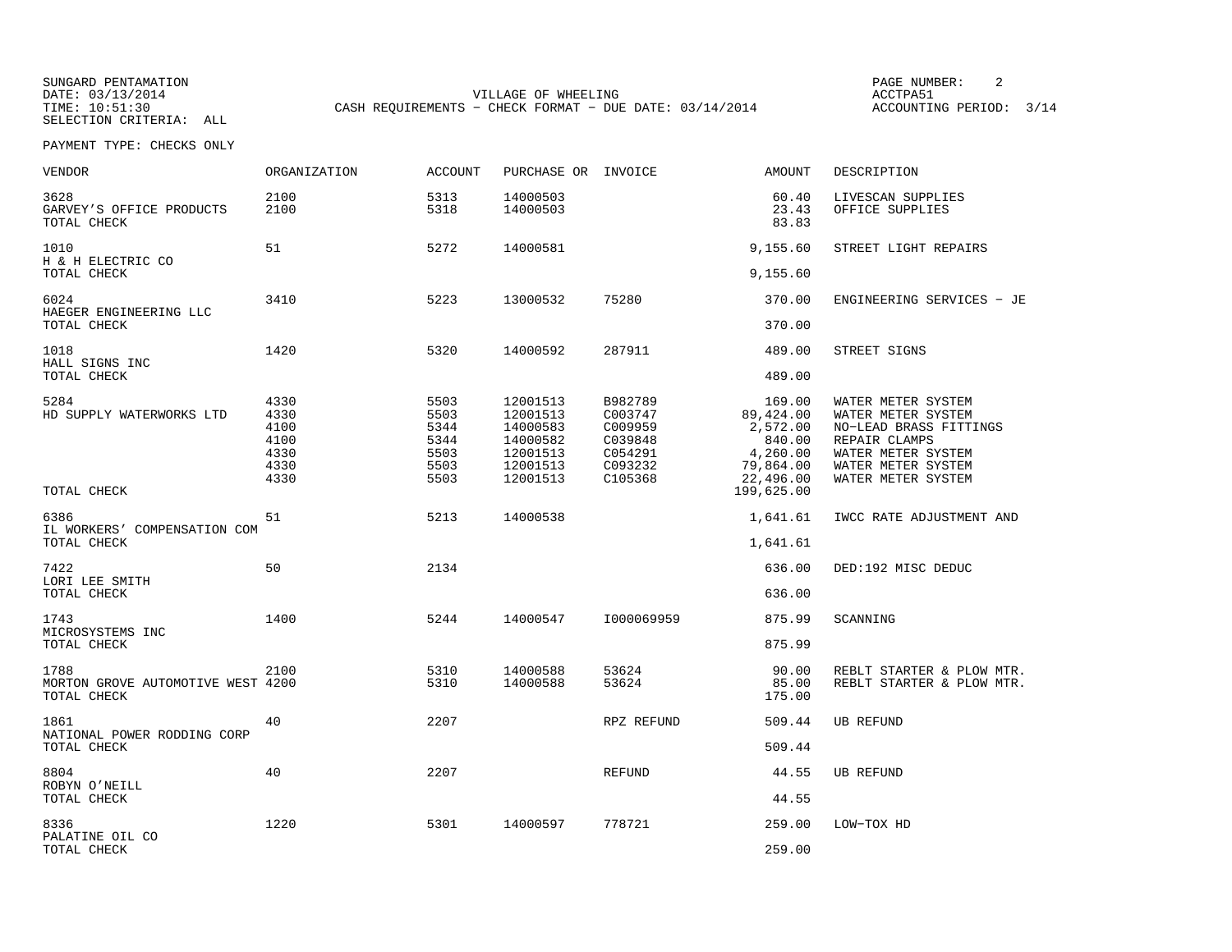SUNGARD PENTAMATION
DATE: 03/13/2014
TIME: 10:51:30
SELECTION CRITERIA: ALL

VILLAGE OF WHEELING
CASH REQUIREMENTS - CHECK FORMAT - DUE DATE: 03/14/2014

ACCTPA51
ACCOUNTING PERIOD: 3/14

PAYMENT TYPE: CHECKS ONLY

| VENDOR | ORGANIZATION | ACCOUNT | PURCHASE OR | INVOICE | AMOUNT | DESCRIPTION |
|---|---|---|---|---|---|---|
| 3628 | 2100 | 5313 | 14000503 | | 60.40 | LIVESCAN SUPPLIES |
| GARVEY'S OFFICE PRODUCTS | 2100 | 5318 | 14000503 | | 23.43 | OFFICE SUPPLIES |
| TOTAL CHECK | | | | | 83.83 | |
| 1010 | 51 | 5272 | 14000581 | | 9,155.60 | STREET LIGHT REPAIRS |
| H & H ELECTRIC CO | | | | | | |
| TOTAL CHECK | | | | | 9,155.60 | |
| 6024 | 3410 | 5223 | 13000532 | 75280 | 370.00 | ENGINEERING SERVICES - JE |
| HAEGER ENGINEERING LLC | | | | | | |
| TOTAL CHECK | | | | | 370.00 | |
| 1018 | 1420 | 5320 | 14000592 | 287911 | 489.00 | STREET SIGNS |
| HALL SIGNS INC | | | | | | |
| TOTAL CHECK | | | | | 489.00 | |
| 5284 | 4330 | 5503 | 12001513 | B982789 | 169.00 | WATER METER SYSTEM |
| HD SUPPLY WATERWORKS LTD | 4330 | 5503 | 12001513 | C003747 | 89,424.00 | WATER METER SYSTEM |
| | 4100 | 5344 | 14000583 | C009959 | 2,572.00 | NO-LEAD BRASS FITTINGS |
| | 4100 | 5344 | 14000582 | C039848 | 840.00 | REPAIR CLAMPS |
| | 4330 | 5503 | 12001513 | C054291 | 4,260.00 | WATER METER SYSTEM |
| | 4330 | 5503 | 12001513 | C093232 | 79,864.00 | WATER METER SYSTEM |
| | 4330 | 5503 | 12001513 | C105368 | 22,496.00 | WATER METER SYSTEM |
| TOTAL CHECK | | | | | 199,625.00 | |
| 6386 | 51 | 5213 | 14000538 | | 1,641.61 | IWCC RATE ADJUSTMENT AND |
| IL WORKERS' COMPENSATION COM | | | | | | |
| TOTAL CHECK | | | | | 1,641.61 | |
| 7422 | 50 | 2134 | | | 636.00 | DED:192 MISC DEDUC |
| LORI LEE SMITH | | | | | | |
| TOTAL CHECK | | | | | 636.00 | |
| 1743 | 1400 | 5244 | 14000547 | I000069959 | 875.99 | SCANNING |
| MICROSYSTEMS INC | | | | | | |
| TOTAL CHECK | | | | | 875.99 | |
| 1788 | 2100 | 5310 | 14000588 | 53624 | 90.00 | REBLT STARTER & PLOW MTR. |
| MORTON GROVE AUTOMOTIVE WEST | 4200 | 5310 | 14000588 | 53624 | 85.00 | REBLT STARTER & PLOW MTR. |
| TOTAL CHECK | | | | | 175.00 | |
| 1861 | 40 | 2207 | | RPZ REFUND | 509.44 | UB REFUND |
| NATIONAL POWER RODDING CORP | | | | | | |
| TOTAL CHECK | | | | | 509.44 | |
| 8804 | 40 | 2207 | | REFUND | 44.55 | UB REFUND |
| ROBYN O'NEILL | | | | | | |
| TOTAL CHECK | | | | | 44.55 | |
| 8336 | 1220 | 5301 | 14000597 | 778721 | 259.00 | LOW-TOX HD |
| PALATINE OIL CO | | | | | | |
| TOTAL CHECK | | | | | 259.00 | |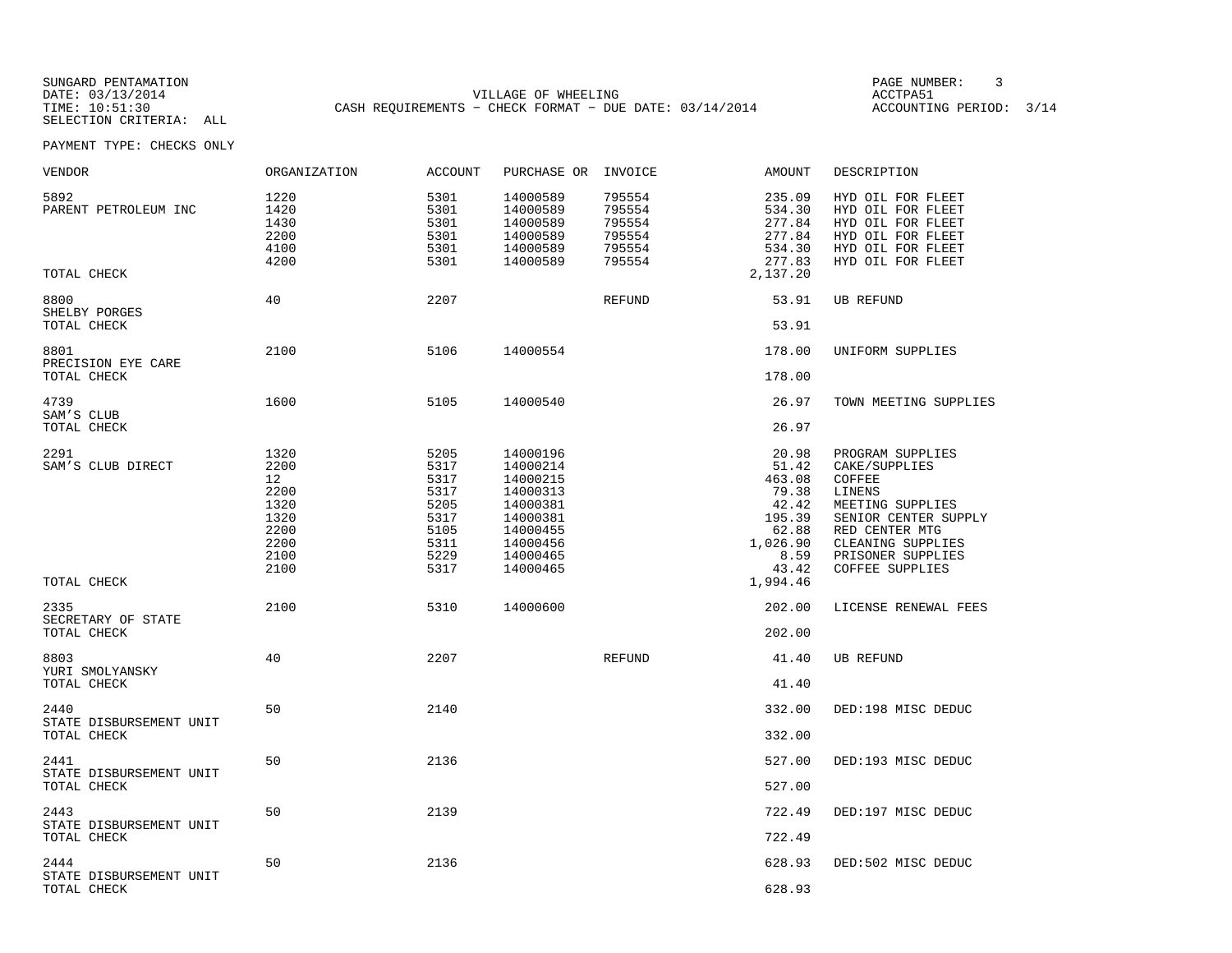SUNGARD PENTAMATION
DATE: 03/13/2014
TIME: 10:51:30
SELECTION CRITERIA: ALL

VILLAGE OF WHEELING
CASH REQUIREMENTS - CHECK FORMAT - DUE DATE: 03/14/2014

ACCTPA51
ACCOUNTING PERIOD: 3/14

PAYMENT TYPE: CHECKS ONLY

| VENDOR | ORGANIZATION | ACCOUNT | PURCHASE OR | INVOICE | AMOUNT | DESCRIPTION |
|---|---|---|---|---|---|---|
| 5892 | 1220 | 5301 | 14000589 | 795554 | 235.09 | HYD OIL FOR FLEET |
| PARENT PETROLEUM INC | 1420 | 5301 | 14000589 | 795554 | 534.30 | HYD OIL FOR FLEET |
| | 1430 | 5301 | 14000589 | 795554 | 277.84 | HYD OIL FOR FLEET |
| | 2200 | 5301 | 14000589 | 795554 | 277.84 | HYD OIL FOR FLEET |
| | 4100 | 5301 | 14000589 | 795554 | 534.30 | HYD OIL FOR FLEET |
| | 4200 | 5301 | 14000589 | 795554 | 277.83 | HYD OIL FOR FLEET |
| TOTAL CHECK | | | | | 2,137.20 | |
| 8800 | 40 | 2207 | | REFUND | 53.91 | UB REFUND |
| SHELBY PORGES | | | | | | |
| TOTAL CHECK | | | | | 53.91 | |
| 8801 | 2100 | 5106 | 14000554 | | 178.00 | UNIFORM SUPPLIES |
| PRECISION EYE CARE | | | | | | |
| TOTAL CHECK | | | | | 178.00 | |
| 4739 | 1600 | 5105 | 14000540 | | 26.97 | TOWN MEETING SUPPLIES |
| SAM'S CLUB | | | | | | |
| TOTAL CHECK | | | | | 26.97 | |
| 2291 | 1320 | 5205 | 14000196 | | 20.98 | PROGRAM SUPPLIES |
| SAM'S CLUB DIRECT | 2200 | 5317 | 14000214 | | 51.42 | CAKE/SUPPLIES |
| | 12 | 5317 | 14000215 | | 463.08 | COFFEE |
| | 2200 | 5317 | 14000313 | | 79.38 | LINENS |
| | 1320 | 5205 | 14000381 | | 42.42 | MEETING SUPPLIES |
| | 1320 | 5317 | 14000381 | | 195.39 | SENIOR CENTER SUPPLY |
| | 2200 | 5105 | 14000455 | | 62.88 | RED CENTER MTG |
| | 2200 | 5311 | 14000456 | | 1,026.90 | CLEANING SUPPLIES |
| | 2100 | 5229 | 14000465 | | 8.59 | PRISONER SUPPLIES |
| | 2100 | 5317 | 14000465 | | 43.42 | COFFEE SUPPLIES |
| TOTAL CHECK | | | | | 1,994.46 | |
| 2335 | 2100 | 5310 | 14000600 | | 202.00 | LICENSE RENEWAL FEES |
| SECRETARY OF STATE | | | | | | |
| TOTAL CHECK | | | | | 202.00 | |
| 8803 | 40 | 2207 | | REFUND | 41.40 | UB REFUND |
| YURI SMOLYANSKY | | | | | | |
| TOTAL CHECK | | | | | 41.40 | |
| 2440 | 50 | 2140 | | | 332.00 | DED:198 MISC DEDUC |
| STATE DISBURSEMENT UNIT | | | | | | |
| TOTAL CHECK | | | | | 332.00 | |
| 2441 | 50 | 2136 | | | 527.00 | DED:193 MISC DEDUC |
| STATE DISBURSEMENT UNIT | | | | | | |
| TOTAL CHECK | | | | | 527.00 | |
| 2443 | 50 | 2139 | | | 722.49 | DED:197 MISC DEDUC |
| STATE DISBURSEMENT UNIT | | | | | | |
| TOTAL CHECK | | | | | 722.49 | |
| 2444 | 50 | 2136 | | | 628.93 | DED:502 MISC DEDUC |
| STATE DISBURSEMENT UNIT | | | | | | |
| TOTAL CHECK | | | | | 628.93 | |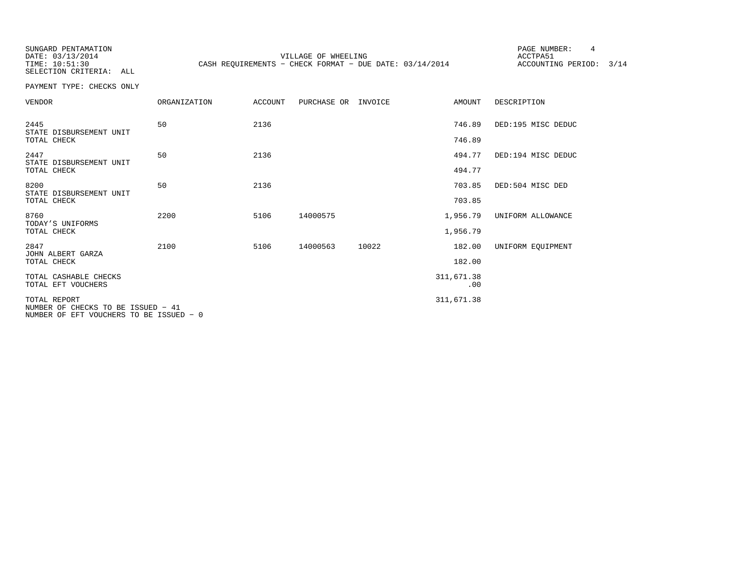SUNGARD PENTAMATION
DATE: 03/13/2014
TIME: 10:51:30
SELECTION CRITERIA: ALL

VILLAGE OF WHEELING
CASH REQUIREMENTS - CHECK FORMAT - DUE DATE: 03/14/2014

PAGE NUMBER: 4
ACCTPA51
ACCOUNTING PERIOD: 3/14

PAYMENT TYPE: CHECKS ONLY

| VENDOR | ORGANIZATION | ACCOUNT | PURCHASE OR | INVOICE | AMOUNT | DESCRIPTION |
|---|---|---|---|---|---|---|
| 2445<br>STATE DISBURSEMENT UNIT | 50 | 2136 | | | 746.89 | DED:195 MISC DEDUC |
| TOTAL CHECK | | | | | 746.89 | |
| 2447<br>STATE DISBURSEMENT UNIT | 50 | 2136 | | | 494.77 | DED:194 MISC DEDUC |
| TOTAL CHECK | | | | | 494.77 | |
| 8200<br>STATE DISBURSEMENT UNIT | 50 | 2136 | | | 703.85 | DED:504 MISC DED |
| TOTAL CHECK | | | | | 703.85 | |
| 8760<br>TODAY'S UNIFORMS | 2200 | 5106 | 14000575 | | 1,956.79 | UNIFORM ALLOWANCE |
| TOTAL CHECK | | | | | 1,956.79 | |
| 2847<br>JOHN ALBERT GARZA | 2100 | 5106 | 14000563 | 10022 | 182.00 | UNIFORM EQUIPMENT |
| TOTAL CHECK | | | | | 182.00 | |
| TOTAL CASHABLE CHECKS | | | | | 311,671.38 | |
| TOTAL EFT VOUCHERS | | | | | .00 | |
| TOTAL REPORT | | | | | 311,671.38 | |

NUMBER OF CHECKS TO BE ISSUED - 41
NUMBER OF EFT VOUCHERS TO BE ISSUED - 0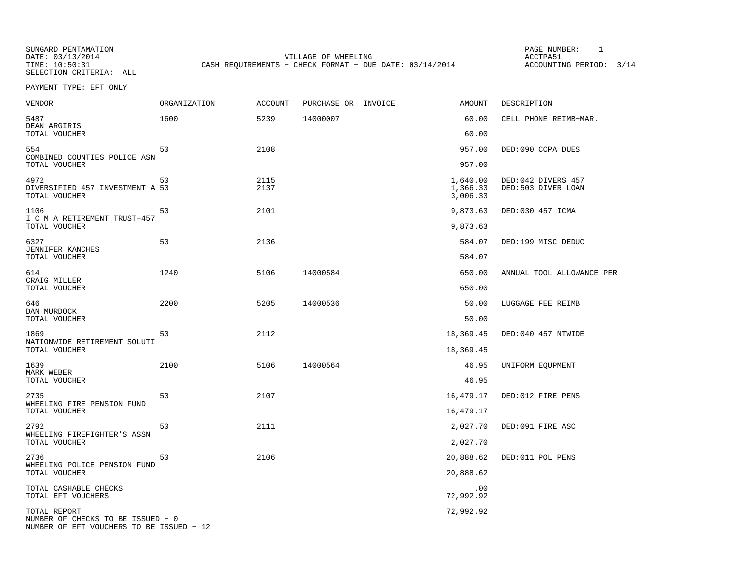SUNGARD PENTAMATION
DATE: 03/13/2014
TIME: 10:50:31
SELECTION CRITERIA: ALL

VILLAGE OF WHEELING
CASH REQUIREMENTS - CHECK FORMAT - DUE DATE: 03/14/2014

PAGE NUMBER: 1
ACCTPA51
ACCOUNTING PERIOD: 3/14

PAYMENT TYPE: EFT ONLY

| VENDOR | ORGANIZATION | ACCOUNT | PURCHASE OR | INVOICE | AMOUNT | DESCRIPTION |
|---|---|---|---|---|---|---|
| 5487 DEAN ARGIRIS | 1600 | 5239 | 14000007 | | 60.00 | CELL PHONE REIMB-MAR. |
| TOTAL VOUCHER | | | | | 60.00 | |
| 554 COMBINED COUNTIES POLICE ASN | 50 | 2108 | | | 957.00 | DED:090 CCPA DUES |
| TOTAL VOUCHER | | | | | 957.00 | |
| 4972 DIVERSIFIED 457 INVESTMENT A | 50 | 2115 | | | 1,640.00 | DED:042 DIVERS 457 |
| | 50 | 2137 | | | 1,366.33 | DED:503 DIVER LOAN |
| TOTAL VOUCHER | | | | | 3,006.33 | |
| 1106 I C M A RETIREMENT TRUST-457 | 50 | 2101 | | | 9,873.63 | DED:030 457 ICMA |
| TOTAL VOUCHER | | | | | 9,873.63 | |
| 6327 JENNIFER KANCHES | 50 | 2136 | | | 584.07 | DED:199 MISC DEDUC |
| TOTAL VOUCHER | | | | | 584.07 | |
| 614 CRAIG MILLER | 1240 | 5106 | 14000584 | | 650.00 | ANNUAL TOOL ALLOWANCE PER |
| TOTAL VOUCHER | | | | | 650.00 | |
| 646 DAN MURDOCK | 2200 | 5205 | 14000536 | | 50.00 | LUGGAGE FEE REIMB |
| TOTAL VOUCHER | | | | | 50.00 | |
| 1869 NATIONWIDE RETIREMENT SOLUTI | 50 | 2112 | | | 18,369.45 | DED:040 457 NTWIDE |
| TOTAL VOUCHER | | | | | 18,369.45 | |
| 1639 MARK WEBER | 2100 | 5106 | 14000564 | | 46.95 | UNIFORM EQUPMENT |
| TOTAL VOUCHER | | | | | 46.95 | |
| 2735 WHEELING FIRE PENSION FUND | 50 | 2107 | | | 16,479.17 | DED:012 FIRE PENS |
| TOTAL VOUCHER | | | | | 16,479.17 | |
| 2792 WHEELING FIREFIGHTER'S ASSN | 50 | 2111 | | | 2,027.70 | DED:091 FIRE ASC |
| TOTAL VOUCHER | | | | | 2,027.70 | |
| 2736 WHEELING POLICE PENSION FUND | 50 | 2106 | | | 20,888.62 | DED:011 POL PENS |
| TOTAL VOUCHER | | | | | 20,888.62 | |
| TOTAL CASHABLE CHECKS | | | | | .00 | |
| TOTAL EFT VOUCHERS | | | | | 72,992.92 | |
| TOTAL REPORT | | | | | 72,992.92 | |

NUMBER OF CHECKS TO BE ISSUED - 0
NUMBER OF EFT VOUCHERS TO BE ISSUED - 12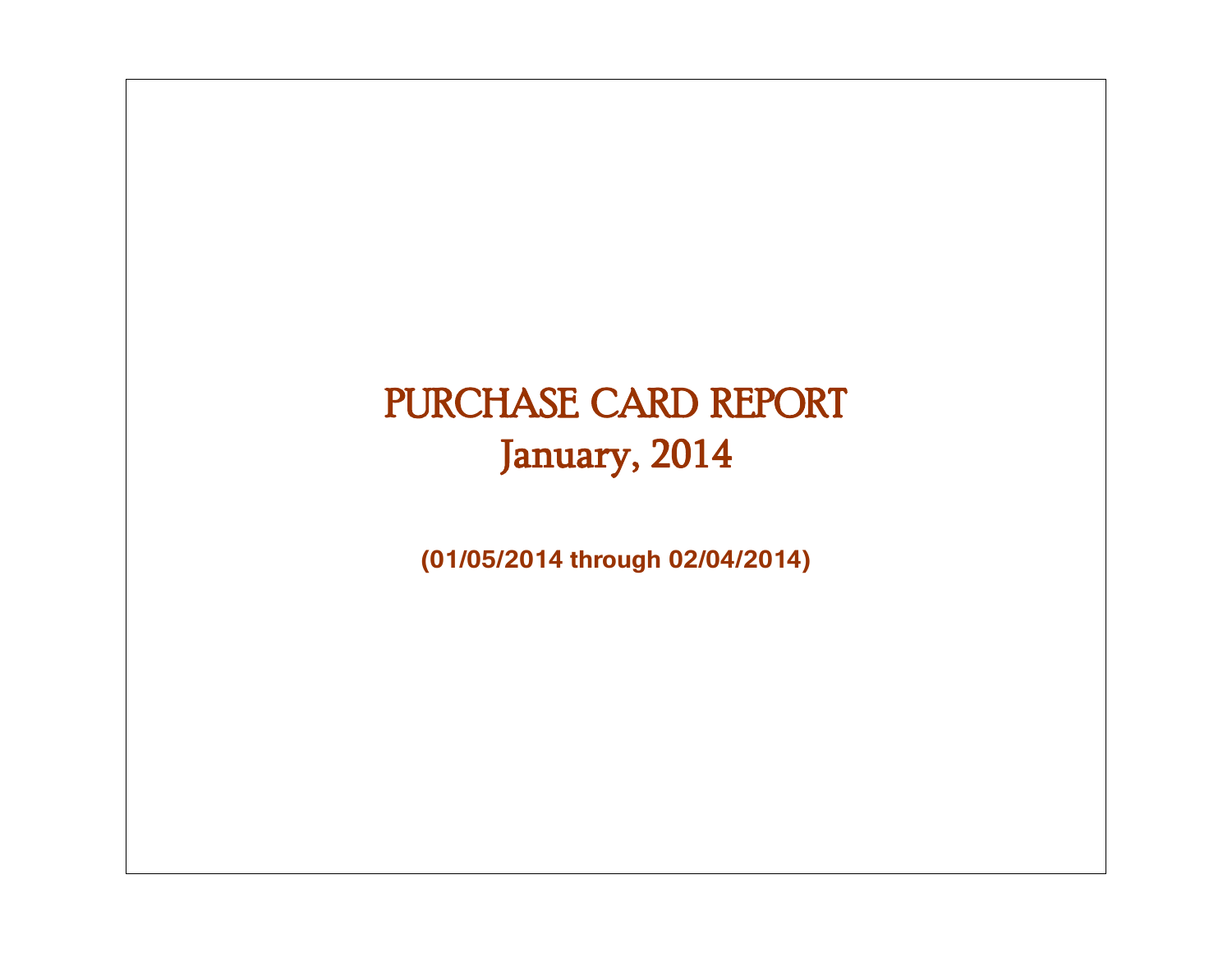# PURCHASE CARD REPORT
# January, 2014

**(01/05/2014 through 02/04/2014)**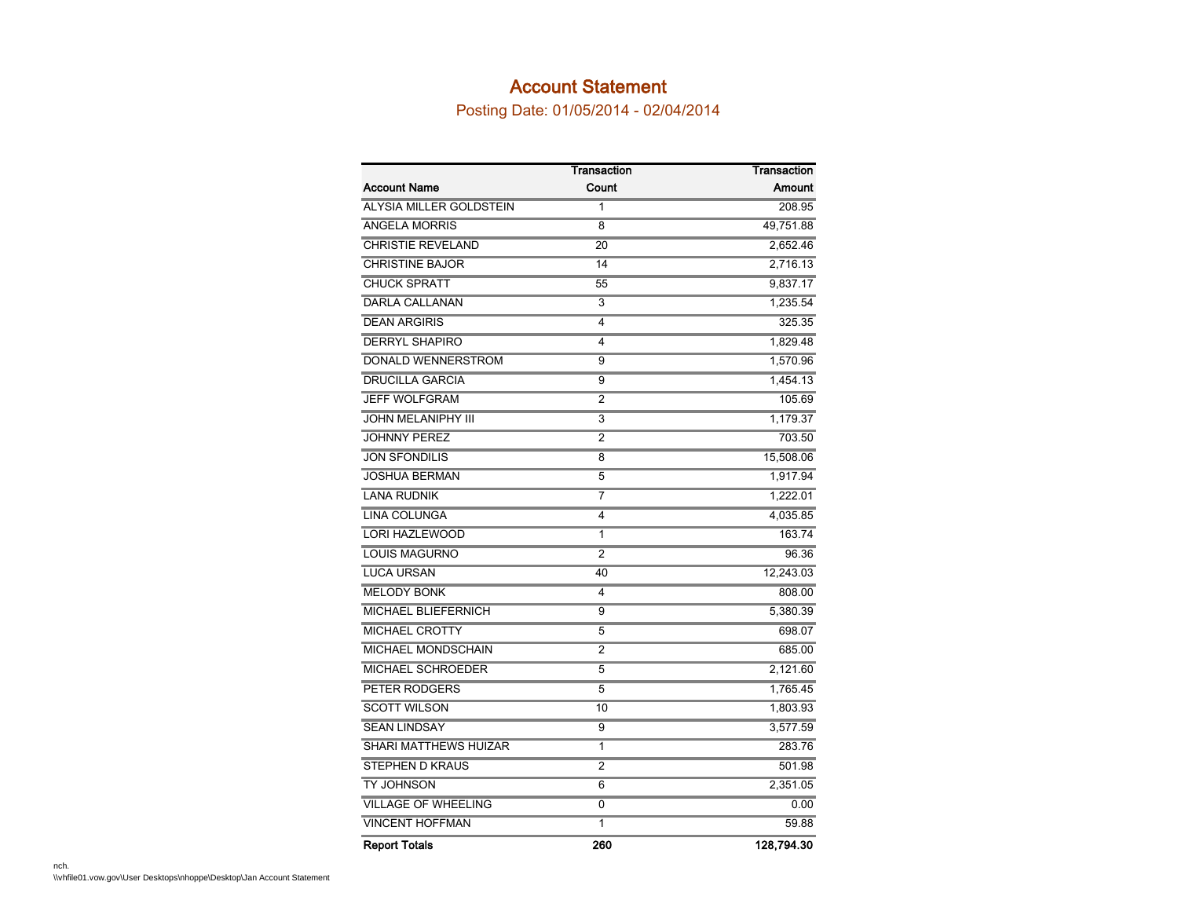# Account Statement

## Posting Date: 01/05/2014 - 02/04/2014

| Account Name | Transaction Count | Transaction Amount |
|---|---|---|
| ALYSIA MILLER GOLDSTEIN | 1 | 208.95 |
| ANGELA MORRIS | 8 | 49,751.88 |
| CHRISTIE REVELAND | 20 | 2,652.46 |
| CHRISTINE BAJOR | 14 | 2,716.13 |
| CHUCK SPRATT | 55 | 9,837.17 |
| DARLA CALLANAN | 3 | 1,235.54 |
| DEAN ARGIRIS | 4 | 325.35 |
| DERRYL SHAPIRO | 4 | 1,829.48 |
| DONALD WENNERSTROM | 9 | 1,570.96 |
| DRUCILLA GARCIA | 9 | 1,454.13 |
| JEFF WOLFGRAM | 2 | 105.69 |
| JOHN MELANIPHY III | 3 | 1,179.37 |
| JOHNNY PEREZ | 2 | 703.50 |
| JON SFONDILIS | 8 | 15,508.06 |
| JOSHUA BERMAN | 5 | 1,917.94 |
| LANA RUDNIK | 7 | 1,222.01 |
| LINA COLUNGA | 4 | 4,035.85 |
| LORI HAZLEWOOD | 1 | 163.74 |
| LOUIS MAGURNO | 2 | 96.36 |
| LUCA URSAN | 40 | 12,243.03 |
| MELODY BONK | 4 | 808.00 |
| MICHAEL BLIEFERNICH | 9 | 5,380.39 |
| MICHAEL CROTTY | 5 | 698.07 |
| MICHAEL MONDSCHAIN | 2 | 685.00 |
| MICHAEL SCHROEDER | 5 | 2,121.60 |
| PETER RODGERS | 5 | 1,765.45 |
| SCOTT WILSON | 10 | 1,803.93 |
| SEAN LINDSAY | 9 | 3,577.59 |
| SHARI MATTHEWS HUIZAR | 1 | 283.76 |
| STEPHEN D KRAUS | 2 | 501.98 |
| TY JOHNSON | 6 | 2,351.05 |
| VILLAGE OF WHEELING | 0 | 0.00 |
| VINCENT HOFFMAN | 1 | 59.88 |
| **Report Totals** | **260** | **128,794.30** |

nch.
\\vhfile01.vow.gov\User Desktops\nhoppe\Desktop\Jan Account Statement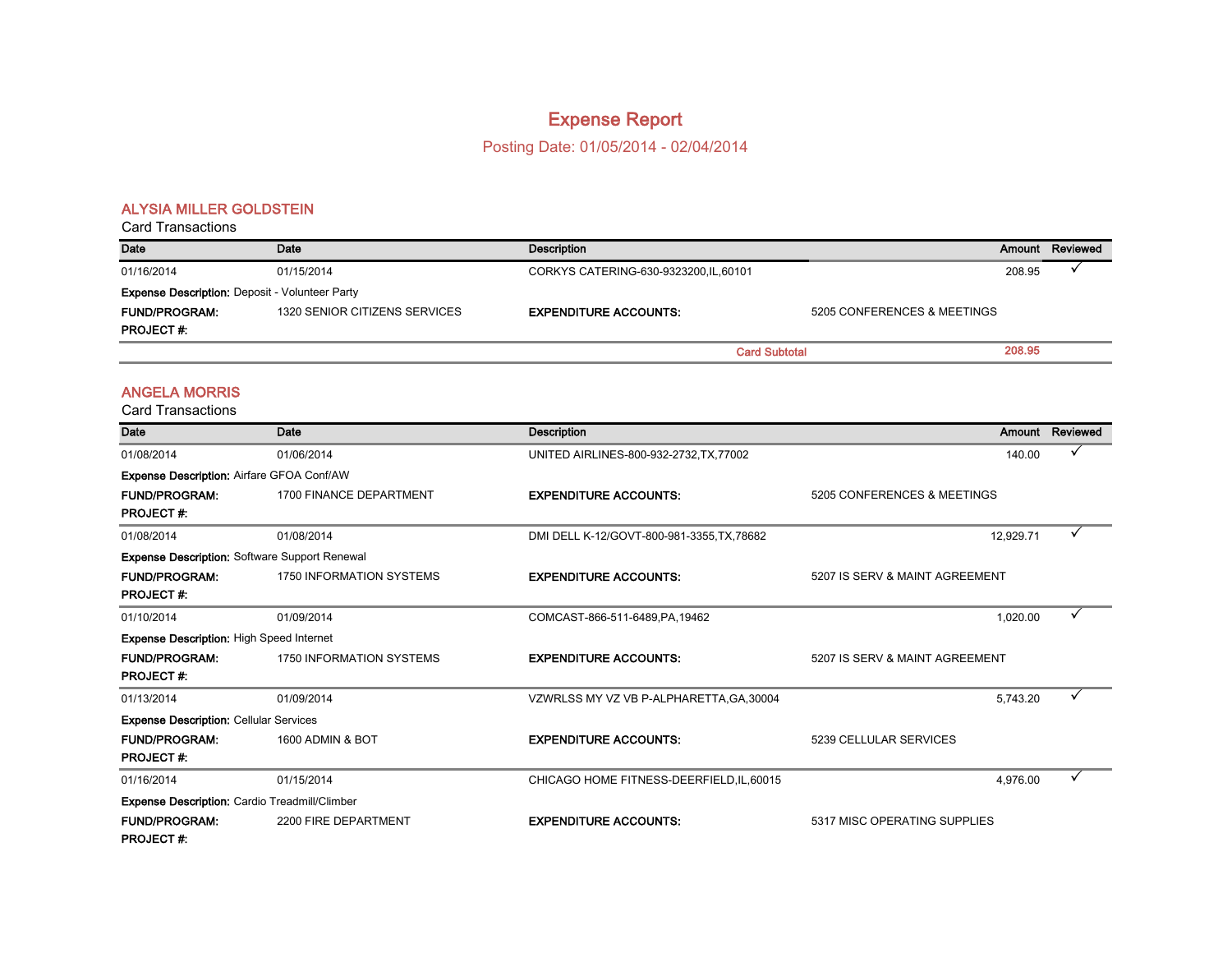# Expense Report

Posting Date: 01/05/2014 - 02/04/2014

## ALYSIA MILLER GOLDSTEIN

Card Transactions

| Date | Date | Description | Amount | Reviewed |
|---|---|---|---|---|
| 01/16/2014 | 01/15/2014 | CORKYS CATERING-630-9323200,IL,60101 | 208.95 | ✓ |

**Expense Description:** Deposit - Volunteer Party

**FUND/PROGRAM:** 1320 SENIOR CITIZENS SERVICES **EXPENDITURE ACCOUNTS:** 5205 CONFERENCES & MEETINGS

**PROJECT #:**

**Card Subtotal** 208.95

## ANGELA MORRIS

Card Transactions

| Date | Date | Description | Amount | Reviewed |
|---|---|---|---|---|
| 01/08/2014 | 01/06/2014 | UNITED AIRLINES-800-932-2732,TX,77002 | 140.00 | ✓ |

**Expense Description:** Airfare GFOA Conf/AW

**FUND/PROGRAM:** 1700 FINANCE DEPARTMENT **EXPENDITURE ACCOUNTS:** 5205 CONFERENCES & MEETINGS

**PROJECT #:**

| Date | Date | Description | Amount | Reviewed |
|---|---|---|---|---|
| 01/08/2014 | 01/08/2014 | DMI DELL K-12/GOVT-800-981-3355,TX,78682 | 12,929.71 | ✓ |

**Expense Description:** Software Support Renewal

**FUND/PROGRAM:** 1750 INFORMATION SYSTEMS **EXPENDITURE ACCOUNTS:** 5207 IS SERV & MAINT AGREEMENT

**PROJECT #:**

| Date | Date | Description | Amount | Reviewed |
|---|---|---|---|---|
| 01/10/2014 | 01/09/2014 | COMCAST-866-511-6489,PA,19462 | 1,020.00 | ✓ |

**Expense Description:** High Speed Internet

**FUND/PROGRAM:** 1750 INFORMATION SYSTEMS **EXPENDITURE ACCOUNTS:** 5207 IS SERV & MAINT AGREEMENT

**PROJECT #:**

| Date | Date | Description | Amount | Reviewed |
|---|---|---|---|---|
| 01/13/2014 | 01/09/2014 | VZWRLSS MY VZ VB P-ALPHARETTA,GA,30004 | 5,743.20 | ✓ |

**Expense Description:** Cellular Services

**FUND/PROGRAM:** 1600 ADMIN & BOT **EXPENDITURE ACCOUNTS:** 5239 CELLULAR SERVICES

**PROJECT #:**

| Date | Date | Description | Amount | Reviewed |
|---|---|---|---|---|
| 01/16/2014 | 01/15/2014 | CHICAGO HOME FITNESS-DEERFIELD,IL,60015 | 4,976.00 | ✓ |

**Expense Description:** Cardio Treadmill/Climber

**FUND/PROGRAM:** 2200 FIRE DEPARTMENT **EXPENDITURE ACCOUNTS:** 5317 MISC OPERATING SUPPLIES

**PROJECT #:**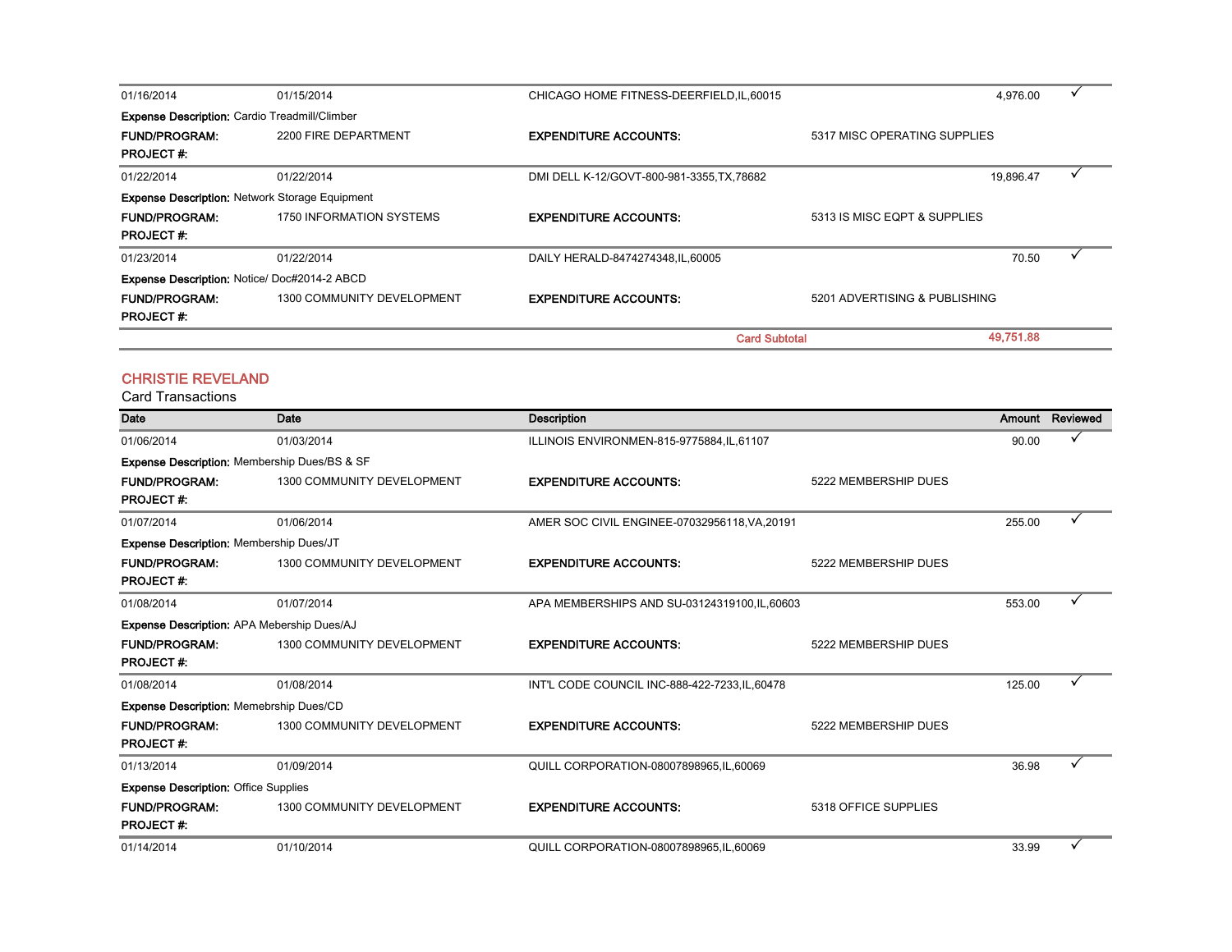| Date | Date | Description | Amount | Reviewed |
|---|---|---|---|---|
| 01/16/2014 | 01/15/2014 | CHICAGO HOME FITNESS-DEERFIELD,IL,60015 | 4,976.00 | ✓ |

**Expense Description:** Cardio Treadmill/Climber

**FUND/PROGRAM:** 2200 FIRE DEPARTMENT **EXPENDITURE ACCOUNTS:** 5317 MISC OPERATING SUPPLIES

**PROJECT #:**

| Date | Date | Description | Amount | Reviewed |
|---|---|---|---|---|
| 01/22/2014 | 01/22/2014 | DMI DELL K-12/GOVT-800-981-3355,TX,78682 | 19,896.47 | ✓ |

**Expense Description:** Network Storage Equipment

**FUND/PROGRAM:** 1750 INFORMATION SYSTEMS **EXPENDITURE ACCOUNTS:** 5313 IS MISC EQPT & SUPPLIES

**PROJECT #:**

| Date | Date | Description | Amount | Reviewed |
|---|---|---|---|---|
| 01/23/2014 | 01/22/2014 | DAILY HERALD-8474274348,IL,60005 | 70.50 | ✓ |

**Expense Description:** Notice/ Doc#2014-2 ABCD

**FUND/PROGRAM:** 1300 COMMUNITY DEVELOPMENT **EXPENDITURE ACCOUNTS:** 5201 ADVERTISING & PUBLISHING

**PROJECT #:**

**Card Subtotal** **49,751.88**

## CHRISTIE REVELAND

Card Transactions

| Date | Date | Description | Amount | Reviewed |
|---|---|---|---|---|
| 01/06/2014 | 01/03/2014 | ILLINOIS ENVIRONMEN-815-9775884,IL,61107 | 90.00 | ✓ |

**Expense Description:** Membership Dues/BS & SF

**FUND/PROGRAM:** 1300 COMMUNITY DEVELOPMENT **EXPENDITURE ACCOUNTS:** 5222 MEMBERSHIP DUES

**PROJECT #:**

| Date | Date | Description | Amount | Reviewed |
|---|---|---|---|---|
| 01/07/2014 | 01/06/2014 | AMER SOC CIVIL ENGINEE-07032956118,VA,20191 | 255.00 | ✓ |

**Expense Description:** Membership Dues/JT

**FUND/PROGRAM:** 1300 COMMUNITY DEVELOPMENT **EXPENDITURE ACCOUNTS:** 5222 MEMBERSHIP DUES

**PROJECT #:**

| Date | Date | Description | Amount | Reviewed |
|---|---|---|---|---|
| 01/08/2014 | 01/07/2014 | APA MEMBERSHIPS AND SU-03124319100,IL,60603 | 553.00 | ✓ |

**Expense Description:** APA Mebership Dues/AJ

**FUND/PROGRAM:** 1300 COMMUNITY DEVELOPMENT **EXPENDITURE ACCOUNTS:** 5222 MEMBERSHIP DUES

**PROJECT #:**

| Date | Date | Description | Amount | Reviewed |
|---|---|---|---|---|
| 01/08/2014 | 01/08/2014 | INT'L CODE COUNCIL INC-888-422-7233,IL,60478 | 125.00 | ✓ |

**Expense Description:** Memebrship Dues/CD

**FUND/PROGRAM:** 1300 COMMUNITY DEVELOPMENT **EXPENDITURE ACCOUNTS:** 5222 MEMBERSHIP DUES

**PROJECT #:**

| Date | Date | Description | Amount | Reviewed |
|---|---|---|---|---|
| 01/13/2014 | 01/09/2014 | QUILL CORPORATION-08007898965,IL,60069 | 36.98 | ✓ |

**Expense Description:** Office Supplies

**FUND/PROGRAM:** 1300 COMMUNITY DEVELOPMENT **EXPENDITURE ACCOUNTS:** 5318 OFFICE SUPPLIES

**PROJECT #:**

| Date | Date | Description | Amount | Reviewed |
|---|---|---|---|---|
| 01/14/2014 | 01/10/2014 | QUILL CORPORATION-08007898965,IL,60069 | 33.99 | ✓ |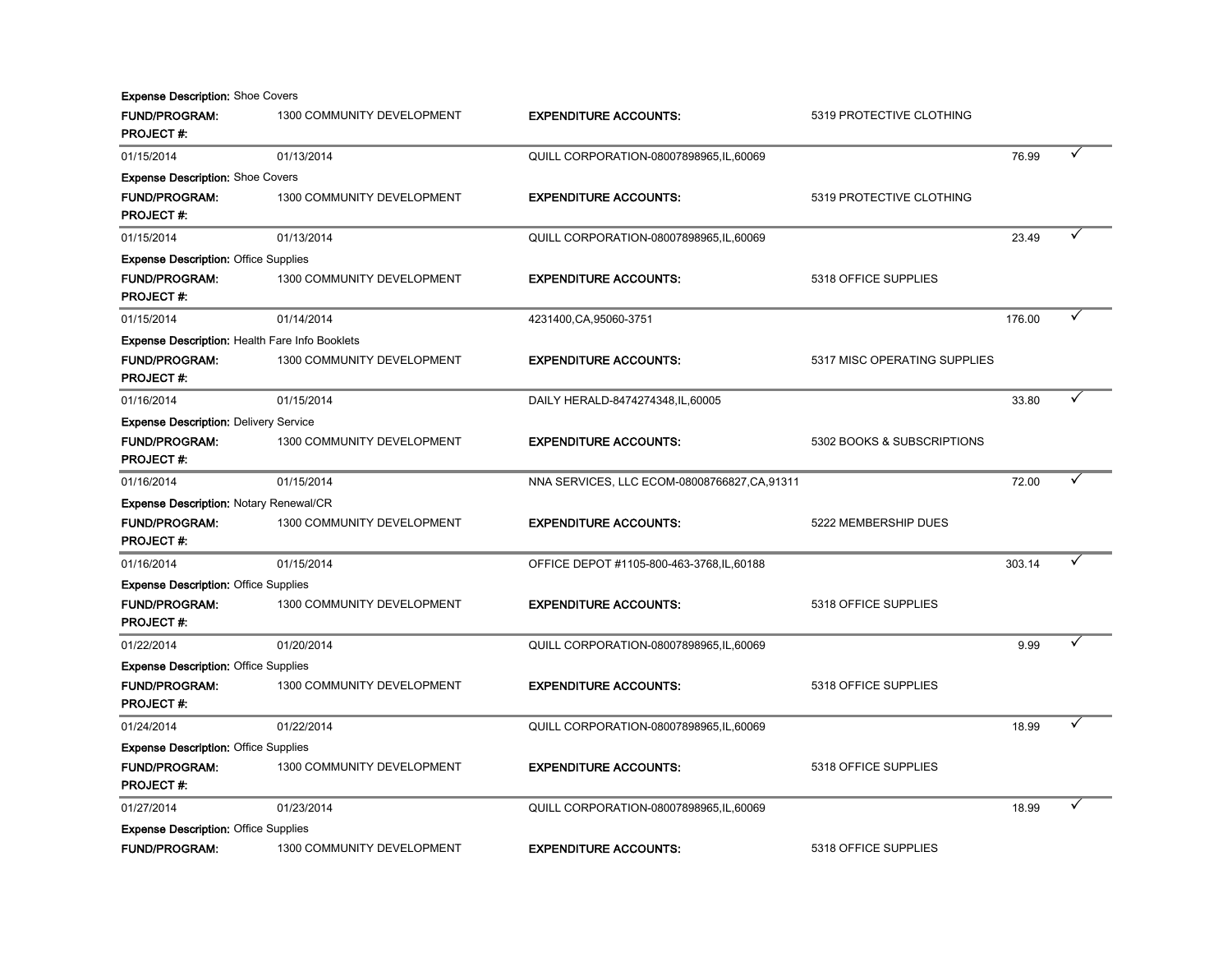**Expense Description:** Shoe Covers

| **FUND/PROGRAM:** | 1300 COMMUNITY DEVELOPMENT | **EXPENDITURE ACCOUNTS:** | 5319 PROTECTIVE CLOTHING | | |
|---|---|---|---|---|---|
| **PROJECT #:** | | | | | |
| 01/15/2014 | 01/13/2014 | QUILL CORPORATION-08007898965,IL,60069 | | 76.99 | ✓ |

**Expense Description:** Shoe Covers

| **FUND/PROGRAM:** | 1300 COMMUNITY DEVELOPMENT | **EXPENDITURE ACCOUNTS:** | 5319 PROTECTIVE CLOTHING | | |
|---|---|---|---|---|---|
| **PROJECT #:** | | | | | |
| 01/15/2014 | 01/13/2014 | QUILL CORPORATION-08007898965,IL,60069 | | 23.49 | ✓ |

**Expense Description:** Office Supplies

| **FUND/PROGRAM:** | 1300 COMMUNITY DEVELOPMENT | **EXPENDITURE ACCOUNTS:** | 5318 OFFICE SUPPLIES | | |
|---|---|---|---|---|---|
| **PROJECT #:** | | | | | |
| 01/15/2014 | 01/14/2014 | 4231400,CA,95060-3751 | | 176.00 | ✓ |

**Expense Description:** Health Fare Info Booklets

| **FUND/PROGRAM:** | 1300 COMMUNITY DEVELOPMENT | **EXPENDITURE ACCOUNTS:** | 5317 MISC OPERATING SUPPLIES | | |
|---|---|---|---|---|---|
| **PROJECT #:** | | | | | |
| 01/16/2014 | 01/15/2014 | DAILY HERALD-8474274348,IL,60005 | | 33.80 | ✓ |

**Expense Description:** Delivery Service

| **FUND/PROGRAM:** | 1300 COMMUNITY DEVELOPMENT | **EXPENDITURE ACCOUNTS:** | 5302 BOOKS & SUBSCRIPTIONS | | |
|---|---|---|---|---|---|
| **PROJECT #:** | | | | | |
| 01/16/2014 | 01/15/2014 | NNA SERVICES, LLC ECOM-08008766827,CA,91311 | | 72.00 | ✓ |

**Expense Description:** Notary Renewal/CR

| **FUND/PROGRAM:** | 1300 COMMUNITY DEVELOPMENT | **EXPENDITURE ACCOUNTS:** | 5222 MEMBERSHIP DUES | | |
|---|---|---|---|---|---|
| **PROJECT #:** | | | | | |
| 01/16/2014 | 01/15/2014 | OFFICE DEPOT #1105-800-463-3768,IL,60188 | | 303.14 | ✓ |

**Expense Description:** Office Supplies

| **FUND/PROGRAM:** | 1300 COMMUNITY DEVELOPMENT | **EXPENDITURE ACCOUNTS:** | 5318 OFFICE SUPPLIES | | |
|---|---|---|---|---|---|
| **PROJECT #:** | | | | | |
| 01/22/2014 | 01/20/2014 | QUILL CORPORATION-08007898965,IL,60069 | | 9.99 | ✓ |

**Expense Description:** Office Supplies

| **FUND/PROGRAM:** | 1300 COMMUNITY DEVELOPMENT | **EXPENDITURE ACCOUNTS:** | 5318 OFFICE SUPPLIES | | |
|---|---|---|---|---|---|
| **PROJECT #:** | | | | | |
| 01/24/2014 | 01/22/2014 | QUILL CORPORATION-08007898965,IL,60069 | | 18.99 | ✓ |

**Expense Description:** Office Supplies

| **FUND/PROGRAM:** | 1300 COMMUNITY DEVELOPMENT | **EXPENDITURE ACCOUNTS:** | 5318 OFFICE SUPPLIES | | |
|---|---|---|---|---|---|
| **PROJECT #:** | | | | | |
| 01/27/2014 | 01/23/2014 | QUILL CORPORATION-08007898965,IL,60069 | | 18.99 | ✓ |

**Expense Description:** Office Supplies

| **FUND/PROGRAM:** | 1300 COMMUNITY DEVELOPMENT | **EXPENDITURE ACCOUNTS:** | 5318 OFFICE SUPPLIES |
|---|---|---|---|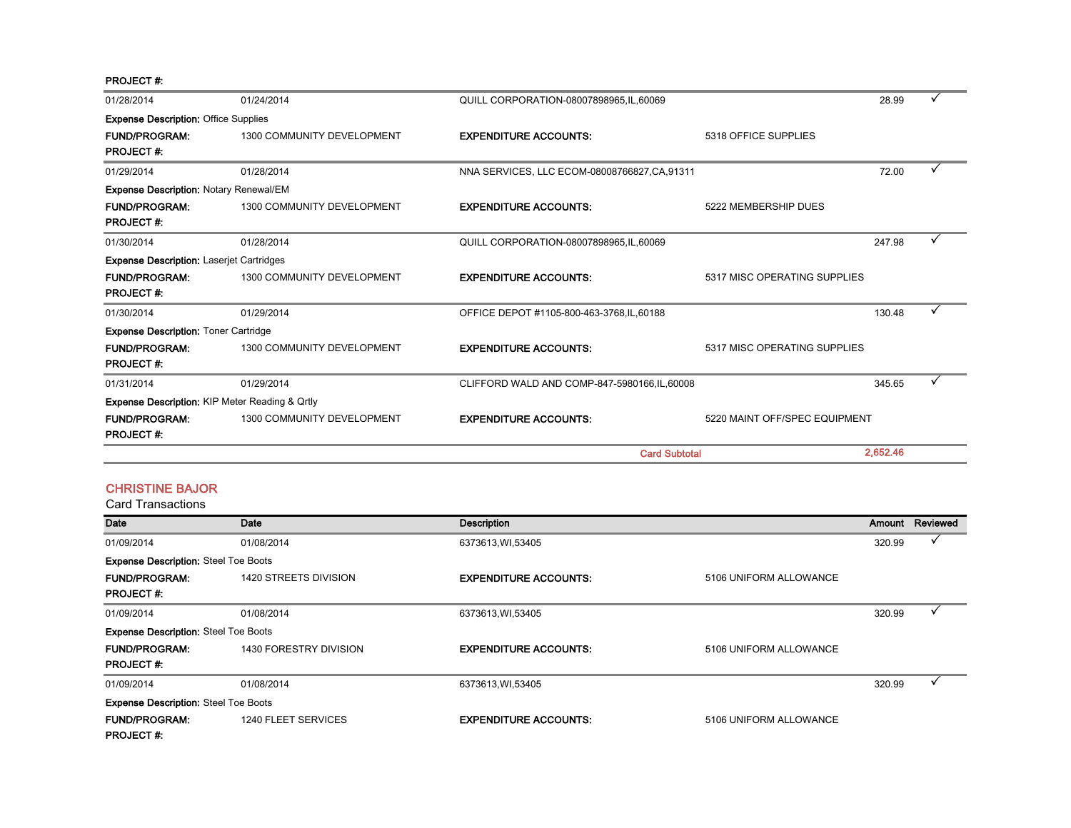PROJECT #:

| | | | | | |
|---|---|---|---|---|---|
| 01/28/2014 | 01/24/2014 | QUILL CORPORATION-08007898965,IL,60069 | | 28.99 | ✓ |

**Expense Description:** Office Supplies

**FUND/PROGRAM:** 1300 COMMUNITY DEVELOPMENT **EXPENDITURE ACCOUNTS:** 5318 OFFICE SUPPLIES

**PROJECT #:**

| | | | | | |
|---|---|---|---|---|---|
| 01/29/2014 | 01/28/2014 | NNA SERVICES, LLC ECOM-08008766827,CA,91311 | | 72.00 | ✓ |

**Expense Description:** Notary Renewal/EM

**FUND/PROGRAM:** 1300 COMMUNITY DEVELOPMENT **EXPENDITURE ACCOUNTS:** 5222 MEMBERSHIP DUES

**PROJECT #:**

| | | | | | |
|---|---|---|---|---|---|
| 01/30/2014 | 01/28/2014 | QUILL CORPORATION-08007898965,IL,60069 | | 247.98 | ✓ |

**Expense Description:** Laserjet Cartridges

**FUND/PROGRAM:** 1300 COMMUNITY DEVELOPMENT **EXPENDITURE ACCOUNTS:** 5317 MISC OPERATING SUPPLIES

**PROJECT #:**

| | | | | | |
|---|---|---|---|---|---|
| 01/30/2014 | 01/29/2014 | OFFICE DEPOT #1105-800-463-3768,IL,60188 | | 130.48 | ✓ |

**Expense Description:** Toner Cartridge

**FUND/PROGRAM:** 1300 COMMUNITY DEVELOPMENT **EXPENDITURE ACCOUNTS:** 5317 MISC OPERATING SUPPLIES

**PROJECT #:**

| | | | | | |
|---|---|---|---|---|---|
| 01/31/2014 | 01/29/2014 | CLIFFORD WALD AND COMP-847-5980166,IL,60008 | | 345.65 | ✓ |

**Expense Description:** KIP Meter Reading & Qrtly

**FUND/PROGRAM:** 1300 COMMUNITY DEVELOPMENT **EXPENDITURE ACCOUNTS:** 5220 MAINT OFF/SPEC EQUIPMENT

**PROJECT #:**

**Card Subtotal** **2,652.46**

## CHRISTINE BAJOR

Card Transactions

| Date | Date | Description | | Amount | Reviewed |
|---|---|---|---|---|---|
| 01/09/2014 | 01/08/2014 | 6373613,WI,53405 | | 320.99 | ✓ |

**Expense Description:** Steel Toe Boots

**FUND/PROGRAM:** 1420 STREETS DIVISION **EXPENDITURE ACCOUNTS:** 5106 UNIFORM ALLOWANCE

**PROJECT #:**

| | | | | | |
|---|---|---|---|---|---|
| 01/09/2014 | 01/08/2014 | 6373613,WI,53405 | | 320.99 | ✓ |

**Expense Description:** Steel Toe Boots

**FUND/PROGRAM:** 1430 FORESTRY DIVISION **EXPENDITURE ACCOUNTS:** 5106 UNIFORM ALLOWANCE

**PROJECT #:**

| | | | | | |
|---|---|---|---|---|---|
| 01/09/2014 | 01/08/2014 | 6373613,WI,53405 | | 320.99 | ✓ |

**Expense Description:** Steel Toe Boots

**FUND/PROGRAM:** 1240 FLEET SERVICES **EXPENDITURE ACCOUNTS:** 5106 UNIFORM ALLOWANCE

**PROJECT #:**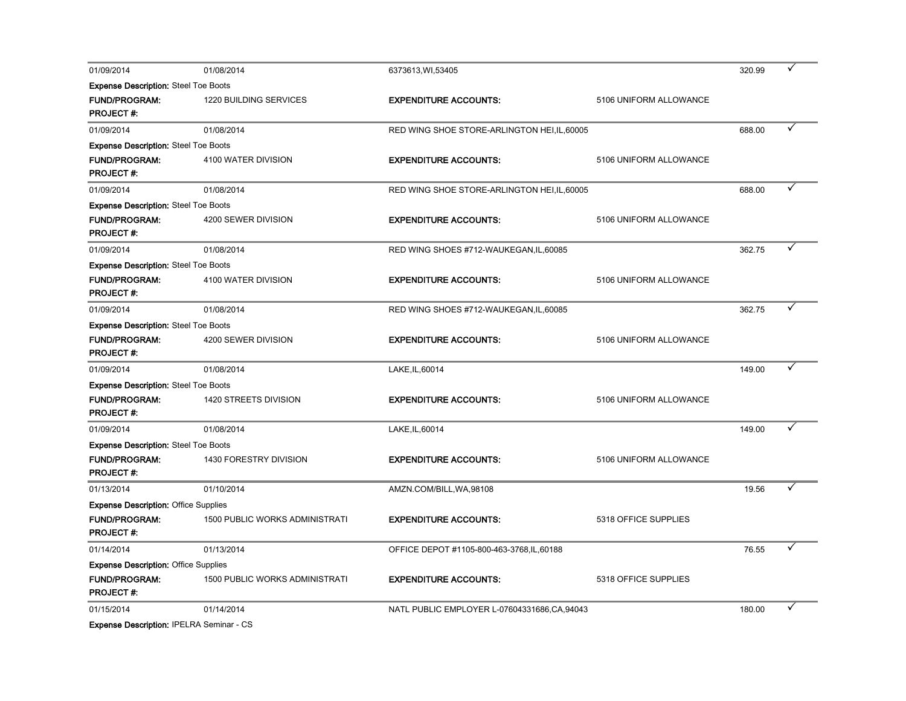| | | | | | |
|---|---|---|---|---|---|
| 01/09/2014 | 01/08/2014 | 6373613,WI,53405 | | 320.99 | ✓ |
| **Expense Description:** Steel Toe Boots | | | | | |
| **FUND/PROGRAM:** | 1220 BUILDING SERVICES | **EXPENDITURE ACCOUNTS:** | 5106 UNIFORM ALLOWANCE | | |
| **PROJECT #:** | | | | | |
| 01/09/2014 | 01/08/2014 | RED WING SHOE STORE-ARLINGTON HEI,IL,60005 | | 688.00 | ✓ |
| **Expense Description:** Steel Toe Boots | | | | | |
| **FUND/PROGRAM:** | 4100 WATER DIVISION | **EXPENDITURE ACCOUNTS:** | 5106 UNIFORM ALLOWANCE | | |
| **PROJECT #:** | | | | | |
| 01/09/2014 | 01/08/2014 | RED WING SHOE STORE-ARLINGTON HEI,IL,60005 | | 688.00 | ✓ |
| **Expense Description:** Steel Toe Boots | | | | | |
| **FUND/PROGRAM:** | 4200 SEWER DIVISION | **EXPENDITURE ACCOUNTS:** | 5106 UNIFORM ALLOWANCE | | |
| **PROJECT #:** | | | | | |
| 01/09/2014 | 01/08/2014 | RED WING SHOES #712-WAUKEGAN,IL,60085 | | 362.75 | ✓ |
| **Expense Description:** Steel Toe Boots | | | | | |
| **FUND/PROGRAM:** | 4100 WATER DIVISION | **EXPENDITURE ACCOUNTS:** | 5106 UNIFORM ALLOWANCE | | |
| **PROJECT #:** | | | | | |
| 01/09/2014 | 01/08/2014 | RED WING SHOES #712-WAUKEGAN,IL,60085 | | 362.75 | ✓ |
| **Expense Description:** Steel Toe Boots | | | | | |
| **FUND/PROGRAM:** | 4200 SEWER DIVISION | **EXPENDITURE ACCOUNTS:** | 5106 UNIFORM ALLOWANCE | | |
| **PROJECT #:** | | | | | |
| 01/09/2014 | 01/08/2014 | LAKE,IL,60014 | | 149.00 | ✓ |
| **Expense Description:** Steel Toe Boots | | | | | |
| **FUND/PROGRAM:** | 1420 STREETS DIVISION | **EXPENDITURE ACCOUNTS:** | 5106 UNIFORM ALLOWANCE | | |
| **PROJECT #:** | | | | | |
| 01/09/2014 | 01/08/2014 | LAKE,IL,60014 | | 149.00 | ✓ |
| **Expense Description:** Steel Toe Boots | | | | | |
| **FUND/PROGRAM:** | 1430 FORESTRY DIVISION | **EXPENDITURE ACCOUNTS:** | 5106 UNIFORM ALLOWANCE | | |
| **PROJECT #:** | | | | | |
| 01/13/2014 | 01/10/2014 | AMZN.COM/BILL,WA,98108 | | 19.56 | ✓ |
| **Expense Description:** Office Supplies | | | | | |
| **FUND/PROGRAM:** | 1500 PUBLIC WORKS ADMINISTRATI | **EXPENDITURE ACCOUNTS:** | 5318 OFFICE SUPPLIES | | |
| **PROJECT #:** | | | | | |
| 01/14/2014 | 01/13/2014 | OFFICE DEPOT #1105-800-463-3768,IL,60188 | | 76.55 | ✓ |
| **Expense Description:** Office Supplies | | | | | |
| **FUND/PROGRAM:** | 1500 PUBLIC WORKS ADMINISTRATI | **EXPENDITURE ACCOUNTS:** | 5318 OFFICE SUPPLIES | | |
| **PROJECT #:** | | | | | |
| 01/15/2014 | 01/14/2014 | NATL PUBLIC EMPLOYER L-07604331686,CA,94043 | | 180.00 | ✓ |
| **Expense Description:** IPELRA Seminar - CS | | | | | |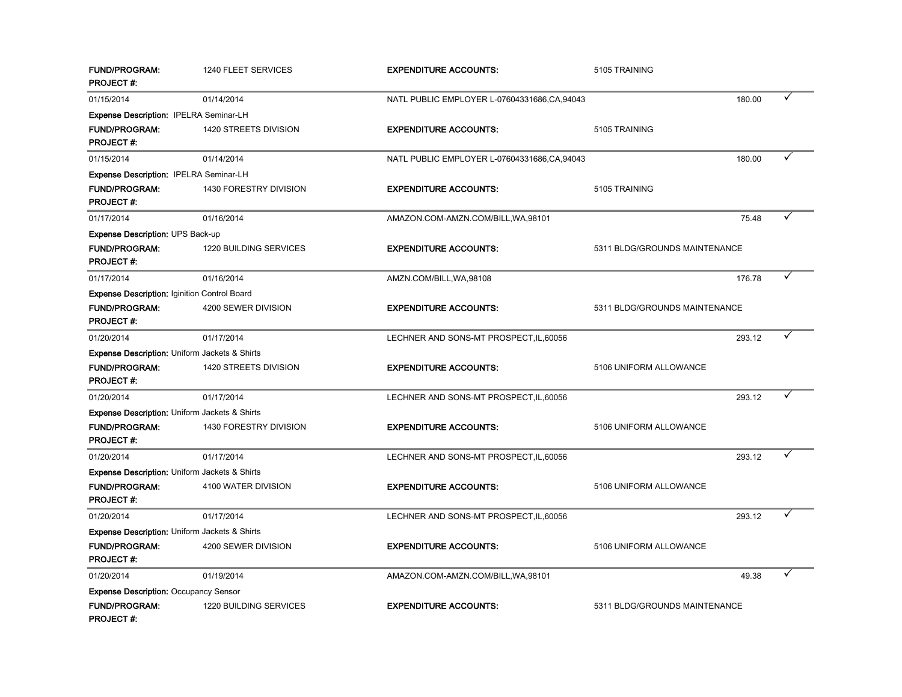| | | | | |
|---|---|---|---|---|
| **FUND/PROGRAM:** | 1240 FLEET SERVICES | **EXPENDITURE ACCOUNTS:** | 5105 TRAINING | |
| **PROJECT #:** | | | | |
| 01/15/2014 | 01/14/2014 | NATL PUBLIC EMPLOYER L-07604331686,CA,94043 | 180.00 | ✓ |
| **Expense Description:** IPELRA Seminar-LH | | | | |
| **FUND/PROGRAM:** | 1420 STREETS DIVISION | **EXPENDITURE ACCOUNTS:** | 5105 TRAINING | |
| **PROJECT #:** | | | | |
| 01/15/2014 | 01/14/2014 | NATL PUBLIC EMPLOYER L-07604331686,CA,94043 | 180.00 | ✓ |
| **Expense Description:** IPELRA Seminar-LH | | | | |
| **FUND/PROGRAM:** | 1430 FORESTRY DIVISION | **EXPENDITURE ACCOUNTS:** | 5105 TRAINING | |
| **PROJECT #:** | | | | |
| 01/17/2014 | 01/16/2014 | AMAZON.COM-AMZN.COM/BILL,WA,98101 | 75.48 | ✓ |
| **Expense Description:** UPS Back-up | | | | |
| **FUND/PROGRAM:** | 1220 BUILDING SERVICES | **EXPENDITURE ACCOUNTS:** | 5311 BLDG/GROUNDS MAINTENANCE | |
| **PROJECT #:** | | | | |
| 01/17/2014 | 01/16/2014 | AMZN.COM/BILL,WA,98108 | 176.78 | ✓ |
| **Expense Description:** Iginition Control Board | | | | |
| **FUND/PROGRAM:** | 4200 SEWER DIVISION | **EXPENDITURE ACCOUNTS:** | 5311 BLDG/GROUNDS MAINTENANCE | |
| **PROJECT #:** | | | | |
| 01/20/2014 | 01/17/2014 | LECHNER AND SONS-MT PROSPECT,IL,60056 | 293.12 | ✓ |
| **Expense Description:** Uniform Jackets & Shirts | | | | |
| **FUND/PROGRAM:** | 1420 STREETS DIVISION | **EXPENDITURE ACCOUNTS:** | 5106 UNIFORM ALLOWANCE | |
| **PROJECT #:** | | | | |
| 01/20/2014 | 01/17/2014 | LECHNER AND SONS-MT PROSPECT,IL,60056 | 293.12 | ✓ |
| **Expense Description:** Uniform Jackets & Shirts | | | | |
| **FUND/PROGRAM:** | 1430 FORESTRY DIVISION | **EXPENDITURE ACCOUNTS:** | 5106 UNIFORM ALLOWANCE | |
| **PROJECT #:** | | | | |
| 01/20/2014 | 01/17/2014 | LECHNER AND SONS-MT PROSPECT,IL,60056 | 293.12 | ✓ |
| **Expense Description:** Uniform Jackets & Shirts | | | | |
| **FUND/PROGRAM:** | 4100 WATER DIVISION | **EXPENDITURE ACCOUNTS:** | 5106 UNIFORM ALLOWANCE | |
| **PROJECT #:** | | | | |
| 01/20/2014 | 01/17/2014 | LECHNER AND SONS-MT PROSPECT,IL,60056 | 293.12 | ✓ |
| **Expense Description:** Uniform Jackets & Shirts | | | | |
| **FUND/PROGRAM:** | 4200 SEWER DIVISION | **EXPENDITURE ACCOUNTS:** | 5106 UNIFORM ALLOWANCE | |
| **PROJECT #:** | | | | |
| 01/20/2014 | 01/19/2014 | AMAZON.COM-AMZN.COM/BILL,WA,98101 | 49.38 | ✓ |
| **Expense Description:** Occupancy Sensor | | | | |
| **FUND/PROGRAM:** | 1220 BUILDING SERVICES | **EXPENDITURE ACCOUNTS:** | 5311 BLDG/GROUNDS MAINTENANCE | |
| **PROJECT #:** | | | | |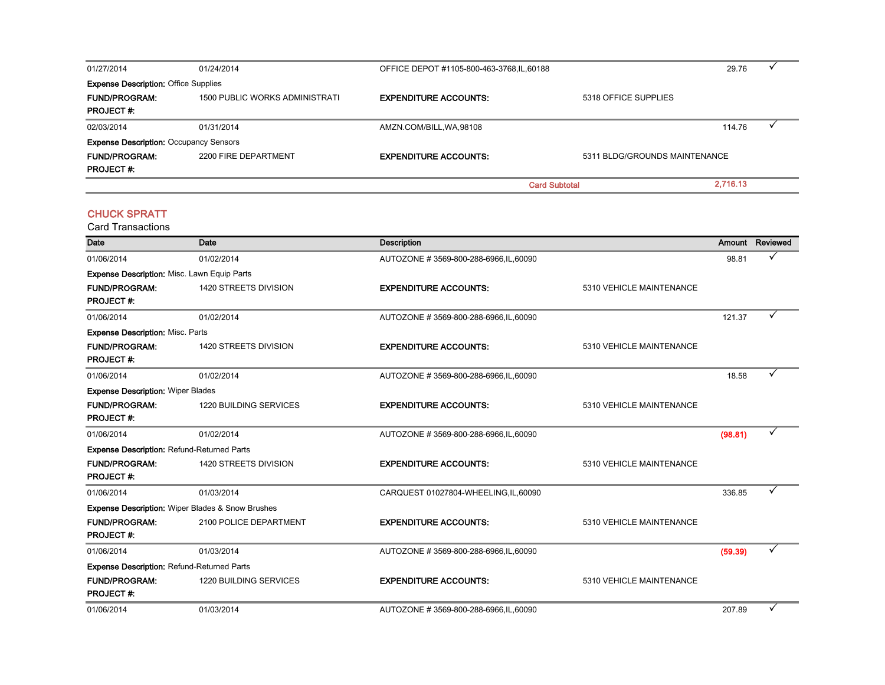| | | | | | |
|---|---|---|---|---|---|
| 01/27/2014 | 01/24/2014 | OFFICE DEPOT #1105-800-463-3768,IL,60188 | | 29.76 | ✓ |
| **Expense Description:** Office Supplies | | | | | |
| **FUND/PROGRAM:** | 1500 PUBLIC WORKS ADMINISTRATI | **EXPENDITURE ACCOUNTS:** | 5318 OFFICE SUPPLIES | | |
| **PROJECT #:** | | | | | |
| 02/03/2014 | 01/31/2014 | AMZN.COM/BILL,WA,98108 | | 114.76 | ✓ |
| **Expense Description:** Occupancy Sensors | | | | | |
| **FUND/PROGRAM:** | 2200 FIRE DEPARTMENT | **EXPENDITURE ACCOUNTS:** | 5311 BLDG/GROUNDS MAINTENANCE | | |
| **PROJECT #:** | | | | | |
| | | | Card Subtotal | 2,716.13 | |

## CHUCK SPRATT

Card Transactions

| Date | Date | Description | | Amount | Reviewed |
|---|---|---|---|---|---|
| 01/06/2014 | 01/02/2014 | AUTOZONE # 3569-800-288-6966,IL,60090 | | 98.81 | ✓ |
| **Expense Description:** Misc. Lawn Equip Parts | | | | | |
| **FUND/PROGRAM:** | 1420 STREETS DIVISION | **EXPENDITURE ACCOUNTS:** | 5310 VEHICLE MAINTENANCE | | |
| **PROJECT #:** | | | | | |
| 01/06/2014 | 01/02/2014 | AUTOZONE # 3569-800-288-6966,IL,60090 | | 121.37 | ✓ |
| **Expense Description:** Misc. Parts | | | | | |
| **FUND/PROGRAM:** | 1420 STREETS DIVISION | **EXPENDITURE ACCOUNTS:** | 5310 VEHICLE MAINTENANCE | | |
| **PROJECT #:** | | | | | |
| 01/06/2014 | 01/02/2014 | AUTOZONE # 3569-800-288-6966,IL,60090 | | 18.58 | ✓ |
| **Expense Description:** Wiper Blades | | | | | |
| **FUND/PROGRAM:** | 1220 BUILDING SERVICES | **EXPENDITURE ACCOUNTS:** | 5310 VEHICLE MAINTENANCE | | |
| **PROJECT #:** | | | | | |
| 01/06/2014 | 01/02/2014 | AUTOZONE # 3569-800-288-6966,IL,60090 | | (98.81) | ✓ |
| **Expense Description:** Refund-Returned Parts | | | | | |
| **FUND/PROGRAM:** | 1420 STREETS DIVISION | **EXPENDITURE ACCOUNTS:** | 5310 VEHICLE MAINTENANCE | | |
| **PROJECT #:** | | | | | |
| 01/06/2014 | 01/03/2014 | CARQUEST 01027804-WHEELING,IL,60090 | | 336.85 | ✓ |
| **Expense Description:** Wiper Blades & Snow Brushes | | | | | |
| **FUND/PROGRAM:** | 2100 POLICE DEPARTMENT | **EXPENDITURE ACCOUNTS:** | 5310 VEHICLE MAINTENANCE | | |
| **PROJECT #:** | | | | | |
| 01/06/2014 | 01/03/2014 | AUTOZONE # 3569-800-288-6966,IL,60090 | | (59.39) | ✓ |
| **Expense Description:** Refund-Returned Parts | | | | | |
| **FUND/PROGRAM:** | 1220 BUILDING SERVICES | **EXPENDITURE ACCOUNTS:** | 5310 VEHICLE MAINTENANCE | | |
| **PROJECT #:** | | | | | |
| 01/06/2014 | 01/03/2014 | AUTOZONE # 3569-800-288-6966,IL,60090 | | 207.89 | ✓ |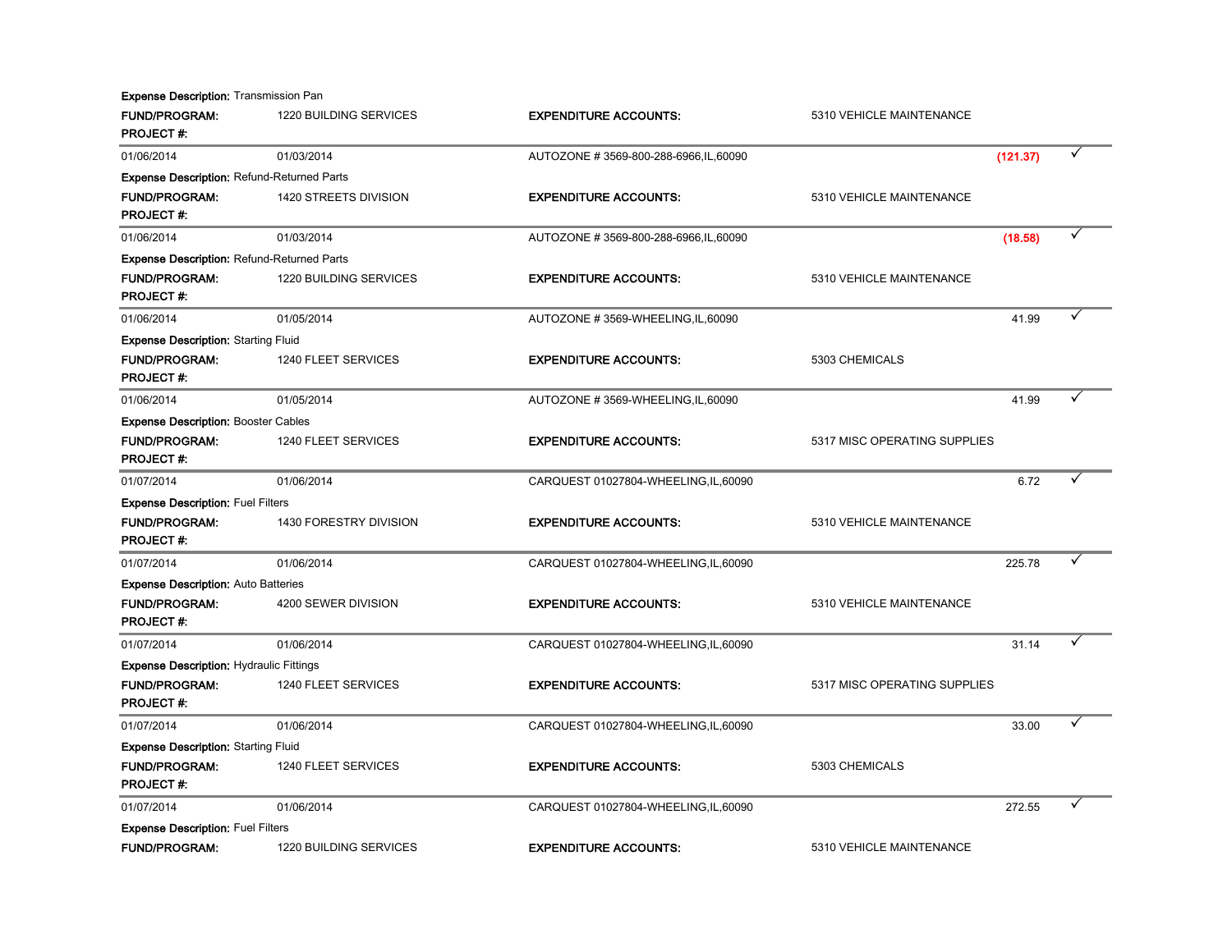**Expense Description:** Transmission Pan

**FUND/PROGRAM:** 1220 BUILDING SERVICES **EXPENDITURE ACCOUNTS:** 5310 VEHICLE MAINTENANCE

**PROJECT #:**

| | | | | |
|---|---|---|---|---|
| 01/06/2014 | 01/03/2014 | AUTOZONE # 3569-800-288-6966,IL,60090 | (121.37) | ✓ |

**Expense Description:** Refund-Returned Parts

**FUND/PROGRAM:** 1420 STREETS DIVISION **EXPENDITURE ACCOUNTS:** 5310 VEHICLE MAINTENANCE

**PROJECT #:**

| | | | | |
|---|---|---|---|---|
| 01/06/2014 | 01/03/2014 | AUTOZONE # 3569-800-288-6966,IL,60090 | (18.58) | ✓ |

**Expense Description:** Refund-Returned Parts

**FUND/PROGRAM:** 1220 BUILDING SERVICES **EXPENDITURE ACCOUNTS:** 5310 VEHICLE MAINTENANCE

**PROJECT #:**

| | | | | |
|---|---|---|---|---|
| 01/06/2014 | 01/05/2014 | AUTOZONE # 3569-WHEELING,IL,60090 | 41.99 | ✓ |

**Expense Description:** Starting Fluid

**FUND/PROGRAM:** 1240 FLEET SERVICES **EXPENDITURE ACCOUNTS:** 5303 CHEMICALS

**PROJECT #:**

| | | | | |
|---|---|---|---|---|
| 01/06/2014 | 01/05/2014 | AUTOZONE # 3569-WHEELING,IL,60090 | 41.99 | ✓ |

**Expense Description:** Booster Cables

**FUND/PROGRAM:** 1240 FLEET SERVICES **EXPENDITURE ACCOUNTS:** 5317 MISC OPERATING SUPPLIES

**PROJECT #:**

| | | | | |
|---|---|---|---|---|
| 01/07/2014 | 01/06/2014 | CARQUEST 01027804-WHEELING,IL,60090 | 6.72 | ✓ |

**Expense Description:** Fuel Filters

**FUND/PROGRAM:** 1430 FORESTRY DIVISION **EXPENDITURE ACCOUNTS:** 5310 VEHICLE MAINTENANCE

**PROJECT #:**

| | | | | |
|---|---|---|---|---|
| 01/07/2014 | 01/06/2014 | CARQUEST 01027804-WHEELING,IL,60090 | 225.78 | ✓ |

**Expense Description:** Auto Batteries

**FUND/PROGRAM:** 4200 SEWER DIVISION **EXPENDITURE ACCOUNTS:** 5310 VEHICLE MAINTENANCE

**PROJECT #:**

| | | | | |
|---|---|---|---|---|
| 01/07/2014 | 01/06/2014 | CARQUEST 01027804-WHEELING,IL,60090 | 31.14 | ✓ |

**Expense Description:** Hydraulic Fittings

**FUND/PROGRAM:** 1240 FLEET SERVICES **EXPENDITURE ACCOUNTS:** 5317 MISC OPERATING SUPPLIES

**PROJECT #:**

| | | | | |
|---|---|---|---|---|
| 01/07/2014 | 01/06/2014 | CARQUEST 01027804-WHEELING,IL,60090 | 33.00 | ✓ |

**Expense Description:** Starting Fluid

**FUND/PROGRAM:** 1240 FLEET SERVICES **EXPENDITURE ACCOUNTS:** 5303 CHEMICALS

**PROJECT #:**

| | | | | |
|---|---|---|---|---|
| 01/07/2014 | 01/06/2014 | CARQUEST 01027804-WHEELING,IL,60090 | 272.55 | ✓ |

**Expense Description:** Fuel Filters

**FUND/PROGRAM:** 1220 BUILDING SERVICES **EXPENDITURE ACCOUNTS:** 5310 VEHICLE MAINTENANCE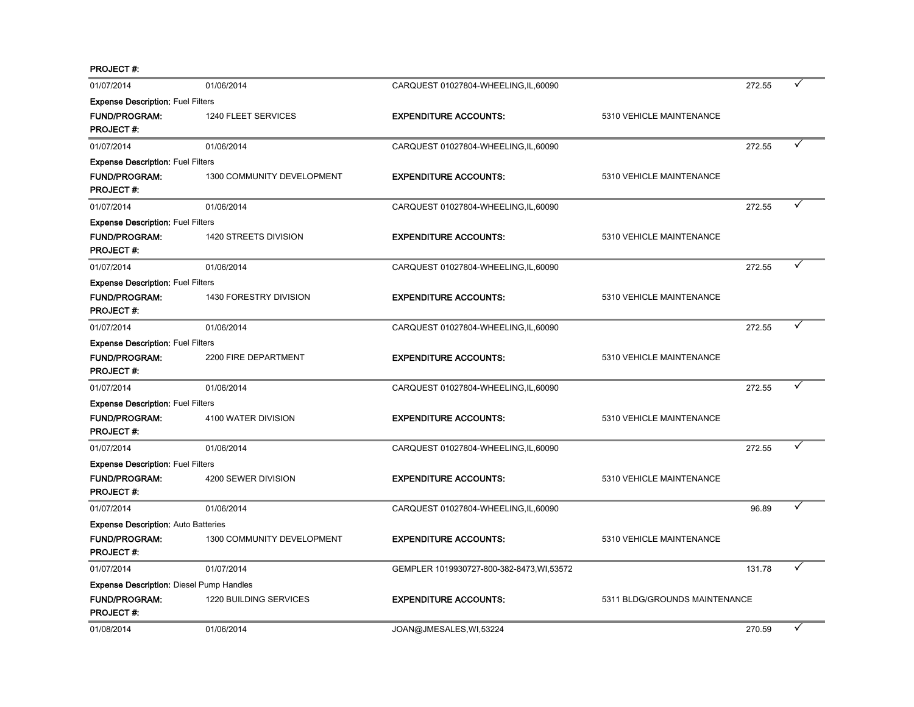**PROJECT #:**

| 01/07/2014 | 01/06/2014 | CARQUEST 01027804-WHEELING,IL,60090 | | 272.55 | ✓ |
|---|---|---|---|---|---|
| **Expense Description:** Fuel Filters | | | | | |
| **FUND/PROGRAM:** | 1240 FLEET SERVICES | **EXPENDITURE ACCOUNTS:** | 5310 VEHICLE MAINTENANCE | | |
| **PROJECT #:** | | | | | |
| 01/07/2014 | 01/06/2014 | CARQUEST 01027804-WHEELING,IL,60090 | | 272.55 | ✓ |
| **Expense Description:** Fuel Filters | | | | | |
| **FUND/PROGRAM:** | 1300 COMMUNITY DEVELOPMENT | **EXPENDITURE ACCOUNTS:** | 5310 VEHICLE MAINTENANCE | | |
| **PROJECT #:** | | | | | |
| 01/07/2014 | 01/06/2014 | CARQUEST 01027804-WHEELING,IL,60090 | | 272.55 | ✓ |
| **Expense Description:** Fuel Filters | | | | | |
| **FUND/PROGRAM:** | 1420 STREETS DIVISION | **EXPENDITURE ACCOUNTS:** | 5310 VEHICLE MAINTENANCE | | |
| **PROJECT #:** | | | | | |
| 01/07/2014 | 01/06/2014 | CARQUEST 01027804-WHEELING,IL,60090 | | 272.55 | ✓ |
| **Expense Description:** Fuel Filters | | | | | |
| **FUND/PROGRAM:** | 1430 FORESTRY DIVISION | **EXPENDITURE ACCOUNTS:** | 5310 VEHICLE MAINTENANCE | | |
| **PROJECT #:** | | | | | |
| 01/07/2014 | 01/06/2014 | CARQUEST 01027804-WHEELING,IL,60090 | | 272.55 | ✓ |
| **Expense Description:** Fuel Filters | | | | | |
| **FUND/PROGRAM:** | 2200 FIRE DEPARTMENT | **EXPENDITURE ACCOUNTS:** | 5310 VEHICLE MAINTENANCE | | |
| **PROJECT #:** | | | | | |
| 01/07/2014 | 01/06/2014 | CARQUEST 01027804-WHEELING,IL,60090 | | 272.55 | ✓ |
| **Expense Description:** Fuel Filters | | | | | |
| **FUND/PROGRAM:** | 4100 WATER DIVISION | **EXPENDITURE ACCOUNTS:** | 5310 VEHICLE MAINTENANCE | | |
| **PROJECT #:** | | | | | |
| 01/07/2014 | 01/06/2014 | CARQUEST 01027804-WHEELING,IL,60090 | | 272.55 | ✓ |
| **Expense Description:** Fuel Filters | | | | | |
| **FUND/PROGRAM:** | 4200 SEWER DIVISION | **EXPENDITURE ACCOUNTS:** | 5310 VEHICLE MAINTENANCE | | |
| **PROJECT #:** | | | | | |
| 01/07/2014 | 01/06/2014 | CARQUEST 01027804-WHEELING,IL,60090 | | 96.89 | ✓ |
| **Expense Description:** Auto Batteries | | | | | |
| **FUND/PROGRAM:** | 1300 COMMUNITY DEVELOPMENT | **EXPENDITURE ACCOUNTS:** | 5310 VEHICLE MAINTENANCE | | |
| **PROJECT #:** | | | | | |
| 01/07/2014 | 01/07/2014 | GEMPLER 1019930727-800-382-8473,WI,53572 | | 131.78 | ✓ |
| **Expense Description:** Diesel Pump Handles | | | | | |
| **FUND/PROGRAM:** | 1220 BUILDING SERVICES | **EXPENDITURE ACCOUNTS:** | 5311 BLDG/GROUNDS MAINTENANCE | | |
| **PROJECT #:** | | | | | |
| 01/08/2014 | 01/06/2014 | JOAN@JMESALES,WI,53224 | | 270.59 | ✓ |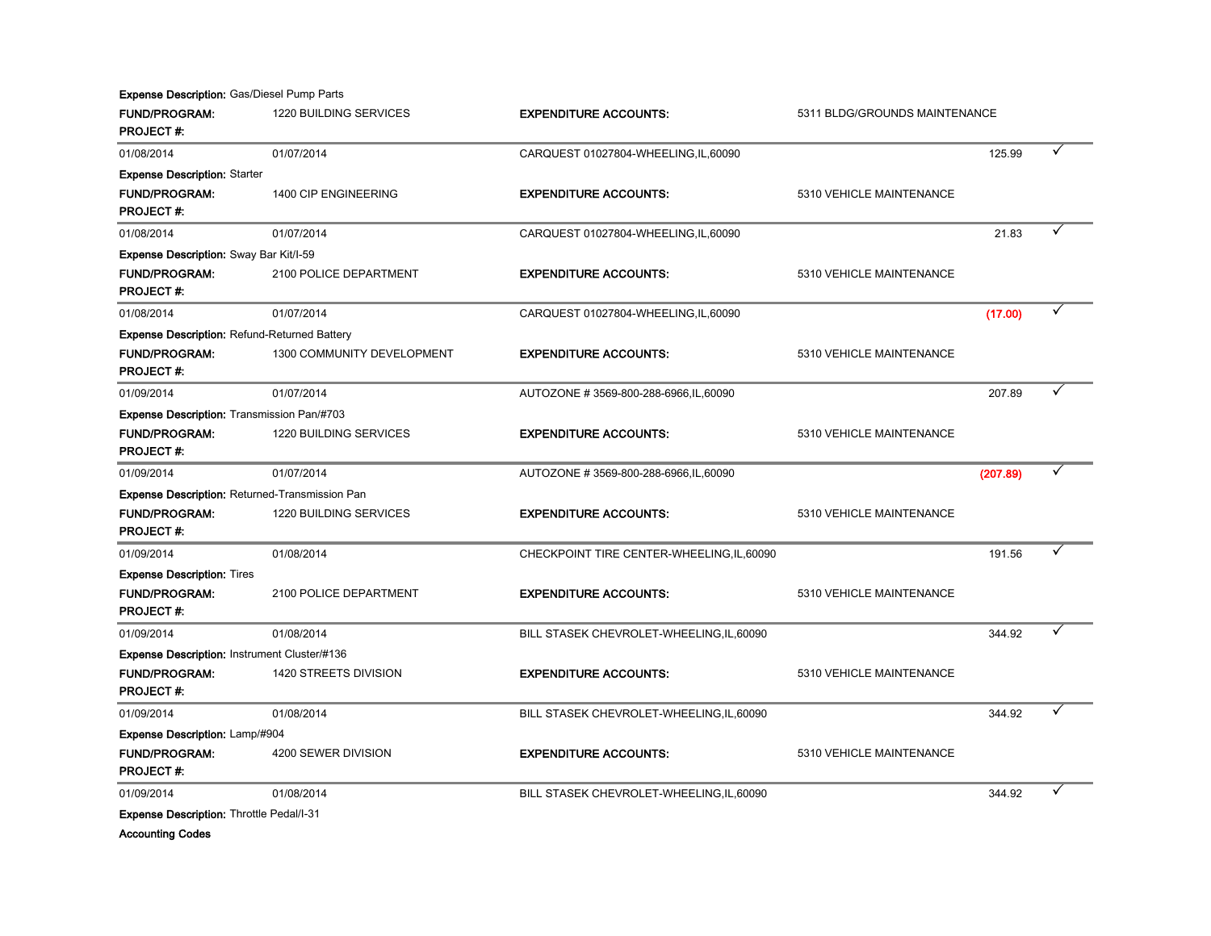**Expense Description:** Gas/Diesel Pump Parts

**FUND/PROGRAM:** 1220 BUILDING SERVICES **EXPENDITURE ACCOUNTS:** 5311 BLDG/GROUNDS MAINTENANCE

**PROJECT #:**

| | | | | |
|---|---|---|---|---|
| 01/08/2014 | 01/07/2014 | CARQUEST 01027804-WHEELING,IL,60090 | 125.99 | ✓ |

**Expense Description:** Starter

**FUND/PROGRAM:** 1400 CIP ENGINEERING **EXPENDITURE ACCOUNTS:** 5310 VEHICLE MAINTENANCE

**PROJECT #:**

| | | | | |
|---|---|---|---|---|
| 01/08/2014 | 01/07/2014 | CARQUEST 01027804-WHEELING,IL,60090 | 21.83 | ✓ |

**Expense Description:** Sway Bar Kit/I-59

**FUND/PROGRAM:** 2100 POLICE DEPARTMENT **EXPENDITURE ACCOUNTS:** 5310 VEHICLE MAINTENANCE

**PROJECT #:**

| | | | | |
|---|---|---|---|---|
| 01/08/2014 | 01/07/2014 | CARQUEST 01027804-WHEELING,IL,60090 | (17.00) | ✓ |

**Expense Description:** Refund-Returned Battery

**FUND/PROGRAM:** 1300 COMMUNITY DEVELOPMENT **EXPENDITURE ACCOUNTS:** 5310 VEHICLE MAINTENANCE

**PROJECT #:**

| | | | | |
|---|---|---|---|---|
| 01/09/2014 | 01/07/2014 | AUTOZONE # 3569-800-288-6966,IL,60090 | 207.89 | ✓ |

**Expense Description:** Transmission Pan/#703

**FUND/PROGRAM:** 1220 BUILDING SERVICES **EXPENDITURE ACCOUNTS:** 5310 VEHICLE MAINTENANCE

**PROJECT #:**

| | | | | |
|---|---|---|---|---|
| 01/09/2014 | 01/07/2014 | AUTOZONE # 3569-800-288-6966,IL,60090 | (207.89) | ✓ |

**Expense Description:** Returned-Transmission Pan

**FUND/PROGRAM:** 1220 BUILDING SERVICES **EXPENDITURE ACCOUNTS:** 5310 VEHICLE MAINTENANCE

**PROJECT #:**

| | | | | |
|---|---|---|---|---|
| 01/09/2014 | 01/08/2014 | CHECKPOINT TIRE CENTER-WHEELING,IL,60090 | 191.56 | ✓ |

**Expense Description:** Tires

**FUND/PROGRAM:** 2100 POLICE DEPARTMENT **EXPENDITURE ACCOUNTS:** 5310 VEHICLE MAINTENANCE

**PROJECT #:**

| | | | | |
|---|---|---|---|---|
| 01/09/2014 | 01/08/2014 | BILL STASEK CHEVROLET-WHEELING,IL,60090 | 344.92 | ✓ |

**Expense Description:** Instrument Cluster/#136

**FUND/PROGRAM:** 1420 STREETS DIVISION **EXPENDITURE ACCOUNTS:** 5310 VEHICLE MAINTENANCE

**PROJECT #:**

| | | | | |
|---|---|---|---|---|
| 01/09/2014 | 01/08/2014 | BILL STASEK CHEVROLET-WHEELING,IL,60090 | 344.92 | ✓ |

**Expense Description:** Lamp/#904

**FUND/PROGRAM:** 4200 SEWER DIVISION **EXPENDITURE ACCOUNTS:** 5310 VEHICLE MAINTENANCE

**PROJECT #:**

| | | | | |
|---|---|---|---|---|
| 01/09/2014 | 01/08/2014 | BILL STASEK CHEVROLET-WHEELING,IL,60090 | 344.92 | ✓ |

**Expense Description:** Throttle Pedal/I-31

**Accounting Codes**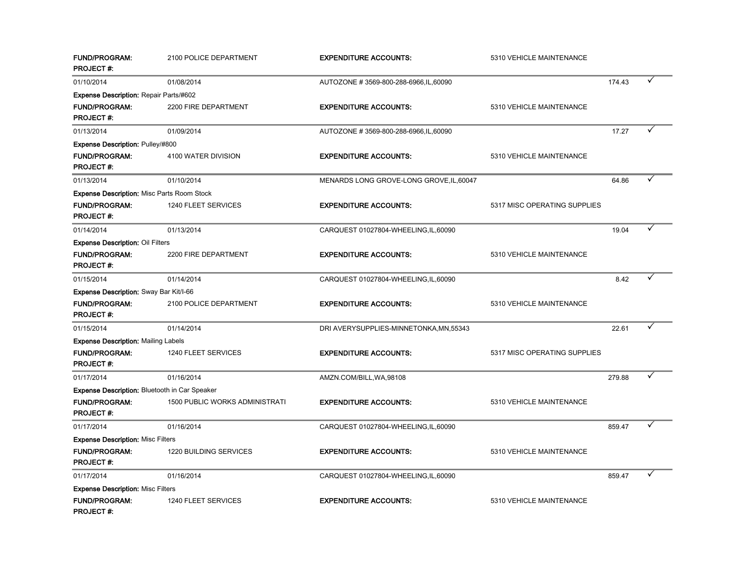**FUND/PROGRAM:** 2100 POLICE DEPARTMENT **EXPENDITURE ACCOUNTS:** 5310 VEHICLE MAINTENANCE
**PROJECT #:**

| | | | | |
|---|---|---|---|---|
| 01/10/2014 | 01/08/2014 | AUTOZONE # 3569-800-288-6966,IL,60090 | 174.43 | ✓ |

**Expense Description:** Repair Parts/#602
**FUND/PROGRAM:** 2200 FIRE DEPARTMENT **EXPENDITURE ACCOUNTS:** 5310 VEHICLE MAINTENANCE
**PROJECT #:**

| | | | | |
|---|---|---|---|---|
| 01/13/2014 | 01/09/2014 | AUTOZONE # 3569-800-288-6966,IL,60090 | 17.27 | ✓ |

**Expense Description:** Pulley/#800
**FUND/PROGRAM:** 4100 WATER DIVISION **EXPENDITURE ACCOUNTS:** 5310 VEHICLE MAINTENANCE
**PROJECT #:**

| | | | | |
|---|---|---|---|---|
| 01/13/2014 | 01/10/2014 | MENARDS LONG GROVE-LONG GROVE,IL,60047 | 64.86 | ✓ |

**Expense Description:** Misc Parts Room Stock
**FUND/PROGRAM:** 1240 FLEET SERVICES **EXPENDITURE ACCOUNTS:** 5317 MISC OPERATING SUPPLIES
**PROJECT #:**

| | | | | |
|---|---|---|---|---|
| 01/14/2014 | 01/13/2014 | CARQUEST 01027804-WHEELING,IL,60090 | 19.04 | ✓ |

**Expense Description:** Oil Filters
**FUND/PROGRAM:** 2200 FIRE DEPARTMENT **EXPENDITURE ACCOUNTS:** 5310 VEHICLE MAINTENANCE
**PROJECT #:**

| | | | | |
|---|---|---|---|---|
| 01/15/2014 | 01/14/2014 | CARQUEST 01027804-WHEELING,IL,60090 | 8.42 | ✓ |

**Expense Description:** Sway Bar Kit/I-66
**FUND/PROGRAM:** 2100 POLICE DEPARTMENT **EXPENDITURE ACCOUNTS:** 5310 VEHICLE MAINTENANCE
**PROJECT #:**

| | | | | |
|---|---|---|---|---|
| 01/15/2014 | 01/14/2014 | DRI AVERYSUPPLIES-MINNETONKA,MN,55343 | 22.61 | ✓ |

**Expense Description:** Mailing Labels
**FUND/PROGRAM:** 1240 FLEET SERVICES **EXPENDITURE ACCOUNTS:** 5317 MISC OPERATING SUPPLIES
**PROJECT #:**

| | | | | |
|---|---|---|---|---|
| 01/17/2014 | 01/16/2014 | AMZN.COM/BILL,WA,98108 | 279.88 | ✓ |

**Expense Description:** Bluetooth in Car Speaker
**FUND/PROGRAM:** 1500 PUBLIC WORKS ADMINISTRATI **EXPENDITURE ACCOUNTS:** 5310 VEHICLE MAINTENANCE
**PROJECT #:**

| | | | | |
|---|---|---|---|---|
| 01/17/2014 | 01/16/2014 | CARQUEST 01027804-WHEELING,IL,60090 | 859.47 | ✓ |

**Expense Description:** Misc Filters
**FUND/PROGRAM:** 1220 BUILDING SERVICES **EXPENDITURE ACCOUNTS:** 5310 VEHICLE MAINTENANCE
**PROJECT #:**

| | | | | |
|---|---|---|---|---|
| 01/17/2014 | 01/16/2014 | CARQUEST 01027804-WHEELING,IL,60090 | 859.47 | ✓ |

**Expense Description:** Misc Filters
**FUND/PROGRAM:** 1240 FLEET SERVICES **EXPENDITURE ACCOUNTS:** 5310 VEHICLE MAINTENANCE
**PROJECT #:**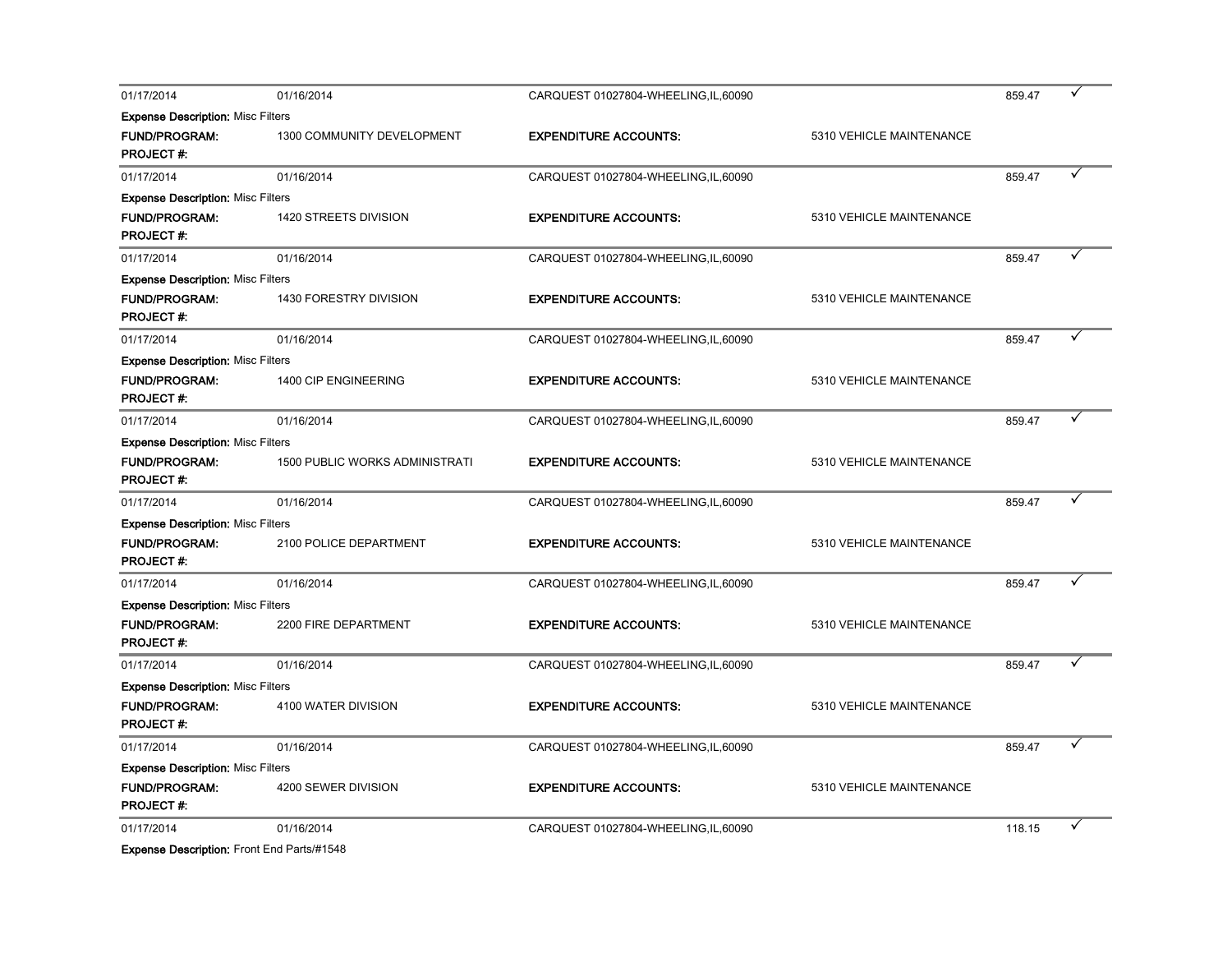| | | | | | |
|---|---|---|---|---|---|
| 01/17/2014 | 01/16/2014 | CARQUEST 01027804-WHEELING,IL,60090 | | 859.47 | ✓ |
| **Expense Description:** Misc Filters | | | | | |
| **FUND/PROGRAM:** | 1300 COMMUNITY DEVELOPMENT | **EXPENDITURE ACCOUNTS:** | 5310 VEHICLE MAINTENANCE | | |
| **PROJECT #:** | | | | | |
| 01/17/2014 | 01/16/2014 | CARQUEST 01027804-WHEELING,IL,60090 | | 859.47 | ✓ |
| **Expense Description:** Misc Filters | | | | | |
| **FUND/PROGRAM:** | 1420 STREETS DIVISION | **EXPENDITURE ACCOUNTS:** | 5310 VEHICLE MAINTENANCE | | |
| **PROJECT #:** | | | | | |
| 01/17/2014 | 01/16/2014 | CARQUEST 01027804-WHEELING,IL,60090 | | 859.47 | ✓ |
| **Expense Description:** Misc Filters | | | | | |
| **FUND/PROGRAM:** | 1430 FORESTRY DIVISION | **EXPENDITURE ACCOUNTS:** | 5310 VEHICLE MAINTENANCE | | |
| **PROJECT #:** | | | | | |
| 01/17/2014 | 01/16/2014 | CARQUEST 01027804-WHEELING,IL,60090 | | 859.47 | ✓ |
| **Expense Description:** Misc Filters | | | | | |
| **FUND/PROGRAM:** | 1400 CIP ENGINEERING | **EXPENDITURE ACCOUNTS:** | 5310 VEHICLE MAINTENANCE | | |
| **PROJECT #:** | | | | | |
| 01/17/2014 | 01/16/2014 | CARQUEST 01027804-WHEELING,IL,60090 | | 859.47 | ✓ |
| **Expense Description:** Misc Filters | | | | | |
| **FUND/PROGRAM:** | 1500 PUBLIC WORKS ADMINISTRATI | **EXPENDITURE ACCOUNTS:** | 5310 VEHICLE MAINTENANCE | | |
| **PROJECT #:** | | | | | |
| 01/17/2014 | 01/16/2014 | CARQUEST 01027804-WHEELING,IL,60090 | | 859.47 | ✓ |
| **Expense Description:** Misc Filters | | | | | |
| **FUND/PROGRAM:** | 2100 POLICE DEPARTMENT | **EXPENDITURE ACCOUNTS:** | 5310 VEHICLE MAINTENANCE | | |
| **PROJECT #:** | | | | | |
| 01/17/2014 | 01/16/2014 | CARQUEST 01027804-WHEELING,IL,60090 | | 859.47 | ✓ |
| **Expense Description:** Misc Filters | | | | | |
| **FUND/PROGRAM:** | 2200 FIRE DEPARTMENT | **EXPENDITURE ACCOUNTS:** | 5310 VEHICLE MAINTENANCE | | |
| **PROJECT #:** | | | | | |
| 01/17/2014 | 01/16/2014 | CARQUEST 01027804-WHEELING,IL,60090 | | 859.47 | ✓ |
| **Expense Description:** Misc Filters | | | | | |
| **FUND/PROGRAM:** | 4100 WATER DIVISION | **EXPENDITURE ACCOUNTS:** | 5310 VEHICLE MAINTENANCE | | |
| **PROJECT #:** | | | | | |
| 01/17/2014 | 01/16/2014 | CARQUEST 01027804-WHEELING,IL,60090 | | 859.47 | ✓ |
| **Expense Description:** Misc Filters | | | | | |
| **FUND/PROGRAM:** | 4200 SEWER DIVISION | **EXPENDITURE ACCOUNTS:** | 5310 VEHICLE MAINTENANCE | | |
| **PROJECT #:** | | | | | |
| 01/17/2014 | 01/16/2014 | CARQUEST 01027804-WHEELING,IL,60090 | | 118.15 | ✓ |
| **Expense Description:** Front End Parts/#1548 | | | | | |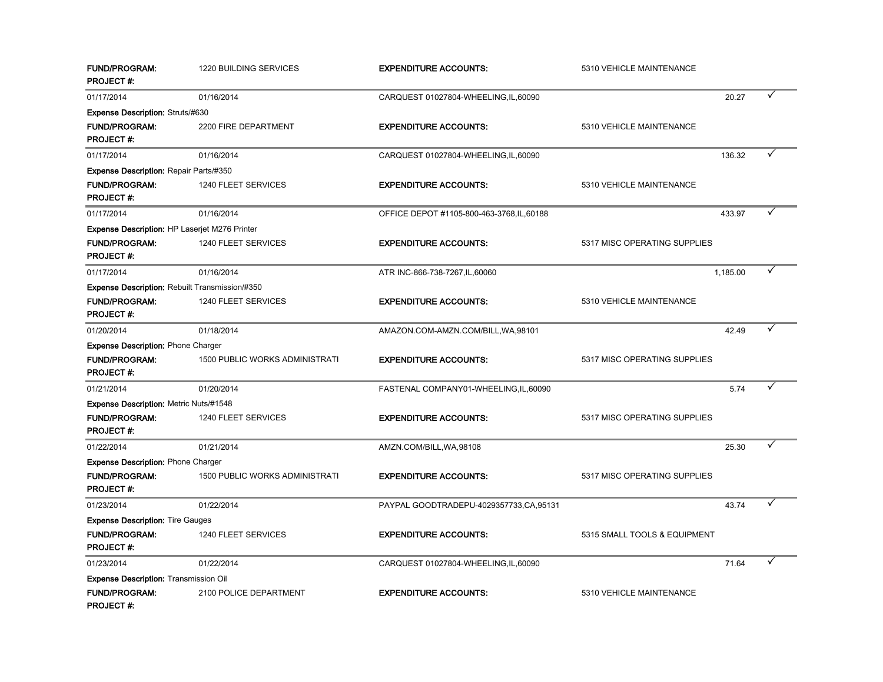**FUND/PROGRAM:** 1220 BUILDING SERVICES **EXPENDITURE ACCOUNTS:** 5310 VEHICLE MAINTENANCE
**PROJECT #:**

| | | | | |
|---|---|---|---|---|
| 01/17/2014 | 01/16/2014 | CARQUEST 01027804-WHEELING,IL,60090 | 20.27 | ✓ |

**Expense Description:** Struts/#630
**FUND/PROGRAM:** 2200 FIRE DEPARTMENT **EXPENDITURE ACCOUNTS:** 5310 VEHICLE MAINTENANCE
**PROJECT #:**

| | | | | |
|---|---|---|---|---|
| 01/17/2014 | 01/16/2014 | CARQUEST 01027804-WHEELING,IL,60090 | 136.32 | ✓ |

**Expense Description:** Repair Parts/#350
**FUND/PROGRAM:** 1240 FLEET SERVICES **EXPENDITURE ACCOUNTS:** 5310 VEHICLE MAINTENANCE
**PROJECT #:**

| | | | | |
|---|---|---|---|---|
| 01/17/2014 | 01/16/2014 | OFFICE DEPOT #1105-800-463-3768,IL,60188 | 433.97 | ✓ |

**Expense Description:** HP Laserjet M276 Printer
**FUND/PROGRAM:** 1240 FLEET SERVICES **EXPENDITURE ACCOUNTS:** 5317 MISC OPERATING SUPPLIES
**PROJECT #:**

| | | | | |
|---|---|---|---|---|
| 01/17/2014 | 01/16/2014 | ATR INC-866-738-7267,IL,60060 | 1,185.00 | ✓ |

**Expense Description:** Rebuilt Transmission/#350
**FUND/PROGRAM:** 1240 FLEET SERVICES **EXPENDITURE ACCOUNTS:** 5310 VEHICLE MAINTENANCE
**PROJECT #:**

| | | | | |
|---|---|---|---|---|
| 01/20/2014 | 01/18/2014 | AMAZON.COM-AMZN.COM/BILL,WA,98101 | 42.49 | ✓ |

**Expense Description:** Phone Charger
**FUND/PROGRAM:** 1500 PUBLIC WORKS ADMINISTRATI **EXPENDITURE ACCOUNTS:** 5317 MISC OPERATING SUPPLIES
**PROJECT #:**

| | | | | |
|---|---|---|---|---|
| 01/21/2014 | 01/20/2014 | FASTENAL COMPANY01-WHEELING,IL,60090 | 5.74 | ✓ |

**Expense Description:** Metric Nuts/#1548
**FUND/PROGRAM:** 1240 FLEET SERVICES **EXPENDITURE ACCOUNTS:** 5317 MISC OPERATING SUPPLIES
**PROJECT #:**

| | | | | |
|---|---|---|---|---|
| 01/22/2014 | 01/21/2014 | AMZN.COM/BILL,WA,98108 | 25.30 | ✓ |

**Expense Description:** Phone Charger
**FUND/PROGRAM:** 1500 PUBLIC WORKS ADMINISTRATI **EXPENDITURE ACCOUNTS:** 5317 MISC OPERATING SUPPLIES
**PROJECT #:**

| | | | | |
|---|---|---|---|---|
| 01/23/2014 | 01/22/2014 | PAYPAL GOODTRADEPU-4029357733,CA,95131 | 43.74 | ✓ |

**Expense Description:** Tire Gauges
**FUND/PROGRAM:** 1240 FLEET SERVICES **EXPENDITURE ACCOUNTS:** 5315 SMALL TOOLS & EQUIPMENT
**PROJECT #:**

| | | | | |
|---|---|---|---|---|
| 01/23/2014 | 01/22/2014 | CARQUEST 01027804-WHEELING,IL,60090 | 71.64 | ✓ |

**Expense Description:** Transmission Oil
**FUND/PROGRAM:** 2100 POLICE DEPARTMENT **EXPENDITURE ACCOUNTS:** 5310 VEHICLE MAINTENANCE
**PROJECT #:**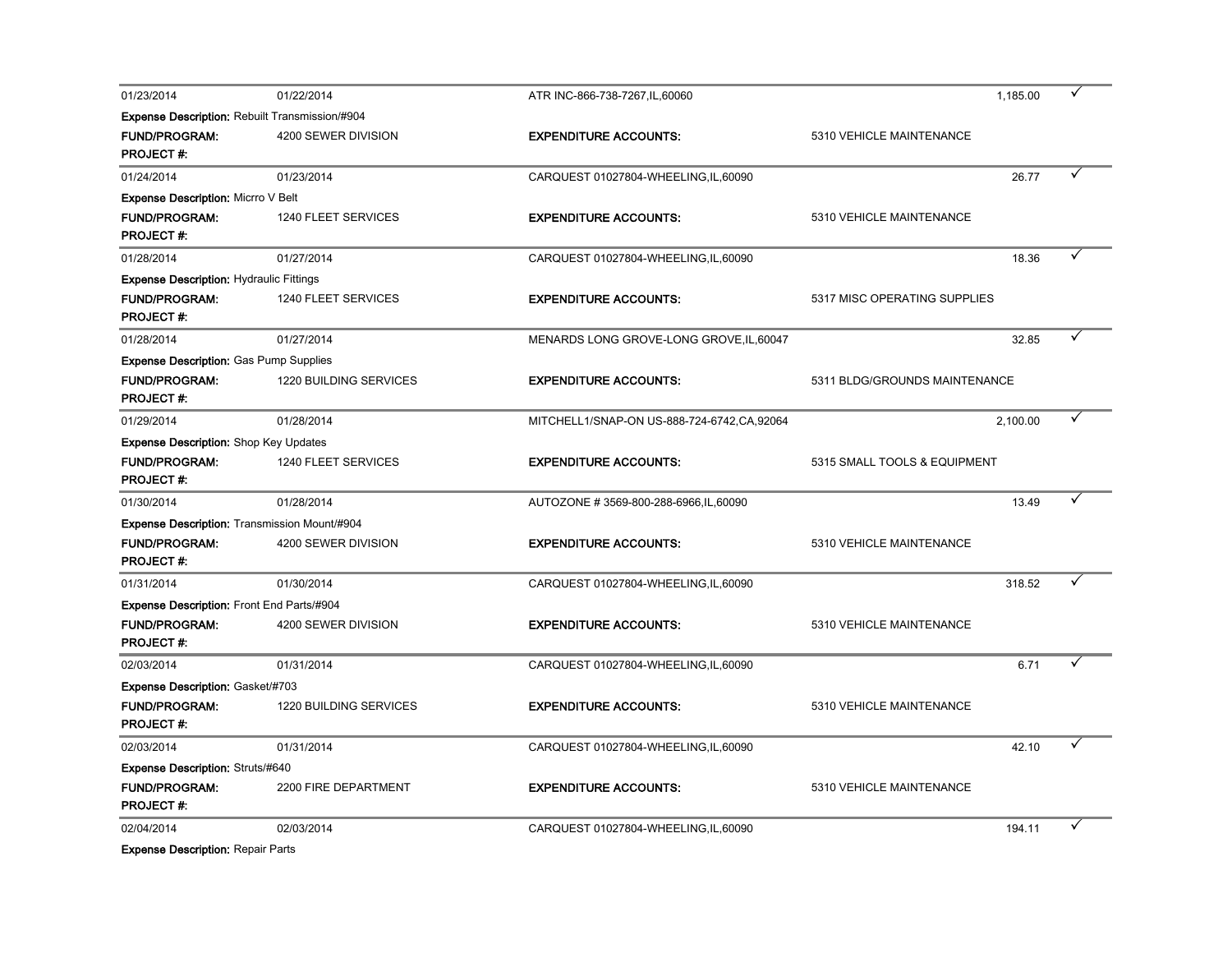| 01/23/2014 | 01/22/2014 | ATR INC-866-738-7267,IL,60060 | | 1,185.00 | ✓ |
|---|---|---|---|---|---|
| **Expense Description:** Rebuilt Transmission/#904 | | | | | |
| **FUND/PROGRAM:** | 4200 SEWER DIVISION | **EXPENDITURE ACCOUNTS:** | 5310 VEHICLE MAINTENANCE | | |
| **PROJECT #:** | | | | | |
| 01/24/2014 | 01/23/2014 | CARQUEST 01027804-WHEELING,IL,60090 | | 26.77 | ✓ |
| **Expense Description:** Micrro V Belt | | | | | |
| **FUND/PROGRAM:** | 1240 FLEET SERVICES | **EXPENDITURE ACCOUNTS:** | 5310 VEHICLE MAINTENANCE | | |
| **PROJECT #:** | | | | | |
| 01/28/2014 | 01/27/2014 | CARQUEST 01027804-WHEELING,IL,60090 | | 18.36 | ✓ |
| **Expense Description:** Hydraulic Fittings | | | | | |
| **FUND/PROGRAM:** | 1240 FLEET SERVICES | **EXPENDITURE ACCOUNTS:** | 5317 MISC OPERATING SUPPLIES | | |
| **PROJECT #:** | | | | | |
| 01/28/2014 | 01/27/2014 | MENARDS LONG GROVE-LONG GROVE,IL,60047 | | 32.85 | ✓ |
| **Expense Description:** Gas Pump Supplies | | | | | |
| **FUND/PROGRAM:** | 1220 BUILDING SERVICES | **EXPENDITURE ACCOUNTS:** | 5311 BLDG/GROUNDS MAINTENANCE | | |
| **PROJECT #:** | | | | | |
| 01/29/2014 | 01/28/2014 | MITCHELL1/SNAP-ON US-888-724-6742,CA,92064 | | 2,100.00 | ✓ |
| **Expense Description:** Shop Key Updates | | | | | |
| **FUND/PROGRAM:** | 1240 FLEET SERVICES | **EXPENDITURE ACCOUNTS:** | 5315 SMALL TOOLS & EQUIPMENT | | |
| **PROJECT #:** | | | | | |
| 01/30/2014 | 01/28/2014 | AUTOZONE # 3569-800-288-6966,IL,60090 | | 13.49 | ✓ |
| **Expense Description:** Transmission Mount/#904 | | | | | |
| **FUND/PROGRAM:** | 4200 SEWER DIVISION | **EXPENDITURE ACCOUNTS:** | 5310 VEHICLE MAINTENANCE | | |
| **PROJECT #:** | | | | | |
| 01/31/2014 | 01/30/2014 | CARQUEST 01027804-WHEELING,IL,60090 | | 318.52 | ✓ |
| **Expense Description:** Front End Parts/#904 | | | | | |
| **FUND/PROGRAM:** | 4200 SEWER DIVISION | **EXPENDITURE ACCOUNTS:** | 5310 VEHICLE MAINTENANCE | | |
| **PROJECT #:** | | | | | |
| 02/03/2014 | 01/31/2014 | CARQUEST 01027804-WHEELING,IL,60090 | | 6.71 | ✓ |
| **Expense Description:** Gasket/#703 | | | | | |
| **FUND/PROGRAM:** | 1220 BUILDING SERVICES | **EXPENDITURE ACCOUNTS:** | 5310 VEHICLE MAINTENANCE | | |
| **PROJECT #:** | | | | | |
| 02/03/2014 | 01/31/2014 | CARQUEST 01027804-WHEELING,IL,60090 | | 42.10 | ✓ |
| **Expense Description:** Struts/#640 | | | | | |
| **FUND/PROGRAM:** | 2200 FIRE DEPARTMENT | **EXPENDITURE ACCOUNTS:** | 5310 VEHICLE MAINTENANCE | | |
| **PROJECT #:** | | | | | |
| 02/04/2014 | 02/03/2014 | CARQUEST 01027804-WHEELING,IL,60090 | | 194.11 | ✓ |
| **Expense Description:** Repair Parts | | | | | |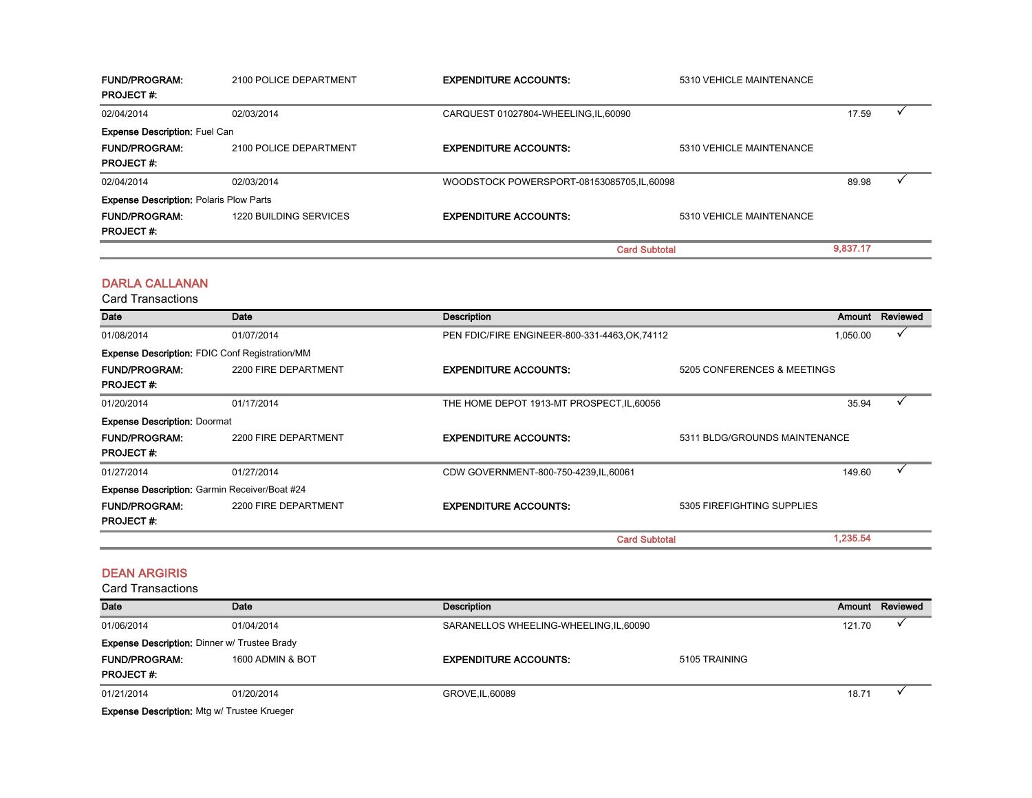| | | | | | |
|---|---|---|---|---|---|
| **FUND/PROGRAM:** | 2100 POLICE DEPARTMENT | **EXPENDITURE ACCOUNTS:** | 5310 VEHICLE MAINTENANCE | | |
| **PROJECT #:** | | | | | |
| 02/04/2014 | 02/03/2014 | CARQUEST 01027804-WHEELING,IL,60090 | | 17.59 | ✓ |
| **Expense Description:** Fuel Can | | | | | |
| **FUND/PROGRAM:** | 2100 POLICE DEPARTMENT | **EXPENDITURE ACCOUNTS:** | 5310 VEHICLE MAINTENANCE | | |
| **PROJECT #:** | | | | | |
| 02/04/2014 | 02/03/2014 | WOODSTOCK POWERSPORT-08153085705,IL,60098 | | 89.98 | ✓ |
| **Expense Description:** Polaris Plow Parts | | | | | |
| **FUND/PROGRAM:** | 1220 BUILDING SERVICES | **EXPENDITURE ACCOUNTS:** | 5310 VEHICLE MAINTENANCE | | |
| **PROJECT #:** | | | | | |
| | | | **Card Subtotal** | **9,837.17** | |

## DARLA CALLANAN

Card Transactions

| Date | Date | Description | | Amount | Reviewed |
|---|---|---|---|---|---|
| 01/08/2014 | 01/07/2014 | PEN FDIC/FIRE ENGINEER-800-331-4463,OK,74112 | | 1,050.00 | ✓ |
| **Expense Description:** FDIC Conf Registration/MM | | | | | |
| **FUND/PROGRAM:** | 2200 FIRE DEPARTMENT | **EXPENDITURE ACCOUNTS:** | 5205 CONFERENCES & MEETINGS | | |
| **PROJECT #:** | | | | | |
| 01/20/2014 | 01/17/2014 | THE HOME DEPOT 1913-MT PROSPECT,IL,60056 | | 35.94 | ✓ |
| **Expense Description:** Doormat | | | | | |
| **FUND/PROGRAM:** | 2200 FIRE DEPARTMENT | **EXPENDITURE ACCOUNTS:** | 5311 BLDG/GROUNDS MAINTENANCE | | |
| **PROJECT #:** | | | | | |
| 01/27/2014 | 01/27/2014 | CDW GOVERNMENT-800-750-4239,IL,60061 | | 149.60 | ✓ |
| **Expense Description:** Garmin Receiver/Boat #24 | | | | | |
| **FUND/PROGRAM:** | 2200 FIRE DEPARTMENT | **EXPENDITURE ACCOUNTS:** | 5305 FIREFIGHTING SUPPLIES | | |
| **PROJECT #:** | | | | | |
| | | | **Card Subtotal** | **1,235.54** | |

## DEAN ARGIRIS

Card Transactions

| Date | Date | Description | | Amount | Reviewed |
|---|---|---|---|---|---|
| 01/06/2014 | 01/04/2014 | SARANELLOS WHEELING-WHEELING,IL,60090 | | 121.70 | ✓ |
| **Expense Description:** Dinner w/ Trustee Brady | | | | | |
| **FUND/PROGRAM:** | 1600 ADMIN & BOT | **EXPENDITURE ACCOUNTS:** | 5105 TRAINING | | |
| **PROJECT #:** | | | | | |
| 01/21/2014 | 01/20/2014 | GROVE,IL,60089 | | 18.71 | ✓ |
| **Expense Description:** Mtg w/ Trustee Krueger | | | | | |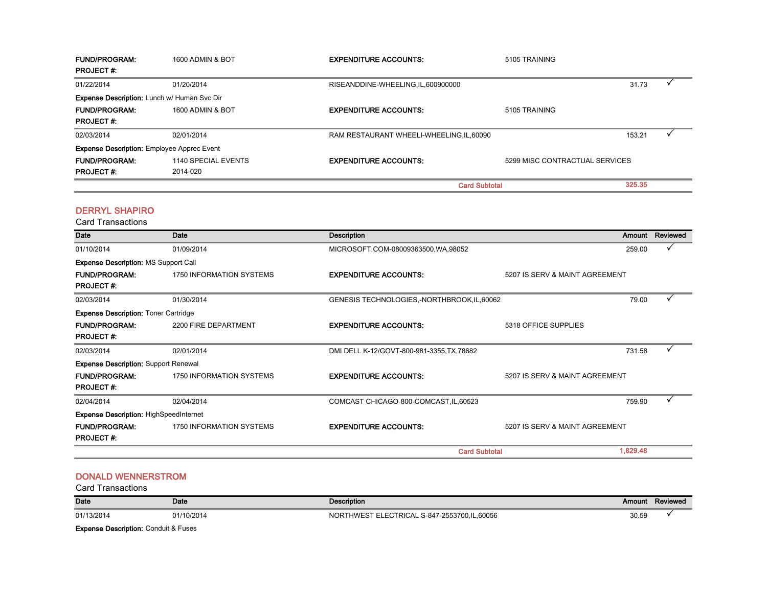**FUND/PROGRAM:** 1600 ADMIN & BOT **EXPENDITURE ACCOUNTS:** 5105 TRAINING
**PROJECT #:**

| | | | | |
|---|---|---|---|---|
| 01/22/2014 | 01/20/2014 | RISEANDDINE-WHEELING,IL,600900000 | 31.73 | ✓ |

**Expense Description:** Lunch w/ Human Svc Dir
**FUND/PROGRAM:** 1600 ADMIN & BOT **EXPENDITURE ACCOUNTS:** 5105 TRAINING
**PROJECT #:**

| | | | | |
|---|---|---|---|---|
| 02/03/2014 | 02/01/2014 | RAM RESTAURANT WHEELI-WHEELING,IL,60090 | 153.21 | ✓ |

**Expense Description:** Employee Apprec Event
**FUND/PROGRAM:** 1140 SPECIAL EVENTS **EXPENDITURE ACCOUNTS:** 5299 MISC CONTRACTUAL SERVICES
**PROJECT #:** 2014-020

**Card Subtotal** 325.35

## DERRYL SHAPIRO

Card Transactions

| Date | Date | Description | Amount | Reviewed |
|---|---|---|---|---|
| 01/10/2014 | 01/09/2014 | MICROSOFT.COM-08009363500,WA,98052 | 259.00 | ✓ |

**Expense Description:** MS Support Call
**FUND/PROGRAM:** 1750 INFORMATION SYSTEMS **EXPENDITURE ACCOUNTS:** 5207 IS SERV & MAINT AGREEMENT
**PROJECT #:**

| | | | | |
|---|---|---|---|---|
| 02/03/2014 | 01/30/2014 | GENESIS TECHNOLOGIES,-NORTHBROOK,IL,60062 | 79.00 | ✓ |

**Expense Description:** Toner Cartridge
**FUND/PROGRAM:** 2200 FIRE DEPARTMENT **EXPENDITURE ACCOUNTS:** 5318 OFFICE SUPPLIES
**PROJECT #:**

| | | | | |
|---|---|---|---|---|
| 02/03/2014 | 02/01/2014 | DMI DELL K-12/GOVT-800-981-3355,TX,78682 | 731.58 | ✓ |

**Expense Description:** Support Renewal
**FUND/PROGRAM:** 1750 INFORMATION SYSTEMS **EXPENDITURE ACCOUNTS:** 5207 IS SERV & MAINT AGREEMENT
**PROJECT #:**

| | | | | |
|---|---|---|---|---|
| 02/04/2014 | 02/04/2014 | COMCAST CHICAGO-800-COMCAST,IL,60523 | 759.90 | ✓ |

**Expense Description:** HighSpeedInternet
**FUND/PROGRAM:** 1750 INFORMATION SYSTEMS **EXPENDITURE ACCOUNTS:** 5207 IS SERV & MAINT AGREEMENT
**PROJECT #:**

**Card Subtotal** 1,829.48

## DONALD WENNERSTROM

Card Transactions

| Date | Date | Description | Amount | Reviewed |
|---|---|---|---|---|
| 01/13/2014 | 01/10/2014 | NORTHWEST ELECTRICAL S-847-2553700,IL,60056 | 30.59 | ✓ |

**Expense Description:** Conduit & Fuses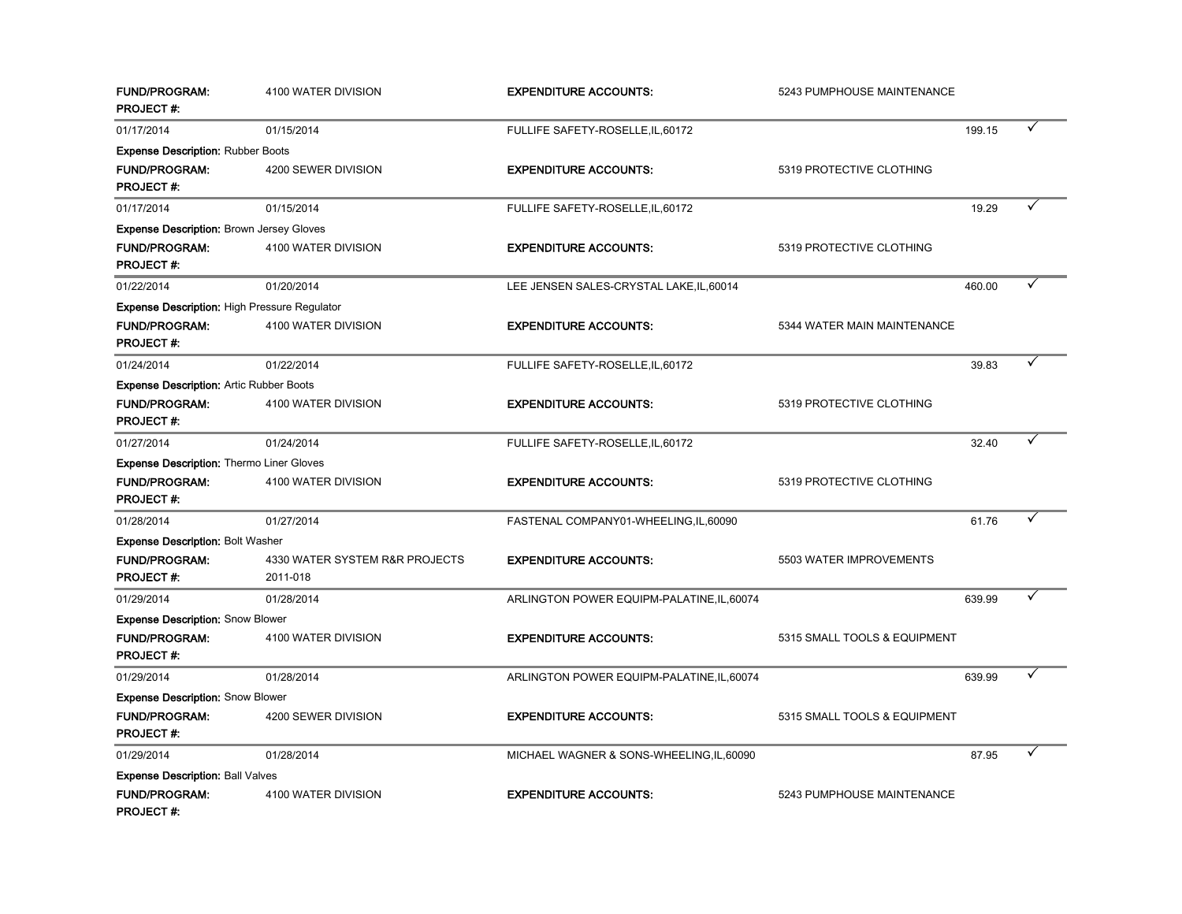**FUND/PROGRAM:** 4100 WATER DIVISION **EXPENDITURE ACCOUNTS:** 5243 PUMPHOUSE MAINTENANCE
**PROJECT #:**

---

01/17/2014 | 01/15/2014 | FULLIFE SAFETY-ROSELLE,IL,60172 | 199.15 | ✓

**Expense Description:** Rubber Boots
**FUND/PROGRAM:** 4200 SEWER DIVISION **EXPENDITURE ACCOUNTS:** 5319 PROTECTIVE CLOTHING
**PROJECT #:**

---

01/17/2014 | 01/15/2014 | FULLIFE SAFETY-ROSELLE,IL,60172 | 19.29 | ✓

**Expense Description:** Brown Jersey Gloves
**FUND/PROGRAM:** 4100 WATER DIVISION **EXPENDITURE ACCOUNTS:** 5319 PROTECTIVE CLOTHING
**PROJECT #:**

---

01/22/2014 | 01/20/2014 | LEE JENSEN SALES-CRYSTAL LAKE,IL,60014 | 460.00 | ✓

**Expense Description:** High Pressure Regulator
**FUND/PROGRAM:** 4100 WATER DIVISION **EXPENDITURE ACCOUNTS:** 5344 WATER MAIN MAINTENANCE
**PROJECT #:**

---

01/24/2014 | 01/22/2014 | FULLIFE SAFETY-ROSELLE,IL,60172 | 39.83 | ✓

**Expense Description:** Artic Rubber Boots
**FUND/PROGRAM:** 4100 WATER DIVISION **EXPENDITURE ACCOUNTS:** 5319 PROTECTIVE CLOTHING
**PROJECT #:**

---

01/27/2014 | 01/24/2014 | FULLIFE SAFETY-ROSELLE,IL,60172 | 32.40 | ✓

**Expense Description:** Thermo Liner Gloves
**FUND/PROGRAM:** 4100 WATER DIVISION **EXPENDITURE ACCOUNTS:** 5319 PROTECTIVE CLOTHING
**PROJECT #:**

---

01/28/2014 | 01/27/2014 | FASTENAL COMPANY01-WHEELING,IL,60090 | 61.76 | ✓

**Expense Description:** Bolt Washer
**FUND/PROGRAM:** 4330 WATER SYSTEM R&R PROJECTS **EXPENDITURE ACCOUNTS:** 5503 WATER IMPROVEMENTS
**PROJECT #:** 2011-018

---

01/29/2014 | 01/28/2014 | ARLINGTON POWER EQUIPM-PALATINE,IL,60074 | 639.99 | ✓

**Expense Description:** Snow Blower
**FUND/PROGRAM:** 4100 WATER DIVISION **EXPENDITURE ACCOUNTS:** 5315 SMALL TOOLS & EQUIPMENT
**PROJECT #:**

---

01/29/2014 | 01/28/2014 | ARLINGTON POWER EQUIPM-PALATINE,IL,60074 | 639.99 | ✓

**Expense Description:** Snow Blower
**FUND/PROGRAM:** 4200 SEWER DIVISION **EXPENDITURE ACCOUNTS:** 5315 SMALL TOOLS & EQUIPMENT
**PROJECT #:**

---

01/29/2014 | 01/28/2014 | MICHAEL WAGNER & SONS-WHEELING,IL,60090 | 87.95 | ✓

**Expense Description:** Ball Valves
**FUND/PROGRAM:** 4100 WATER DIVISION **EXPENDITURE ACCOUNTS:** 5243 PUMPHOUSE MAINTENANCE
**PROJECT #:**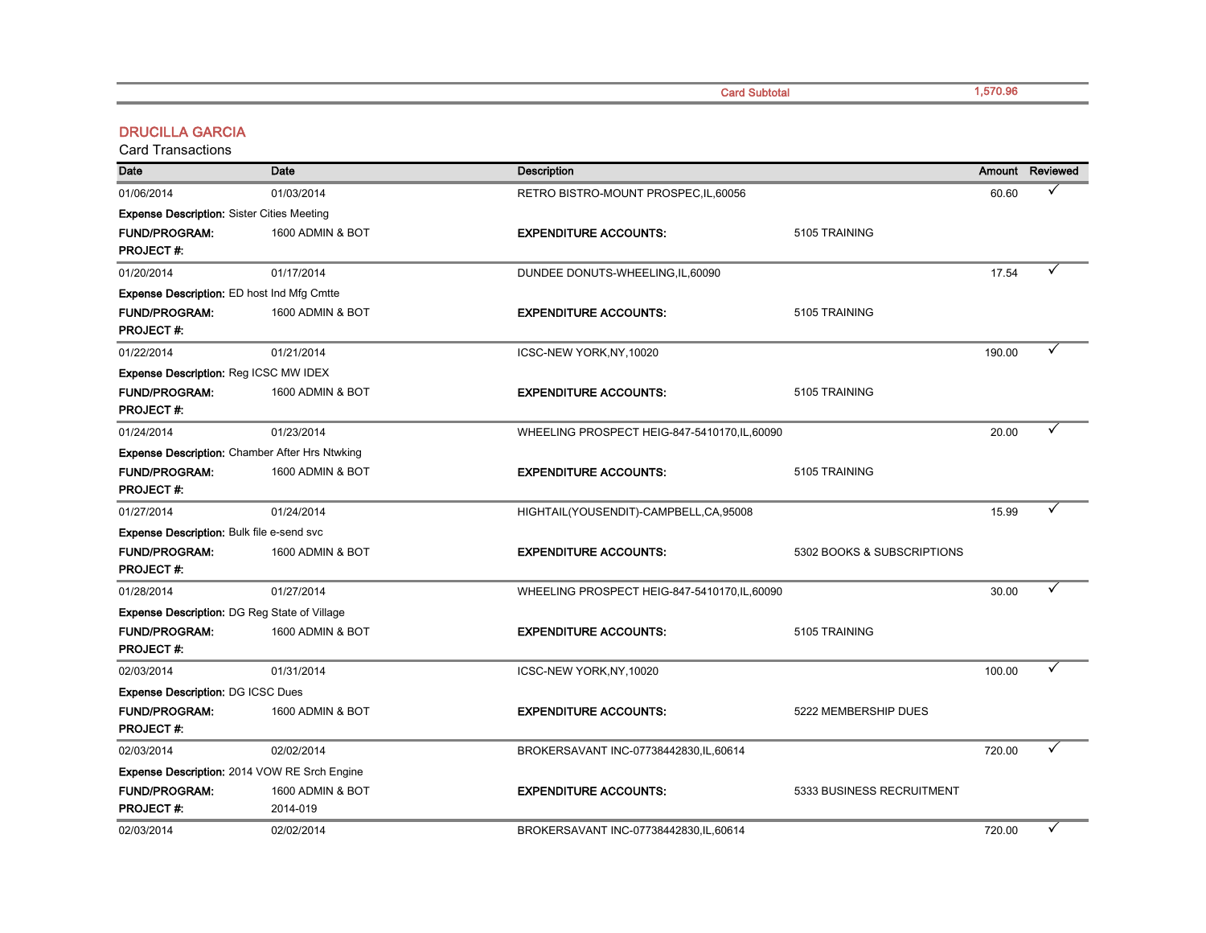| | Card Subtotal | 1,570.96 |
|---|---|---|

## DRUCILLA GARCIA

Card Transactions

| Date | Date | Description | | Amount | Reviewed |
|---|---|---|---|---|---|
| 01/06/2014 | 01/03/2014 | RETRO BISTRO-MOUNT PROSPEC,IL,60056 | | 60.60 | ✓ |
| **Expense Description:** Sister Cities Meeting | | | | | |
| **FUND/PROGRAM:** | 1600 ADMIN & BOT | **EXPENDITURE ACCOUNTS:** | 5105 TRAINING | | |
| **PROJECT #:** | | | | | |
| 01/20/2014 | 01/17/2014 | DUNDEE DONUTS-WHEELING,IL,60090 | | 17.54 | ✓ |
| **Expense Description:** ED host Ind Mfg Cmtte | | | | | |
| **FUND/PROGRAM:** | 1600 ADMIN & BOT | **EXPENDITURE ACCOUNTS:** | 5105 TRAINING | | |
| **PROJECT #:** | | | | | |
| 01/22/2014 | 01/21/2014 | ICSC-NEW YORK,NY,10020 | | 190.00 | ✓ |
| **Expense Description:** Reg ICSC MW IDEX | | | | | |
| **FUND/PROGRAM:** | 1600 ADMIN & BOT | **EXPENDITURE ACCOUNTS:** | 5105 TRAINING | | |
| **PROJECT #:** | | | | | |
| 01/24/2014 | 01/23/2014 | WHEELING PROSPECT HEIG-847-5410170,IL,60090 | | 20.00 | ✓ |
| **Expense Description:** Chamber After Hrs Ntwking | | | | | |
| **FUND/PROGRAM:** | 1600 ADMIN & BOT | **EXPENDITURE ACCOUNTS:** | 5105 TRAINING | | |
| **PROJECT #:** | | | | | |
| 01/27/2014 | 01/24/2014 | HIGHTAIL(YOUSENDIT)-CAMPBELL,CA,95008 | | 15.99 | ✓ |
| **Expense Description:** Bulk file e-send svc | | | | | |
| **FUND/PROGRAM:** | 1600 ADMIN & BOT | **EXPENDITURE ACCOUNTS:** | 5302 BOOKS & SUBSCRIPTIONS | | |
| **PROJECT #:** | | | | | |
| 01/28/2014 | 01/27/2014 | WHEELING PROSPECT HEIG-847-5410170,IL,60090 | | 30.00 | ✓ |
| **Expense Description:** DG Reg State of Village | | | | | |
| **FUND/PROGRAM:** | 1600 ADMIN & BOT | **EXPENDITURE ACCOUNTS:** | 5105 TRAINING | | |
| **PROJECT #:** | | | | | |
| 02/03/2014 | 01/31/2014 | ICSC-NEW YORK,NY,10020 | | 100.00 | ✓ |
| **Expense Description:** DG ICSC Dues | | | | | |
| **FUND/PROGRAM:** | 1600 ADMIN & BOT | **EXPENDITURE ACCOUNTS:** | 5222 MEMBERSHIP DUES | | |
| **PROJECT #:** | | | | | |
| 02/03/2014 | 02/02/2014 | BROKERSAVANT INC-07738442830,IL,60614 | | 720.00 | ✓ |
| **Expense Description:** 2014 VOW RE Srch Engine | | | | | |
| **FUND/PROGRAM:** | 1600 ADMIN & BOT | **EXPENDITURE ACCOUNTS:** | 5333 BUSINESS RECRUITMENT | | |
| **PROJECT #:** | 2014-019 | | | | |
| 02/03/2014 | 02/02/2014 | BROKERSAVANT INC-07738442830,IL,60614 | | 720.00 | ✓ |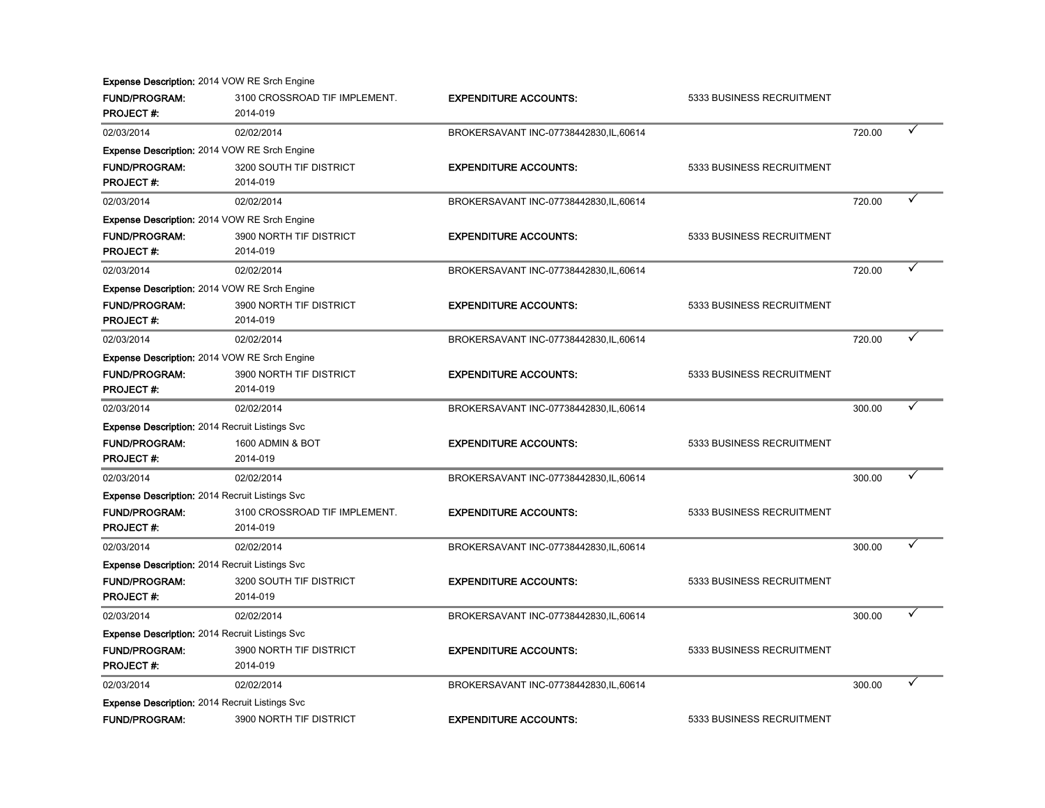**Expense Description:** 2014 VOW RE Srch Engine

| | | | | | |
|---|---|---|---|---|---|
| **FUND/PROGRAM:** | 3100 CROSSROAD TIF IMPLEMENT. | **EXPENDITURE ACCOUNTS:** | 5333 BUSINESS RECRUITMENT | | |
| **PROJECT #:** | 2014-019 | | | | |
| 02/03/2014 | 02/02/2014 | BROKERSAVANT INC-07738442830,IL,60614 | | 720.00 | ✓ |

**Expense Description:** 2014 VOW RE Srch Engine

| | | | | | |
|---|---|---|---|---|---|
| **FUND/PROGRAM:** | 3200 SOUTH TIF DISTRICT | **EXPENDITURE ACCOUNTS:** | 5333 BUSINESS RECRUITMENT | | |
| **PROJECT #:** | 2014-019 | | | | |
| 02/03/2014 | 02/02/2014 | BROKERSAVANT INC-07738442830,IL,60614 | | 720.00 | ✓ |

**Expense Description:** 2014 VOW RE Srch Engine

| | | | | | |
|---|---|---|---|---|---|
| **FUND/PROGRAM:** | 3900 NORTH TIF DISTRICT | **EXPENDITURE ACCOUNTS:** | 5333 BUSINESS RECRUITMENT | | |
| **PROJECT #:** | 2014-019 | | | | |
| 02/03/2014 | 02/02/2014 | BROKERSAVANT INC-07738442830,IL,60614 | | 720.00 | ✓ |

**Expense Description:** 2014 VOW RE Srch Engine

| | | | | | |
|---|---|---|---|---|---|
| **FUND/PROGRAM:** | 3900 NORTH TIF DISTRICT | **EXPENDITURE ACCOUNTS:** | 5333 BUSINESS RECRUITMENT | | |
| **PROJECT #:** | 2014-019 | | | | |
| 02/03/2014 | 02/02/2014 | BROKERSAVANT INC-07738442830,IL,60614 | | 720.00 | ✓ |

**Expense Description:** 2014 VOW RE Srch Engine

| | | | | | |
|---|---|---|---|---|---|
| **FUND/PROGRAM:** | 3900 NORTH TIF DISTRICT | **EXPENDITURE ACCOUNTS:** | 5333 BUSINESS RECRUITMENT | | |
| **PROJECT #:** | 2014-019 | | | | |
| 02/03/2014 | 02/02/2014 | BROKERSAVANT INC-07738442830,IL,60614 | | 300.00 | ✓ |

**Expense Description:** 2014 Recruit Listings Svc

| | | | | | |
|---|---|---|---|---|---|
| **FUND/PROGRAM:** | 1600 ADMIN & BOT | **EXPENDITURE ACCOUNTS:** | 5333 BUSINESS RECRUITMENT | | |
| **PROJECT #:** | 2014-019 | | | | |
| 02/03/2014 | 02/02/2014 | BROKERSAVANT INC-07738442830,IL,60614 | | 300.00 | ✓ |

**Expense Description:** 2014 Recruit Listings Svc

| | | | | | |
|---|---|---|---|---|---|
| **FUND/PROGRAM:** | 3100 CROSSROAD TIF IMPLEMENT. | **EXPENDITURE ACCOUNTS:** | 5333 BUSINESS RECRUITMENT | | |
| **PROJECT #:** | 2014-019 | | | | |
| 02/03/2014 | 02/02/2014 | BROKERSAVANT INC-07738442830,IL,60614 | | 300.00 | ✓ |

**Expense Description:** 2014 Recruit Listings Svc

| | | | | | |
|---|---|---|---|---|---|
| **FUND/PROGRAM:** | 3200 SOUTH TIF DISTRICT | **EXPENDITURE ACCOUNTS:** | 5333 BUSINESS RECRUITMENT | | |
| **PROJECT #:** | 2014-019 | | | | |
| 02/03/2014 | 02/02/2014 | BROKERSAVANT INC-07738442830,IL,60614 | | 300.00 | ✓ |

**Expense Description:** 2014 Recruit Listings Svc

| | | | | | |
|---|---|---|---|---|---|
| **FUND/PROGRAM:** | 3900 NORTH TIF DISTRICT | **EXPENDITURE ACCOUNTS:** | 5333 BUSINESS RECRUITMENT | | |
| **PROJECT #:** | 2014-019 | | | | |
| 02/03/2014 | 02/02/2014 | BROKERSAVANT INC-07738442830,IL,60614 | | 300.00 | ✓ |

**Expense Description:** 2014 Recruit Listings Svc

| | | | |
|---|---|---|---|
| **FUND/PROGRAM:** | 3900 NORTH TIF DISTRICT | **EXPENDITURE ACCOUNTS:** | 5333 BUSINESS RECRUITMENT |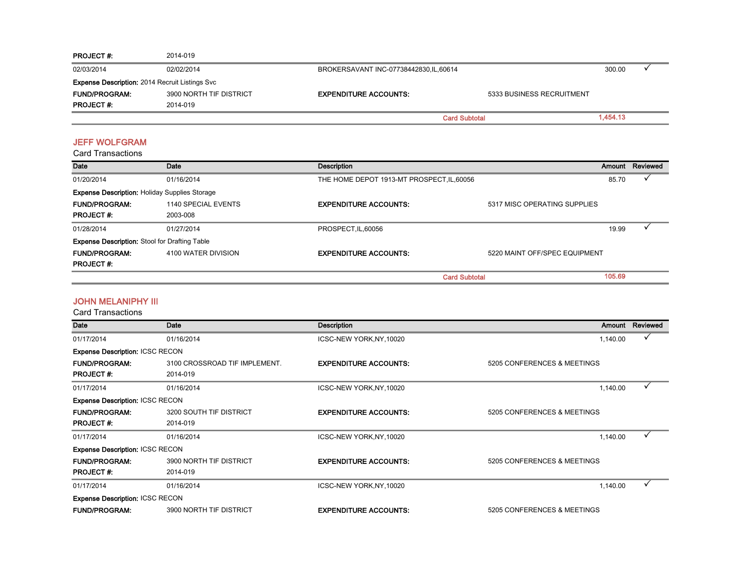| | | | | |
|---|---|---|---|---|
| **PROJECT #:** | 2014-019 | | | |
| 02/03/2014 | 02/02/2014 | BROKERSAVANT INC-07738442830,IL,60614 | 300.00 | ✓ |
| **Expense Description:** 2014 Recruit Listings Svc | | | | |
| **FUND/PROGRAM:** | 3900 NORTH TIF DISTRICT | **EXPENDITURE ACCOUNTS:** | 5333 BUSINESS RECRUITMENT | |
| **PROJECT #:** | 2014-019 | | | |
| | | **Card Subtotal** | 1,454.13 | |

## JEFF WOLFGRAM

Card Transactions

| Date | Date | Description | | Amount | Reviewed |
|---|---|---|---|---|---|
| 01/20/2014 | 01/16/2014 | THE HOME DEPOT 1913-MT PROSPECT,IL,60056 | | 85.70 | ✓ |
| **Expense Description:** Holiday Supplies Storage | | | | | |
| **FUND/PROGRAM:** | 1140 SPECIAL EVENTS | **EXPENDITURE ACCOUNTS:** | 5317 MISC OPERATING SUPPLIES | | |
| **PROJECT #:** | 2003-008 | | | | |
| 01/28/2014 | 01/27/2014 | PROSPECT,IL,60056 | | 19.99 | ✓ |
| **Expense Description:** Stool for Drafting Table | | | | | |
| **FUND/PROGRAM:** | 4100 WATER DIVISION | **EXPENDITURE ACCOUNTS:** | 5220 MAINT OFF/SPEC EQUIPMENT | | |
| **PROJECT #:** | | | | | |
| | | | **Card Subtotal** | 105.69 | |

## JOHN MELANIPHY III

Card Transactions

| Date | Date | Description | | Amount | Reviewed |
|---|---|---|---|---|---|
| 01/17/2014 | 01/16/2014 | ICSC-NEW YORK,NY,10020 | | 1,140.00 | ✓ |
| **Expense Description:** ICSC RECON | | | | | |
| **FUND/PROGRAM:** | 3100 CROSSROAD TIF IMPLEMENT. | **EXPENDITURE ACCOUNTS:** | 5205 CONFERENCES & MEETINGS | | |
| **PROJECT #:** | 2014-019 | | | | |
| 01/17/2014 | 01/16/2014 | ICSC-NEW YORK,NY,10020 | | 1,140.00 | ✓ |
| **Expense Description:** ICSC RECON | | | | | |
| **FUND/PROGRAM:** | 3200 SOUTH TIF DISTRICT | **EXPENDITURE ACCOUNTS:** | 5205 CONFERENCES & MEETINGS | | |
| **PROJECT #:** | 2014-019 | | | | |
| 01/17/2014 | 01/16/2014 | ICSC-NEW YORK,NY,10020 | | 1,140.00 | ✓ |
| **Expense Description:** ICSC RECON | | | | | |
| **FUND/PROGRAM:** | 3900 NORTH TIF DISTRICT | **EXPENDITURE ACCOUNTS:** | 5205 CONFERENCES & MEETINGS | | |
| **PROJECT #:** | 2014-019 | | | | |
| 01/17/2014 | 01/16/2014 | ICSC-NEW YORK,NY,10020 | | 1,140.00 | ✓ |
| **Expense Description:** ICSC RECON | | | | | |
| **FUND/PROGRAM:** | 3900 NORTH TIF DISTRICT | **EXPENDITURE ACCOUNTS:** | 5205 CONFERENCES & MEETINGS | | |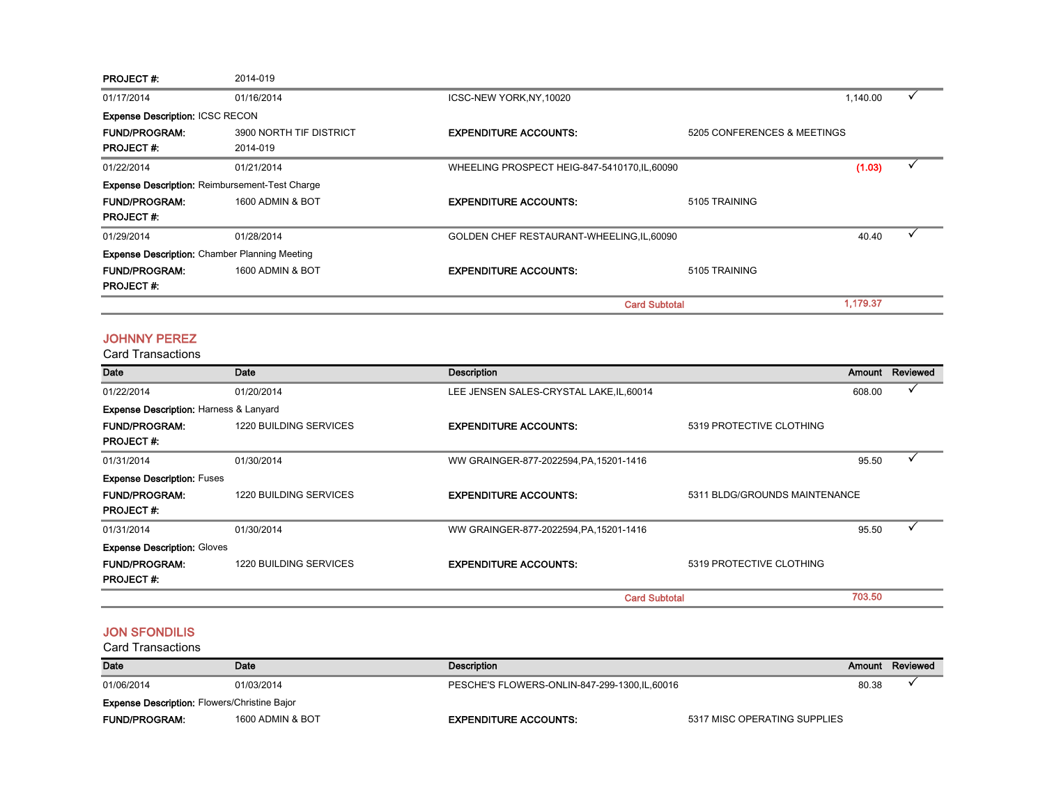**PROJECT #:** 2014-019

| | | | | |
|---|---|---|---|---|
| 01/17/2014 | 01/16/2014 | ICSC-NEW YORK,NY,10020 | 1,140.00 | ✓ |

**Expense Description:** ICSC RECON

**FUND/PROGRAM:** 3900 NORTH TIF DISTRICT **EXPENDITURE ACCOUNTS:** 5205 CONFERENCES & MEETINGS

**PROJECT #:** 2014-019

| | | | | |
|---|---|---|---|---|
| 01/22/2014 | 01/21/2014 | WHEELING PROSPECT HEIG-847-5410170,IL,60090 | (1.03) | ✓ |

**Expense Description:** Reimbursement-Test Charge

**FUND/PROGRAM:** 1600 ADMIN & BOT **EXPENDITURE ACCOUNTS:** 5105 TRAINING

**PROJECT #:**

| | | | | |
|---|---|---|---|---|
| 01/29/2014 | 01/28/2014 | GOLDEN CHEF RESTAURANT-WHEELING,IL,60090 | 40.40 | ✓ |

**Expense Description:** Chamber Planning Meeting

**FUND/PROGRAM:** 1600 ADMIN & BOT **EXPENDITURE ACCOUNTS:** 5105 TRAINING

**PROJECT #:**

**Card Subtotal** 1,179.37

## JOHNNY PEREZ

Card Transactions

| Date | Date | Description | Amount | Reviewed |
|---|---|---|---|---|
| 01/22/2014 | 01/20/2014 | LEE JENSEN SALES-CRYSTAL LAKE,IL,60014 | 608.00 | ✓ |

**Expense Description:** Harness & Lanyard

**FUND/PROGRAM:** 1220 BUILDING SERVICES **EXPENDITURE ACCOUNTS:** 5319 PROTECTIVE CLOTHING

**PROJECT #:**

| | | | | |
|---|---|---|---|---|
| 01/31/2014 | 01/30/2014 | WW GRAINGER-877-2022594,PA,15201-1416 | 95.50 | ✓ |

**Expense Description:** Fuses

**FUND/PROGRAM:** 1220 BUILDING SERVICES **EXPENDITURE ACCOUNTS:** 5311 BLDG/GROUNDS MAINTENANCE

**PROJECT #:**

| | | | | |
|---|---|---|---|---|
| 01/31/2014 | 01/30/2014 | WW GRAINGER-877-2022594,PA,15201-1416 | 95.50 | ✓ |

**Expense Description:** Gloves

**FUND/PROGRAM:** 1220 BUILDING SERVICES **EXPENDITURE ACCOUNTS:** 5319 PROTECTIVE CLOTHING

**PROJECT #:**

**Card Subtotal** 703.50

## JON SFONDILIS

Card Transactions

| Date | Date | Description | Amount | Reviewed |
|---|---|---|---|---|
| 01/06/2014 | 01/03/2014 | PESCHE'S FLOWERS-ONLIN-847-299-1300,IL,60016 | 80.38 | ✓ |

**Expense Description:** Flowers/Christine Bajor

**FUND/PROGRAM:** 1600 ADMIN & BOT **EXPENDITURE ACCOUNTS:** 5317 MISC OPERATING SUPPLIES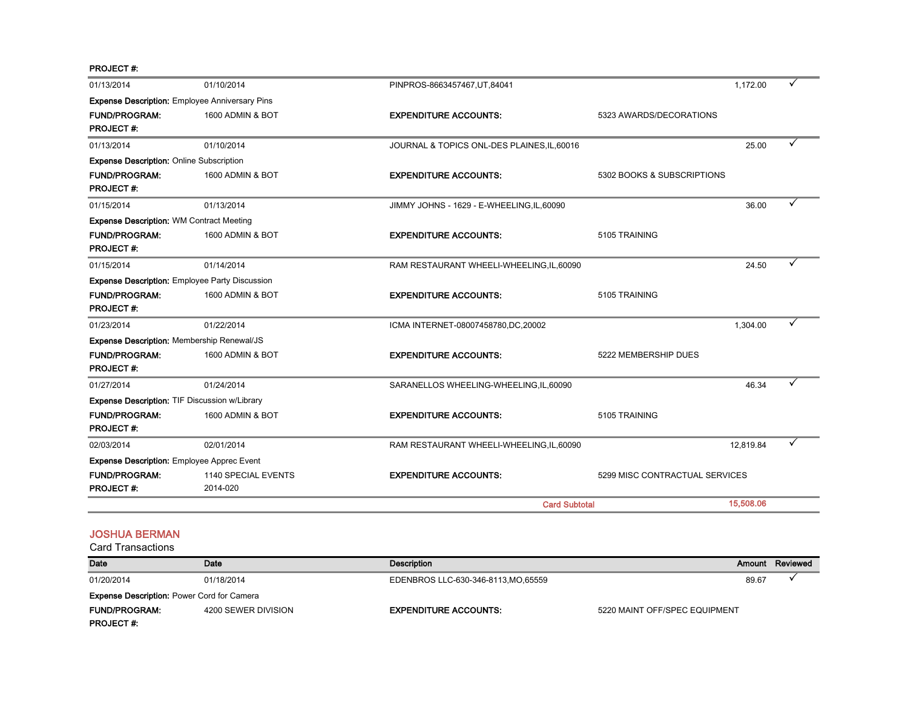PROJECT #:

| Date | Date | Description | Amount | Reviewed |
|---|---|---|---|---|
| 01/13/2014 | 01/10/2014 | PINPROS-8663457467,UT,84041 | 1,172.00 | ✓ |

**Expense Description:** Employee Anniversary Pins
**FUND/PROGRAM:** 1600 ADMIN & BOT **EXPENDITURE ACCOUNTS:** 5323 AWARDS/DECORATIONS
**PROJECT #:**

| | | | | |
|---|---|---|---|---|
| 01/13/2014 | 01/10/2014 | JOURNAL & TOPICS ONL-DES PLAINES,IL,60016 | 25.00 | ✓ |

**Expense Description:** Online Subscription
**FUND/PROGRAM:** 1600 ADMIN & BOT **EXPENDITURE ACCOUNTS:** 5302 BOOKS & SUBSCRIPTIONS
**PROJECT #:**

| | | | | |
|---|---|---|---|---|
| 01/15/2014 | 01/13/2014 | JIMMY JOHNS - 1629 - E-WHEELING,IL,60090 | 36.00 | ✓ |

**Expense Description:** WM Contract Meeting
**FUND/PROGRAM:** 1600 ADMIN & BOT **EXPENDITURE ACCOUNTS:** 5105 TRAINING
**PROJECT #:**

| | | | | |
|---|---|---|---|---|
| 01/15/2014 | 01/14/2014 | RAM RESTAURANT WHEELI-WHEELING,IL,60090 | 24.50 | ✓ |

**Expense Description:** Employee Party Discussion
**FUND/PROGRAM:** 1600 ADMIN & BOT **EXPENDITURE ACCOUNTS:** 5105 TRAINING
**PROJECT #:**

| | | | | |
|---|---|---|---|---|
| 01/23/2014 | 01/22/2014 | ICMA INTERNET-08007458780,DC,20002 | 1,304.00 | ✓ |

**Expense Description:** Membership Renewal/JS
**FUND/PROGRAM:** 1600 ADMIN & BOT **EXPENDITURE ACCOUNTS:** 5222 MEMBERSHIP DUES
**PROJECT #:**

| | | | | |
|---|---|---|---|---|
| 01/27/2014 | 01/24/2014 | SARANELLOS WHEELING-WHEELING,IL,60090 | 46.34 | ✓ |

**Expense Description:** TIF Discussion w/Library
**FUND/PROGRAM:** 1600 ADMIN & BOT **EXPENDITURE ACCOUNTS:** 5105 TRAINING
**PROJECT #:**

| | | | | |
|---|---|---|---|---|
| 02/03/2014 | 02/01/2014 | RAM RESTAURANT WHEELI-WHEELING,IL,60090 | 12,819.84 | ✓ |

**Expense Description:** Employee Apprec Event
**FUND/PROGRAM:** 1140 SPECIAL EVENTS **EXPENDITURE ACCOUNTS:** 5299 MISC CONTRACTUAL SERVICES
**PROJECT #:** 2014-020

**Card Subtotal** 15,508.06

## JOSHUA BERMAN

Card Transactions

| Date | Date | Description | Amount | Reviewed |
|---|---|---|---|---|
| 01/20/2014 | 01/18/2014 | EDENBROS LLC-630-346-8113,MO,65559 | 89.67 | ✓ |

**Expense Description:** Power Cord for Camera
**FUND/PROGRAM:** 4200 SEWER DIVISION **EXPENDITURE ACCOUNTS:** 5220 MAINT OFF/SPEC EQUIPMENT
**PROJECT #:**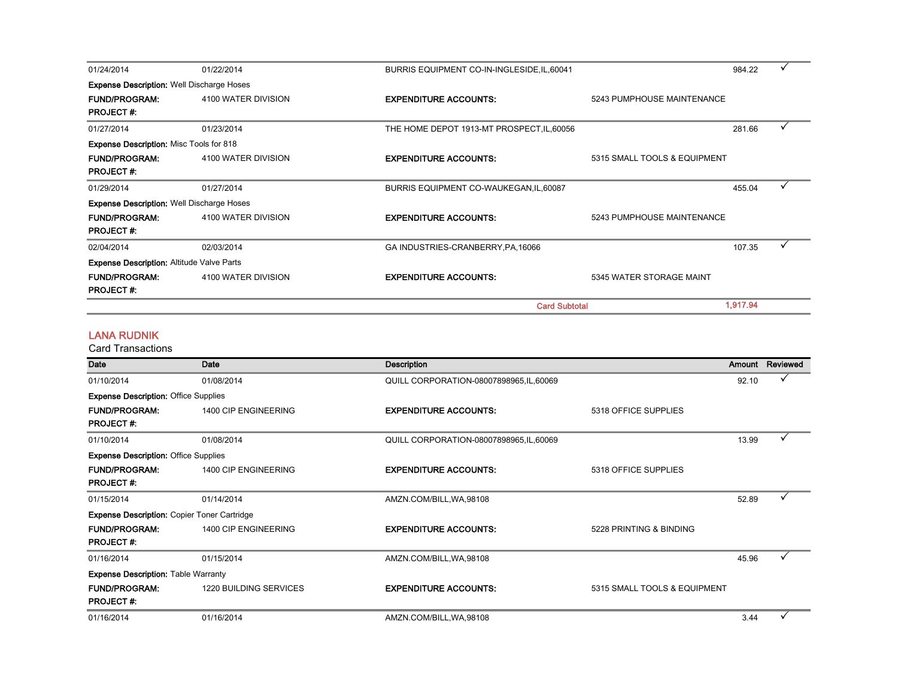| | | | | | |
|---|---|---|---|---|---|
| 01/24/2014 | 01/22/2014 | BURRIS EQUIPMENT CO-IN-INGLESIDE,IL,60041 | | 984.22 | ✓ |
| **Expense Description:** Well Discharge Hoses | | | | | |
| **FUND/PROGRAM:** | 4100 WATER DIVISION | **EXPENDITURE ACCOUNTS:** | 5243 PUMPHOUSE MAINTENANCE | | |
| **PROJECT #:** | | | | | |
| 01/27/2014 | 01/23/2014 | THE HOME DEPOT 1913-MT PROSPECT,IL,60056 | | 281.66 | ✓ |
| **Expense Description:** Misc Tools for 818 | | | | | |
| **FUND/PROGRAM:** | 4100 WATER DIVISION | **EXPENDITURE ACCOUNTS:** | 5315 SMALL TOOLS & EQUIPMENT | | |
| **PROJECT #:** | | | | | |
| 01/29/2014 | 01/27/2014 | BURRIS EQUIPMENT CO-WAUKEGAN,IL,60087 | | 455.04 | ✓ |
| **Expense Description:** Well Discharge Hoses | | | | | |
| **FUND/PROGRAM:** | 4100 WATER DIVISION | **EXPENDITURE ACCOUNTS:** | 5243 PUMPHOUSE MAINTENANCE | | |
| **PROJECT #:** | | | | | |
| 02/04/2014 | 02/03/2014 | GA INDUSTRIES-CRANBERRY,PA,16066 | | 107.35 | ✓ |
| **Expense Description:** Altitude Valve Parts | | | | | |
| **FUND/PROGRAM:** | 4100 WATER DIVISION | **EXPENDITURE ACCOUNTS:** | 5345 WATER STORAGE MAINT | | |
| **PROJECT #:** | | | | | |
| | | | Card Subtotal | 1,917.94 | |

## LANA RUDNIK

Card Transactions

| Date | Date | Description | | Amount | Reviewed |
|---|---|---|---|---|---|
| 01/10/2014 | 01/08/2014 | QUILL CORPORATION-08007898965,IL,60069 | | 92.10 | ✓ |
| **Expense Description:** Office Supplies | | | | | |
| **FUND/PROGRAM:** | 1400 CIP ENGINEERING | **EXPENDITURE ACCOUNTS:** | 5318 OFFICE SUPPLIES | | |
| **PROJECT #:** | | | | | |
| 01/10/2014 | 01/08/2014 | QUILL CORPORATION-08007898965,IL,60069 | | 13.99 | ✓ |
| **Expense Description:** Office Supplies | | | | | |
| **FUND/PROGRAM:** | 1400 CIP ENGINEERING | **EXPENDITURE ACCOUNTS:** | 5318 OFFICE SUPPLIES | | |
| **PROJECT #:** | | | | | |
| 01/15/2014 | 01/14/2014 | AMZN.COM/BILL,WA,98108 | | 52.89 | ✓ |
| **Expense Description:** Copier Toner Cartridge | | | | | |
| **FUND/PROGRAM:** | 1400 CIP ENGINEERING | **EXPENDITURE ACCOUNTS:** | 5228 PRINTING & BINDING | | |
| **PROJECT #:** | | | | | |
| 01/16/2014 | 01/15/2014 | AMZN.COM/BILL,WA,98108 | | 45.96 | ✓ |
| **Expense Description:** Table Warranty | | | | | |
| **FUND/PROGRAM:** | 1220 BUILDING SERVICES | **EXPENDITURE ACCOUNTS:** | 5315 SMALL TOOLS & EQUIPMENT | | |
| **PROJECT #:** | | | | | |
| 01/16/2014 | 01/16/2014 | AMZN.COM/BILL,WA,98108 | | 3.44 | ✓ |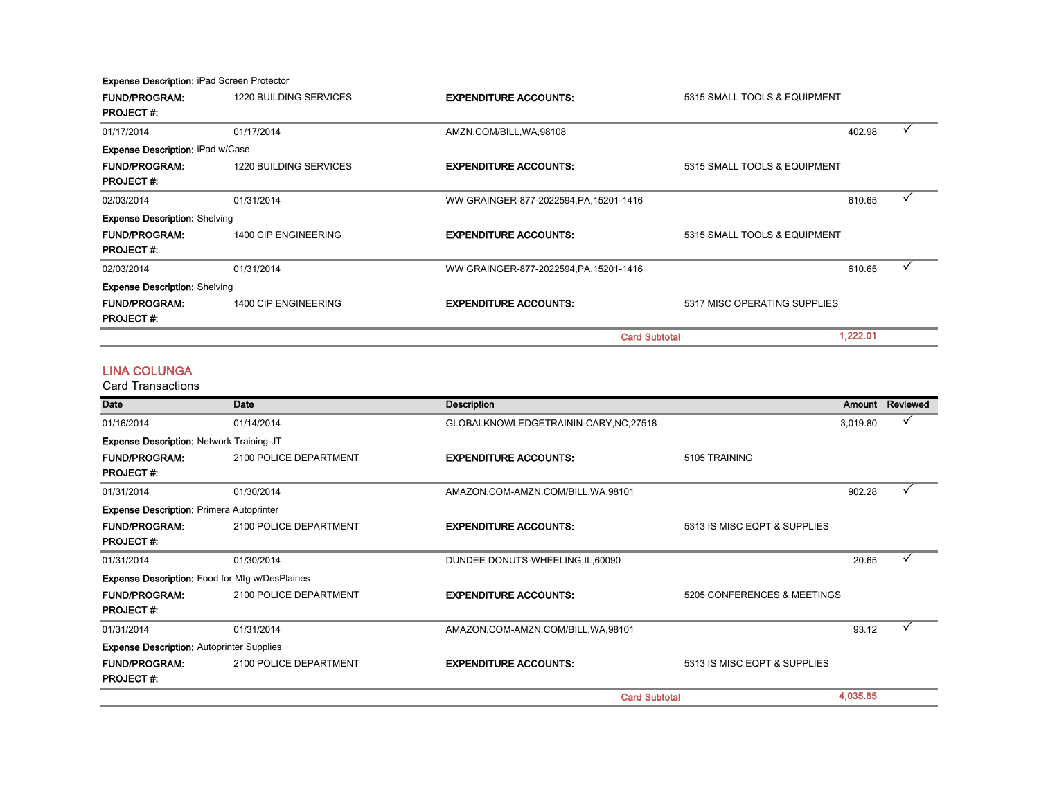**Expense Description:** iPad Screen Protector

| | | | | | |
|---|---|---|---|---|---|
| **FUND/PROGRAM:** | 1220 BUILDING SERVICES | **EXPENDITURE ACCOUNTS:** | 5315 SMALL TOOLS & EQUIPMENT | | |
| **PROJECT #:** | | | | | |
| 01/17/2014 | 01/17/2014 | AMZN.COM/BILL,WA,98108 | | 402.98 | ✓ |

**Expense Description:** iPad w/Case

| | | | | | |
|---|---|---|---|---|---|
| **FUND/PROGRAM:** | 1220 BUILDING SERVICES | **EXPENDITURE ACCOUNTS:** | 5315 SMALL TOOLS & EQUIPMENT | | |
| **PROJECT #:** | | | | | |
| 02/03/2014 | 01/31/2014 | WW GRAINGER-877-2022594,PA,15201-1416 | | 610.65 | ✓ |

**Expense Description:** Shelving

| | | | | | |
|---|---|---|---|---|---|
| **FUND/PROGRAM:** | 1400 CIP ENGINEERING | **EXPENDITURE ACCOUNTS:** | 5315 SMALL TOOLS & EQUIPMENT | | |
| **PROJECT #:** | | | | | |
| 02/03/2014 | 01/31/2014 | WW GRAINGER-877-2022594,PA,15201-1416 | | 610.65 | ✓ |

**Expense Description:** Shelving

| | | | | | |
|---|---|---|---|---|---|
| **FUND/PROGRAM:** | 1400 CIP ENGINEERING | **EXPENDITURE ACCOUNTS:** | 5317 MISC OPERATING SUPPLIES | | |
| **PROJECT #:** | | | | | |
| | | | **Card Subtotal** | **1,222.01** | |

## LINA COLUNGA

Card Transactions

| Date | Date | Description | | Amount | Reviewed |
|---|---|---|---|---|---|
| 01/16/2014 | 01/14/2014 | GLOBALKNOWLEDGETRAININ-CARY,NC,27518 | | 3,019.80 | ✓ |

**Expense Description:** Network Training-JT

| | | | | | |
|---|---|---|---|---|---|
| **FUND/PROGRAM:** | 2100 POLICE DEPARTMENT | **EXPENDITURE ACCOUNTS:** | 5105 TRAINING | | |
| **PROJECT #:** | | | | | |
| 01/31/2014 | 01/30/2014 | AMAZON.COM-AMZN.COM/BILL,WA,98101 | | 902.28 | ✓ |

**Expense Description:** Primera Autoprinter

| | | | | | |
|---|---|---|---|---|---|
| **FUND/PROGRAM:** | 2100 POLICE DEPARTMENT | **EXPENDITURE ACCOUNTS:** | 5313 IS MISC EQPT & SUPPLIES | | |
| **PROJECT #:** | | | | | |
| 01/31/2014 | 01/30/2014 | DUNDEE DONUTS-WHEELING,IL,60090 | | 20.65 | ✓ |

**Expense Description:** Food for Mtg w/DesPlaines

| | | | | | |
|---|---|---|---|---|---|
| **FUND/PROGRAM:** | 2100 POLICE DEPARTMENT | **EXPENDITURE ACCOUNTS:** | 5205 CONFERENCES & MEETINGS | | |
| **PROJECT #:** | | | | | |
| 01/31/2014 | 01/31/2014 | AMAZON.COM-AMZN.COM/BILL,WA,98101 | | 93.12 | ✓ |

**Expense Description:** Autoprinter Supplies

| | | | | | |
|---|---|---|---|---|---|
| **FUND/PROGRAM:** | 2100 POLICE DEPARTMENT | **EXPENDITURE ACCOUNTS:** | 5313 IS MISC EQPT & SUPPLIES | | |
| **PROJECT #:** | | | | | |
| | | | **Card Subtotal** | **4,035.85** | |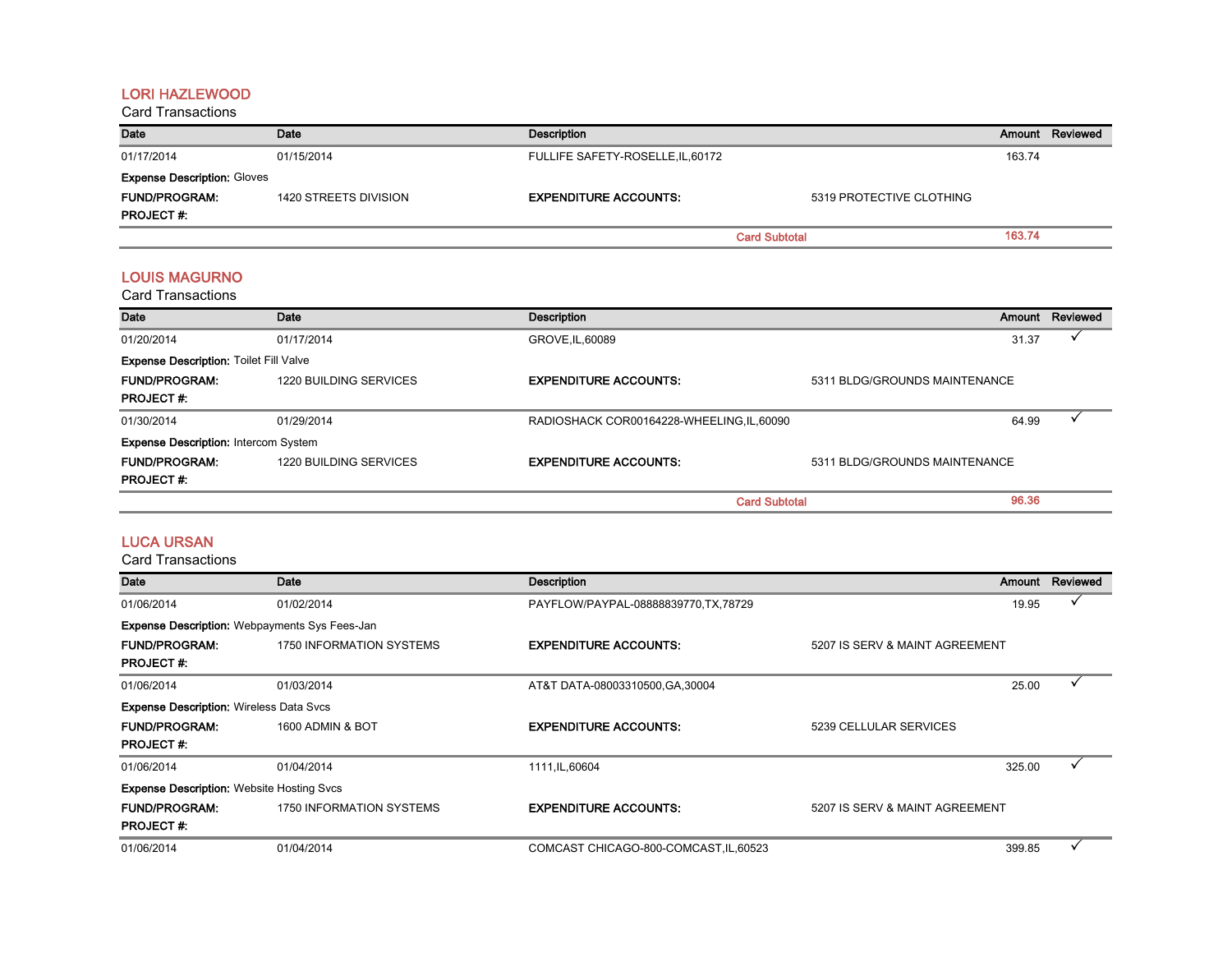## LORI HAZLEWOOD

Card Transactions

| Date | Date | Description | | Amount | Reviewed |
|---|---|---|---|---|---|
| 01/17/2014 | 01/15/2014 | FULLIFE SAFETY-ROSELLE,IL,60172 | | 163.74 | |
| **Expense Description:** Gloves | | | | | |
| **FUND/PROGRAM:** | 1420 STREETS DIVISION | **EXPENDITURE ACCOUNTS:** | 5319 PROTECTIVE CLOTHING | | |
| **PROJECT #:** | | | | | |
| | | | **Card Subtotal** | **163.74** | |

## LOUIS MAGURNO

Card Transactions

| Date | Date | Description | | Amount | Reviewed |
|---|---|---|---|---|---|
| 01/20/2014 | 01/17/2014 | GROVE,IL,60089 | | 31.37 | ✓ |
| **Expense Description:** Toilet Fill Valve | | | | | |
| **FUND/PROGRAM:** | 1220 BUILDING SERVICES | **EXPENDITURE ACCOUNTS:** | 5311 BLDG/GROUNDS MAINTENANCE | | |
| **PROJECT #:** | | | | | |
| 01/30/2014 | 01/29/2014 | RADIOSHACK COR00164228-WHEELING,IL,60090 | | 64.99 | ✓ |
| **Expense Description:** Intercom System | | | | | |
| **FUND/PROGRAM:** | 1220 BUILDING SERVICES | **EXPENDITURE ACCOUNTS:** | 5311 BLDG/GROUNDS MAINTENANCE | | |
| **PROJECT #:** | | | | | |
| | | | **Card Subtotal** | **96.36** | |

## LUCA URSAN

Card Transactions

| Date | Date | Description | | Amount | Reviewed |
|---|---|---|---|---|---|
| 01/06/2014 | 01/02/2014 | PAYFLOW/PAYPAL-08888839770,TX,78729 | | 19.95 | ✓ |
| **Expense Description:** Webpayments Sys Fees-Jan | | | | | |
| **FUND/PROGRAM:** | 1750 INFORMATION SYSTEMS | **EXPENDITURE ACCOUNTS:** | 5207 IS SERV & MAINT AGREEMENT | | |
| **PROJECT #:** | | | | | |
| 01/06/2014 | 01/03/2014 | AT&T DATA-08003310500,GA,30004 | | 25.00 | ✓ |
| **Expense Description:** Wireless Data Svcs | | | | | |
| **FUND/PROGRAM:** | 1600 ADMIN & BOT | **EXPENDITURE ACCOUNTS:** | 5239 CELLULAR SERVICES | | |
| **PROJECT #:** | | | | | |
| 01/06/2014 | 01/04/2014 | 1111,IL,60604 | | 325.00 | ✓ |
| **Expense Description:** Website Hosting Svcs | | | | | |
| **FUND/PROGRAM:** | 1750 INFORMATION SYSTEMS | **EXPENDITURE ACCOUNTS:** | 5207 IS SERV & MAINT AGREEMENT | | |
| **PROJECT #:** | | | | | |
| 01/06/2014 | 01/04/2014 | COMCAST CHICAGO-800-COMCAST,IL,60523 | | 399.85 | ✓ |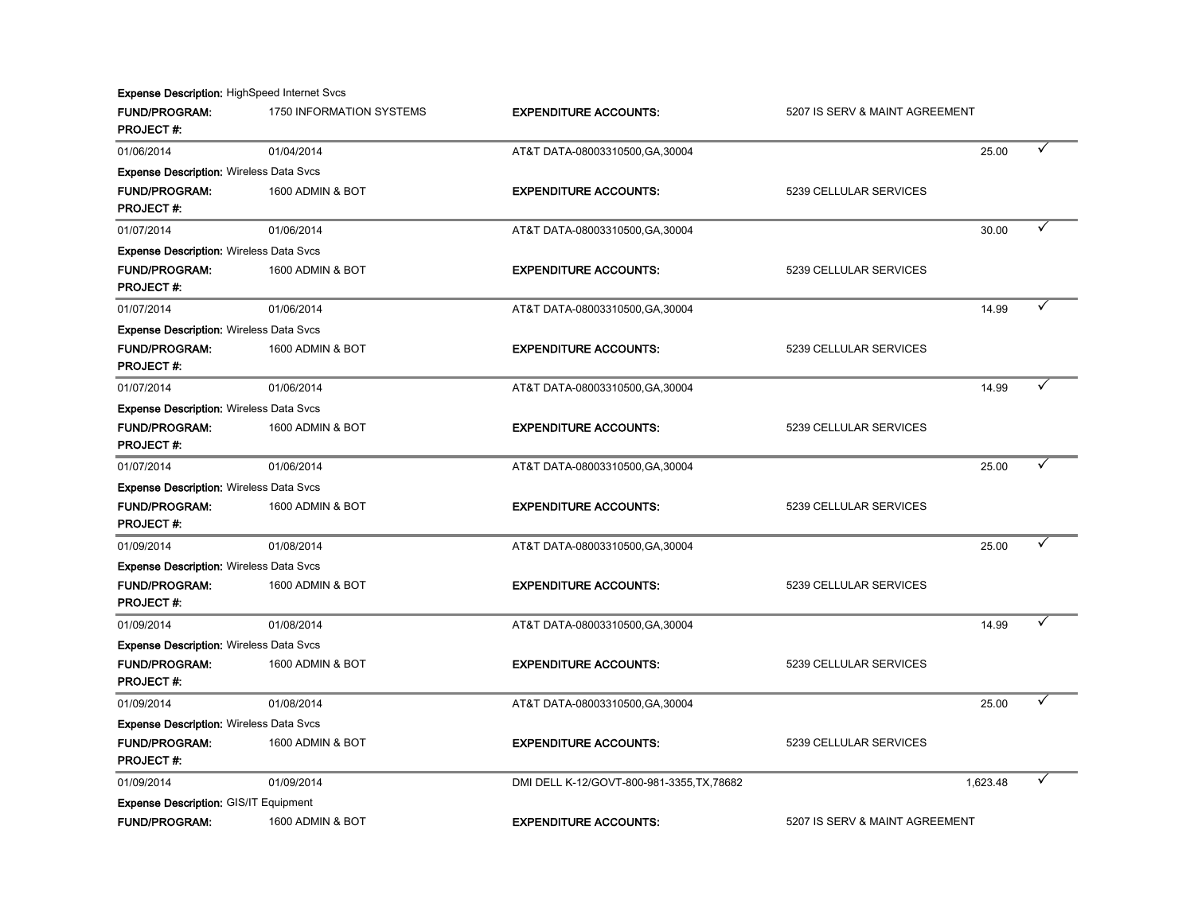**Expense Description:** HighSpeed Internet Svcs

**FUND/PROGRAM:** 1750 INFORMATION SYSTEMS **EXPENDITURE ACCOUNTS:** 5207 IS SERV & MAINT AGREEMENT

**PROJECT #:**

| 01/06/2014 | 01/04/2014 | AT&T DATA-08003310500,GA,30004 | 25.00 | ✓ |
|---|---|---|---|---|

**Expense Description:** Wireless Data Svcs

**FUND/PROGRAM:** 1600 ADMIN & BOT **EXPENDITURE ACCOUNTS:** 5239 CELLULAR SERVICES

**PROJECT #:**

| 01/07/2014 | 01/06/2014 | AT&T DATA-08003310500,GA,30004 | 30.00 | ✓ |
|---|---|---|---|---|

**Expense Description:** Wireless Data Svcs

**FUND/PROGRAM:** 1600 ADMIN & BOT **EXPENDITURE ACCOUNTS:** 5239 CELLULAR SERVICES

**PROJECT #:**

| 01/07/2014 | 01/06/2014 | AT&T DATA-08003310500,GA,30004 | 14.99 | ✓ |
|---|---|---|---|---|

**Expense Description:** Wireless Data Svcs

**FUND/PROGRAM:** 1600 ADMIN & BOT **EXPENDITURE ACCOUNTS:** 5239 CELLULAR SERVICES

**PROJECT #:**

| 01/07/2014 | 01/06/2014 | AT&T DATA-08003310500,GA,30004 | 14.99 | ✓ |
|---|---|---|---|---|

**Expense Description:** Wireless Data Svcs

**FUND/PROGRAM:** 1600 ADMIN & BOT **EXPENDITURE ACCOUNTS:** 5239 CELLULAR SERVICES

**PROJECT #:**

| 01/07/2014 | 01/06/2014 | AT&T DATA-08003310500,GA,30004 | 25.00 | ✓ |
|---|---|---|---|---|

**Expense Description:** Wireless Data Svcs

**FUND/PROGRAM:** 1600 ADMIN & BOT **EXPENDITURE ACCOUNTS:** 5239 CELLULAR SERVICES

**PROJECT #:**

| 01/09/2014 | 01/08/2014 | AT&T DATA-08003310500,GA,30004 | 25.00 | ✓ |
|---|---|---|---|---|

**Expense Description:** Wireless Data Svcs

**FUND/PROGRAM:** 1600 ADMIN & BOT **EXPENDITURE ACCOUNTS:** 5239 CELLULAR SERVICES

**PROJECT #:**

| 01/09/2014 | 01/08/2014 | AT&T DATA-08003310500,GA,30004 | 14.99 | ✓ |
|---|---|---|---|---|

**Expense Description:** Wireless Data Svcs

**FUND/PROGRAM:** 1600 ADMIN & BOT **EXPENDITURE ACCOUNTS:** 5239 CELLULAR SERVICES

**PROJECT #:**

| 01/09/2014 | 01/08/2014 | AT&T DATA-08003310500,GA,30004 | 25.00 | ✓ |
|---|---|---|---|---|

**Expense Description:** Wireless Data Svcs

**FUND/PROGRAM:** 1600 ADMIN & BOT **EXPENDITURE ACCOUNTS:** 5239 CELLULAR SERVICES

**PROJECT #:**

| 01/09/2014 | 01/09/2014 | DMI DELL K-12/GOVT-800-981-3355,TX,78682 | 1,623.48 | ✓ |
|---|---|---|---|---|

**Expense Description:** GIS/IT Equipment

**FUND/PROGRAM:** 1600 ADMIN & BOT **EXPENDITURE ACCOUNTS:** 5207 IS SERV & MAINT AGREEMENT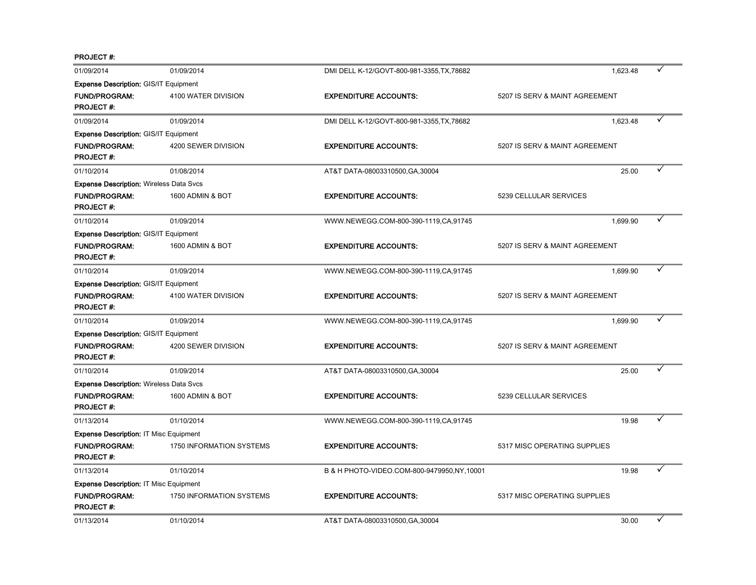**PROJECT #:**

| | | | | |
|---|---|---|---|---|
| 01/09/2014 | 01/09/2014 | DMI DELL K-12/GOVT-800-981-3355,TX,78682 | 1,623.48 | ✓ |

**Expense Description:** GIS/IT Equipment

**FUND/PROGRAM:** 4100 WATER DIVISION **EXPENDITURE ACCOUNTS:** 5207 IS SERV & MAINT AGREEMENT

**PROJECT #:**

| | | | | |
|---|---|---|---|---|
| 01/09/2014 | 01/09/2014 | DMI DELL K-12/GOVT-800-981-3355,TX,78682 | 1,623.48 | ✓ |

**Expense Description:** GIS/IT Equipment

**FUND/PROGRAM:** 4200 SEWER DIVISION **EXPENDITURE ACCOUNTS:** 5207 IS SERV & MAINT AGREEMENT

**PROJECT #:**

| | | | | |
|---|---|---|---|---|
| 01/10/2014 | 01/08/2014 | AT&T DATA-08003310500,GA,30004 | 25.00 | ✓ |

**Expense Description:** Wireless Data Svcs

**FUND/PROGRAM:** 1600 ADMIN & BOT **EXPENDITURE ACCOUNTS:** 5239 CELLULAR SERVICES

**PROJECT #:**

| | | | | |
|---|---|---|---|---|
| 01/10/2014 | 01/09/2014 | WWW.NEWEGG.COM-800-390-1119,CA,91745 | 1,699.90 | ✓ |

**Expense Description:** GIS/IT Equipment

**FUND/PROGRAM:** 1600 ADMIN & BOT **EXPENDITURE ACCOUNTS:** 5207 IS SERV & MAINT AGREEMENT

**PROJECT #:**

| | | | | |
|---|---|---|---|---|
| 01/10/2014 | 01/09/2014 | WWW.NEWEGG.COM-800-390-1119,CA,91745 | 1,699.90 | ✓ |

**Expense Description:** GIS/IT Equipment

**FUND/PROGRAM:** 4100 WATER DIVISION **EXPENDITURE ACCOUNTS:** 5207 IS SERV & MAINT AGREEMENT

**PROJECT #:**

| | | | | |
|---|---|---|---|---|
| 01/10/2014 | 01/09/2014 | WWW.NEWEGG.COM-800-390-1119,CA,91745 | 1,699.90 | ✓ |

**Expense Description:** GIS/IT Equipment

**FUND/PROGRAM:** 4200 SEWER DIVISION **EXPENDITURE ACCOUNTS:** 5207 IS SERV & MAINT AGREEMENT

**PROJECT #:**

| | | | | |
|---|---|---|---|---|
| 01/10/2014 | 01/09/2014 | AT&T DATA-08003310500,GA,30004 | 25.00 | ✓ |

**Expense Description:** Wireless Data Svcs

**FUND/PROGRAM:** 1600 ADMIN & BOT **EXPENDITURE ACCOUNTS:** 5239 CELLULAR SERVICES

**PROJECT #:**

| | | | | |
|---|---|---|---|---|
| 01/13/2014 | 01/10/2014 | WWW.NEWEGG.COM-800-390-1119,CA,91745 | 19.98 | ✓ |

**Expense Description:** IT Misc Equipment

**FUND/PROGRAM:** 1750 INFORMATION SYSTEMS **EXPENDITURE ACCOUNTS:** 5317 MISC OPERATING SUPPLIES

**PROJECT #:**

| | | | | |
|---|---|---|---|---|
| 01/13/2014 | 01/10/2014 | B & H PHOTO-VIDEO.COM-800-9479950,NY,10001 | 19.98 | ✓ |

**Expense Description:** IT Misc Equipment

**FUND/PROGRAM:** 1750 INFORMATION SYSTEMS **EXPENDITURE ACCOUNTS:** 5317 MISC OPERATING SUPPLIES

**PROJECT #:**

| | | | | |
|---|---|---|---|---|
| 01/13/2014 | 01/10/2014 | AT&T DATA-08003310500,GA,30004 | 30.00 | ✓ |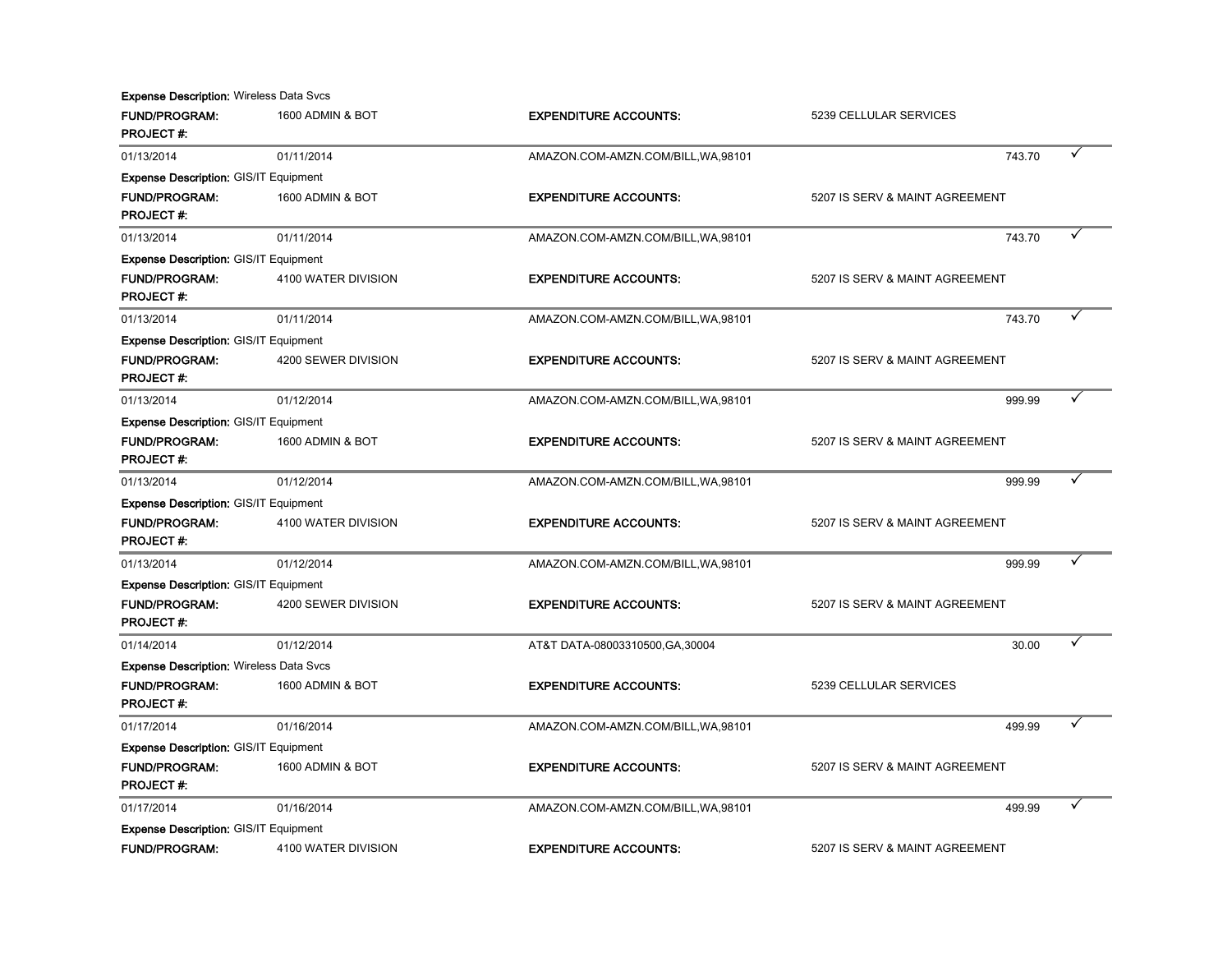**Expense Description:** Wireless Data Svcs

**FUND/PROGRAM:** 1600 ADMIN & BOT **EXPENDITURE ACCOUNTS:** 5239 CELLULAR SERVICES

**PROJECT #:**

---

01/13/2014 01/11/2014 AMAZON.COM-AMZN.COM/BILL,WA,98101 743.70 ✓

**Expense Description:** GIS/IT Equipment

**FUND/PROGRAM:** 1600 ADMIN & BOT **EXPENDITURE ACCOUNTS:** 5207 IS SERV & MAINT AGREEMENT

**PROJECT #:**

---

01/13/2014 01/11/2014 AMAZON.COM-AMZN.COM/BILL,WA,98101 743.70 ✓

**Expense Description:** GIS/IT Equipment

**FUND/PROGRAM:** 4100 WATER DIVISION **EXPENDITURE ACCOUNTS:** 5207 IS SERV & MAINT AGREEMENT

**PROJECT #:**

---

01/13/2014 01/11/2014 AMAZON.COM-AMZN.COM/BILL,WA,98101 743.70 ✓

**Expense Description:** GIS/IT Equipment

**FUND/PROGRAM:** 4200 SEWER DIVISION **EXPENDITURE ACCOUNTS:** 5207 IS SERV & MAINT AGREEMENT

**PROJECT #:**

---

01/13/2014 01/12/2014 AMAZON.COM-AMZN.COM/BILL,WA,98101 999.99 ✓

**Expense Description:** GIS/IT Equipment

**FUND/PROGRAM:** 1600 ADMIN & BOT **EXPENDITURE ACCOUNTS:** 5207 IS SERV & MAINT AGREEMENT

**PROJECT #:**

---

01/13/2014 01/12/2014 AMAZON.COM-AMZN.COM/BILL,WA,98101 999.99 ✓

**Expense Description:** GIS/IT Equipment

**FUND/PROGRAM:** 4100 WATER DIVISION **EXPENDITURE ACCOUNTS:** 5207 IS SERV & MAINT AGREEMENT

**PROJECT #:**

---

01/13/2014 01/12/2014 AMAZON.COM-AMZN.COM/BILL,WA,98101 999.99 ✓

**Expense Description:** GIS/IT Equipment

**FUND/PROGRAM:** 4200 SEWER DIVISION **EXPENDITURE ACCOUNTS:** 5207 IS SERV & MAINT AGREEMENT

**PROJECT #:**

---

01/14/2014 01/12/2014 AT&T DATA-08003310500,GA,30004 30.00 ✓

**Expense Description:** Wireless Data Svcs

**FUND/PROGRAM:** 1600 ADMIN & BOT **EXPENDITURE ACCOUNTS:** 5239 CELLULAR SERVICES

**PROJECT #:**

---

01/17/2014 01/16/2014 AMAZON.COM-AMZN.COM/BILL,WA,98101 499.99 ✓

**Expense Description:** GIS/IT Equipment

**FUND/PROGRAM:** 1600 ADMIN & BOT **EXPENDITURE ACCOUNTS:** 5207 IS SERV & MAINT AGREEMENT

**PROJECT #:**

---

01/17/2014 01/16/2014 AMAZON.COM-AMZN.COM/BILL,WA,98101 499.99 ✓

**Expense Description:** GIS/IT Equipment

**FUND/PROGRAM:** 4100 WATER DIVISION **EXPENDITURE ACCOUNTS:** 5207 IS SERV & MAINT AGREEMENT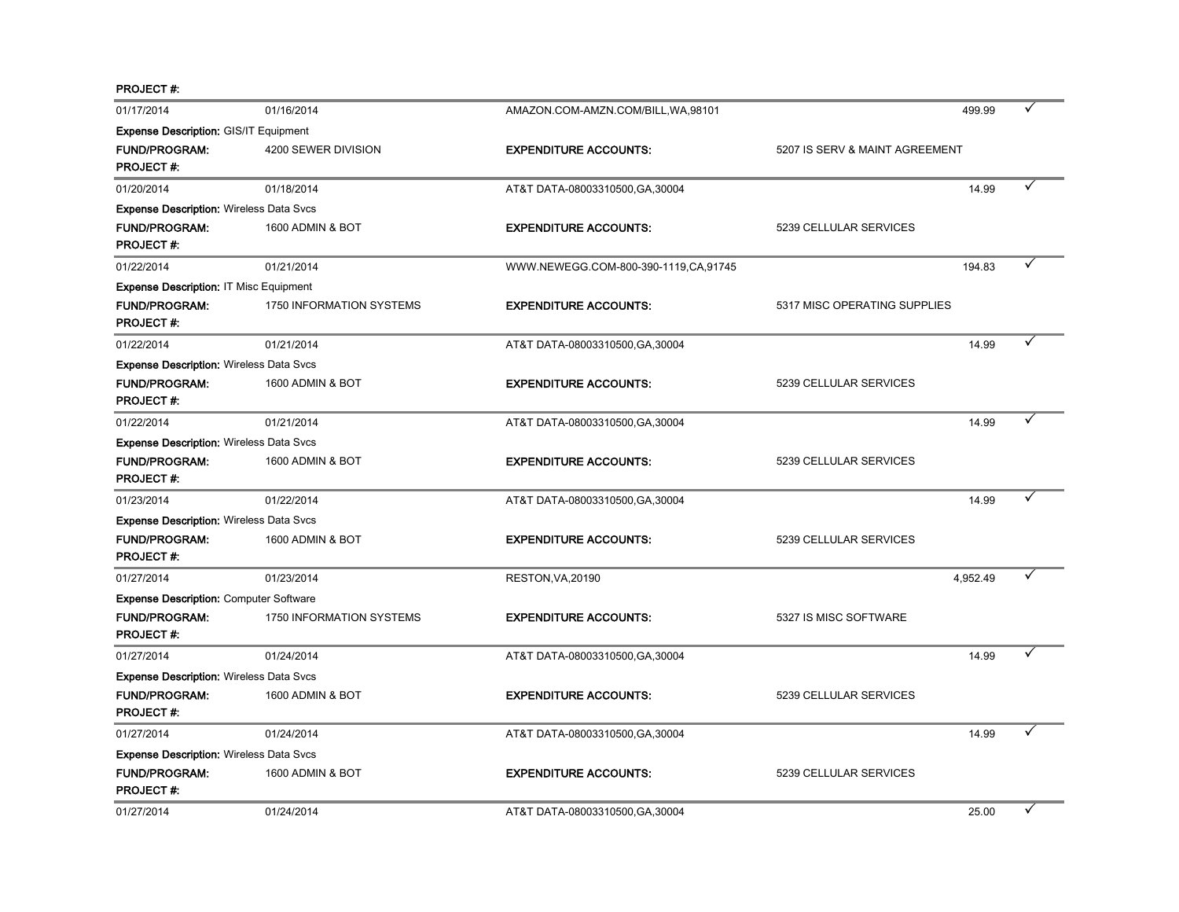**PROJECT #:**

| 01/17/2014 | 01/16/2014 | AMAZON.COM-AMZN.COM/BILL,WA,98101 | 499.99 | ✓ |
|---|---|---|---|---|

**Expense Description:** GIS/IT Equipment

**FUND/PROGRAM:** 4200 SEWER DIVISION **EXPENDITURE ACCOUNTS:** 5207 IS SERV & MAINT AGREEMENT

**PROJECT #:**

| 01/20/2014 | 01/18/2014 | AT&T DATA-08003310500,GA,30004 | 14.99 | ✓ |
|---|---|---|---|---|

**Expense Description:** Wireless Data Svcs

**FUND/PROGRAM:** 1600 ADMIN & BOT **EXPENDITURE ACCOUNTS:** 5239 CELLULAR SERVICES

**PROJECT #:**

| 01/22/2014 | 01/21/2014 | WWW.NEWEGG.COM-800-390-1119,CA,91745 | 194.83 | ✓ |
|---|---|---|---|---|

**Expense Description:** IT Misc Equipment

**FUND/PROGRAM:** 1750 INFORMATION SYSTEMS **EXPENDITURE ACCOUNTS:** 5317 MISC OPERATING SUPPLIES

**PROJECT #:**

| 01/22/2014 | 01/21/2014 | AT&T DATA-08003310500,GA,30004 | 14.99 | ✓ |
|---|---|---|---|---|

**Expense Description:** Wireless Data Svcs

**FUND/PROGRAM:** 1600 ADMIN & BOT **EXPENDITURE ACCOUNTS:** 5239 CELLULAR SERVICES

**PROJECT #:**

| 01/22/2014 | 01/21/2014 | AT&T DATA-08003310500,GA,30004 | 14.99 | ✓ |
|---|---|---|---|---|

**Expense Description:** Wireless Data Svcs

**FUND/PROGRAM:** 1600 ADMIN & BOT **EXPENDITURE ACCOUNTS:** 5239 CELLULAR SERVICES

**PROJECT #:**

| 01/23/2014 | 01/22/2014 | AT&T DATA-08003310500,GA,30004 | 14.99 | ✓ |
|---|---|---|---|---|

**Expense Description:** Wireless Data Svcs

**FUND/PROGRAM:** 1600 ADMIN & BOT **EXPENDITURE ACCOUNTS:** 5239 CELLULAR SERVICES

**PROJECT #:**

| 01/27/2014 | 01/23/2014 | RESTON,VA,20190 | 4,952.49 | ✓ |
|---|---|---|---|---|

**Expense Description:** Computer Software

**FUND/PROGRAM:** 1750 INFORMATION SYSTEMS **EXPENDITURE ACCOUNTS:** 5327 IS MISC SOFTWARE

**PROJECT #:**

| 01/27/2014 | 01/24/2014 | AT&T DATA-08003310500,GA,30004 | 14.99 | ✓ |
|---|---|---|---|---|

**Expense Description:** Wireless Data Svcs

**FUND/PROGRAM:** 1600 ADMIN & BOT **EXPENDITURE ACCOUNTS:** 5239 CELLULAR SERVICES

**PROJECT #:**

| 01/27/2014 | 01/24/2014 | AT&T DATA-08003310500,GA,30004 | 14.99 | ✓ |
|---|---|---|---|---|

**Expense Description:** Wireless Data Svcs

**FUND/PROGRAM:** 1600 ADMIN & BOT **EXPENDITURE ACCOUNTS:** 5239 CELLULAR SERVICES

**PROJECT #:**

| 01/27/2014 | 01/24/2014 | AT&T DATA-08003310500,GA,30004 | 25.00 | ✓ |
|---|---|---|---|---|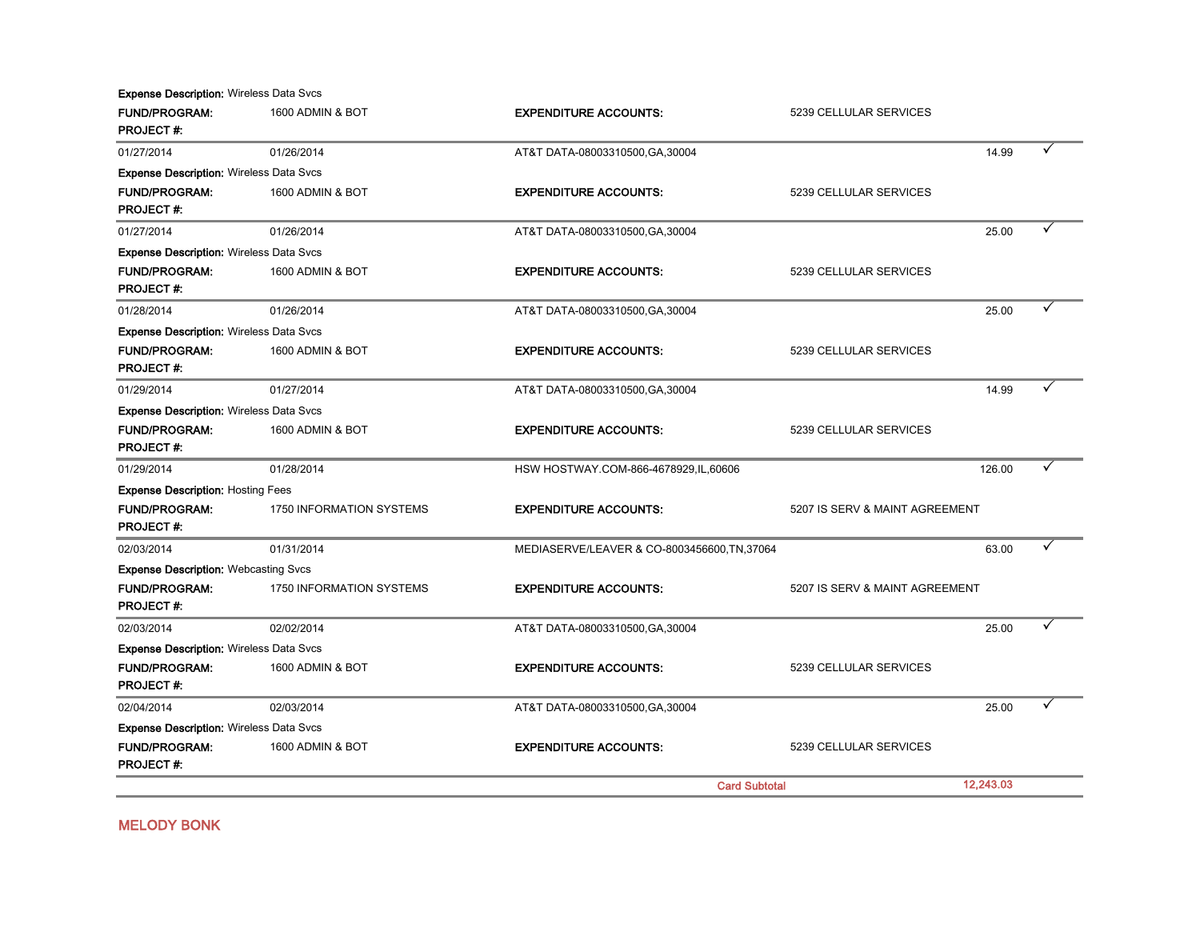**Expense Description:** Wireless Data Svcs

| | | | | | |
|---|---|---|---|---|---|
| **FUND/PROGRAM:** | 1600 ADMIN & BOT | **EXPENDITURE ACCOUNTS:** | 5239 CELLULAR SERVICES | | |
| **PROJECT #:** | | | | | |
| 01/27/2014 | 01/26/2014 | AT&T DATA-08003310500,GA,30004 | | 14.99 | ✓ |

**Expense Description:** Wireless Data Svcs

| | | | | | |
|---|---|---|---|---|---|
| **FUND/PROGRAM:** | 1600 ADMIN & BOT | **EXPENDITURE ACCOUNTS:** | 5239 CELLULAR SERVICES | | |
| **PROJECT #:** | | | | | |
| 01/27/2014 | 01/26/2014 | AT&T DATA-08003310500,GA,30004 | | 25.00 | ✓ |

**Expense Description:** Wireless Data Svcs

| | | | | | |
|---|---|---|---|---|---|
| **FUND/PROGRAM:** | 1600 ADMIN & BOT | **EXPENDITURE ACCOUNTS:** | 5239 CELLULAR SERVICES | | |
| **PROJECT #:** | | | | | |
| 01/28/2014 | 01/26/2014 | AT&T DATA-08003310500,GA,30004 | | 25.00 | ✓ |

**Expense Description:** Wireless Data Svcs

| | | | | | |
|---|---|---|---|---|---|
| **FUND/PROGRAM:** | 1600 ADMIN & BOT | **EXPENDITURE ACCOUNTS:** | 5239 CELLULAR SERVICES | | |
| **PROJECT #:** | | | | | |
| 01/29/2014 | 01/27/2014 | AT&T DATA-08003310500,GA,30004 | | 14.99 | ✓ |

**Expense Description:** Wireless Data Svcs

| | | | | | |
|---|---|---|---|---|---|
| **FUND/PROGRAM:** | 1600 ADMIN & BOT | **EXPENDITURE ACCOUNTS:** | 5239 CELLULAR SERVICES | | |
| **PROJECT #:** | | | | | |
| 01/29/2014 | 01/28/2014 | HSW HOSTWAY.COM-866-4678929,IL,60606 | | 126.00 | ✓ |

**Expense Description:** Hosting Fees

| | | | | | |
|---|---|---|---|---|---|
| **FUND/PROGRAM:** | 1750 INFORMATION SYSTEMS | **EXPENDITURE ACCOUNTS:** | 5207 IS SERV & MAINT AGREEMENT | | |
| **PROJECT #:** | | | | | |
| 02/03/2014 | 01/31/2014 | MEDIASERVE/LEAVER & CO-8003456600,TN,37064 | | 63.00 | ✓ |

**Expense Description:** Webcasting Svcs

| | | | | | |
|---|---|---|---|---|---|
| **FUND/PROGRAM:** | 1750 INFORMATION SYSTEMS | **EXPENDITURE ACCOUNTS:** | 5207 IS SERV & MAINT AGREEMENT | | |
| **PROJECT #:** | | | | | |
| 02/03/2014 | 02/02/2014 | AT&T DATA-08003310500,GA,30004 | | 25.00 | ✓ |

**Expense Description:** Wireless Data Svcs

| | | | | | |
|---|---|---|---|---|---|
| **FUND/PROGRAM:** | 1600 ADMIN & BOT | **EXPENDITURE ACCOUNTS:** | 5239 CELLULAR SERVICES | | |
| **PROJECT #:** | | | | | |
| 02/04/2014 | 02/03/2014 | AT&T DATA-08003310500,GA,30004 | | 25.00 | ✓ |

**Expense Description:** Wireless Data Svcs

| | | | | |
|---|---|---|---|---|
| **FUND/PROGRAM:** | 1600 ADMIN & BOT | **EXPENDITURE ACCOUNTS:** | 5239 CELLULAR SERVICES | |
| **PROJECT #:** | | | | |
| | | | **Card Subtotal** | **12,243.03** |

## MELODY BONK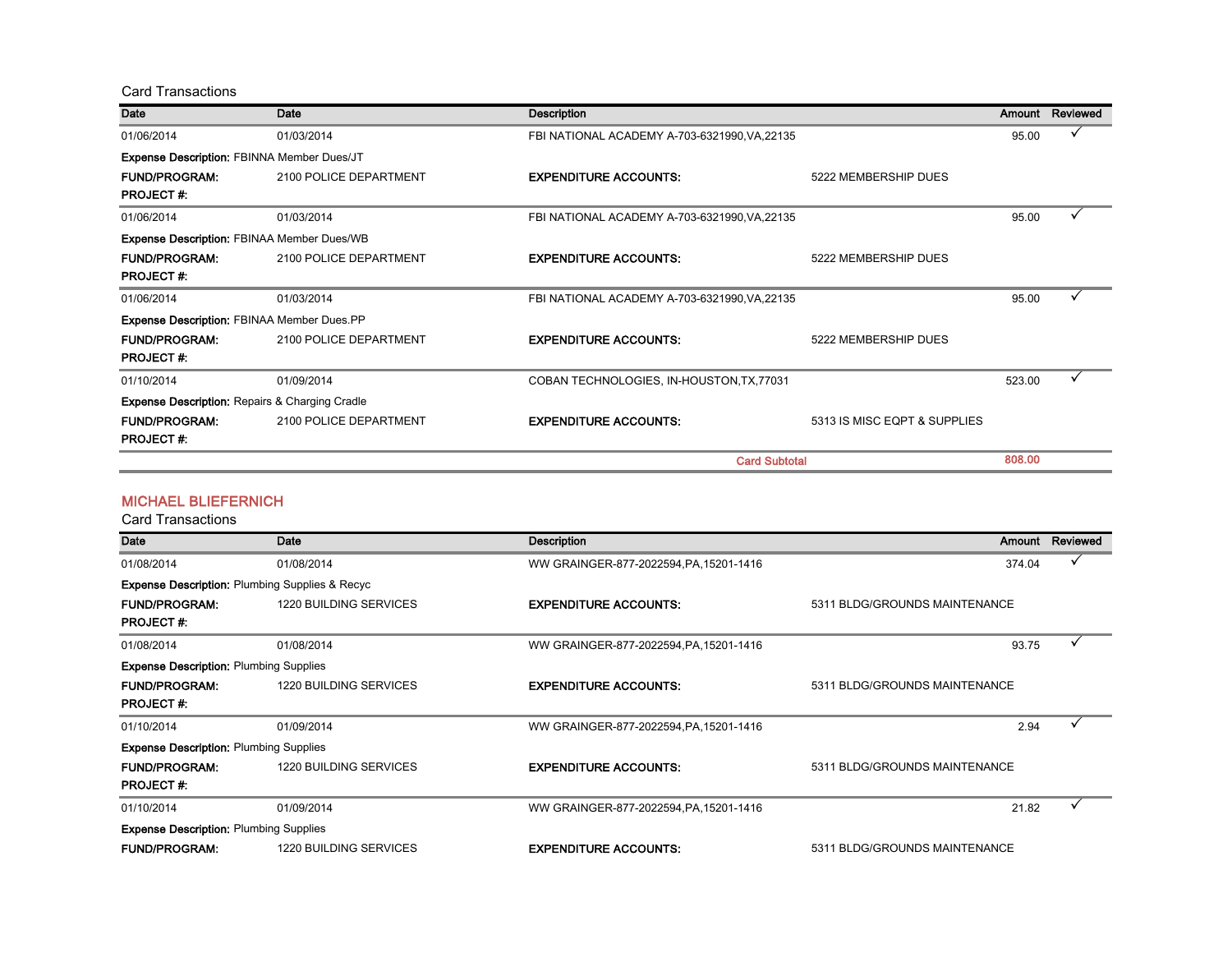Card Transactions

| Date | Date | Description | Amount | Reviewed |
|---|---|---|---|---|
| 01/06/2014 | 01/03/2014 | FBI NATIONAL ACADEMY A-703-6321990,VA,22135 | 95.00 | ✓ |

**Expense Description:** FBINNA Member Dues/JT
**FUND/PROGRAM:** 2100 POLICE DEPARTMENT **EXPENDITURE ACCOUNTS:** 5222 MEMBERSHIP DUES
**PROJECT #:**

| Date | Date | Description | Amount | Reviewed |
|---|---|---|---|---|
| 01/06/2014 | 01/03/2014 | FBI NATIONAL ACADEMY A-703-6321990,VA,22135 | 95.00 | ✓ |

**Expense Description:** FBINAA Member Dues/WB
**FUND/PROGRAM:** 2100 POLICE DEPARTMENT **EXPENDITURE ACCOUNTS:** 5222 MEMBERSHIP DUES
**PROJECT #:**

| Date | Date | Description | Amount | Reviewed |
|---|---|---|---|---|
| 01/06/2014 | 01/03/2014 | FBI NATIONAL ACADEMY A-703-6321990,VA,22135 | 95.00 | ✓ |

**Expense Description:** FBINAA Member Dues.PP
**FUND/PROGRAM:** 2100 POLICE DEPARTMENT **EXPENDITURE ACCOUNTS:** 5222 MEMBERSHIP DUES
**PROJECT #:**

| Date | Date | Description | Amount | Reviewed |
|---|---|---|---|---|
| 01/10/2014 | 01/09/2014 | COBAN TECHNOLOGIES, IN-HOUSTON,TX,77031 | 523.00 | ✓ |

**Expense Description:** Repairs & Charging Cradle
**FUND/PROGRAM:** 2100 POLICE DEPARTMENT **EXPENDITURE ACCOUNTS:** 5313 IS MISC EQPT & SUPPLIES
**PROJECT #:**

**Card Subtotal** 808.00

## MICHAEL BLIEFERNICH

Card Transactions

| Date | Date | Description | Amount | Reviewed |
|---|---|---|---|---|
| 01/08/2014 | 01/08/2014 | WW GRAINGER-877-2022594,PA,15201-1416 | 374.04 | ✓ |

**Expense Description:** Plumbing Supplies & Recyc
**FUND/PROGRAM:** 1220 BUILDING SERVICES **EXPENDITURE ACCOUNTS:** 5311 BLDG/GROUNDS MAINTENANCE
**PROJECT #:**

| Date | Date | Description | Amount | Reviewed |
|---|---|---|---|---|
| 01/08/2014 | 01/08/2014 | WW GRAINGER-877-2022594,PA,15201-1416 | 93.75 | ✓ |

**Expense Description:** Plumbing Supplies
**FUND/PROGRAM:** 1220 BUILDING SERVICES **EXPENDITURE ACCOUNTS:** 5311 BLDG/GROUNDS MAINTENANCE
**PROJECT #:**

| Date | Date | Description | Amount | Reviewed |
|---|---|---|---|---|
| 01/10/2014 | 01/09/2014 | WW GRAINGER-877-2022594,PA,15201-1416 | 2.94 | ✓ |

**Expense Description:** Plumbing Supplies
**FUND/PROGRAM:** 1220 BUILDING SERVICES **EXPENDITURE ACCOUNTS:** 5311 BLDG/GROUNDS MAINTENANCE
**PROJECT #:**

| Date | Date | Description | Amount | Reviewed |
|---|---|---|---|---|
| 01/10/2014 | 01/09/2014 | WW GRAINGER-877-2022594,PA,15201-1416 | 21.82 | ✓ |

**Expense Description:** Plumbing Supplies
**FUND/PROGRAM:** 1220 BUILDING SERVICES **EXPENDITURE ACCOUNTS:** 5311 BLDG/GROUNDS MAINTENANCE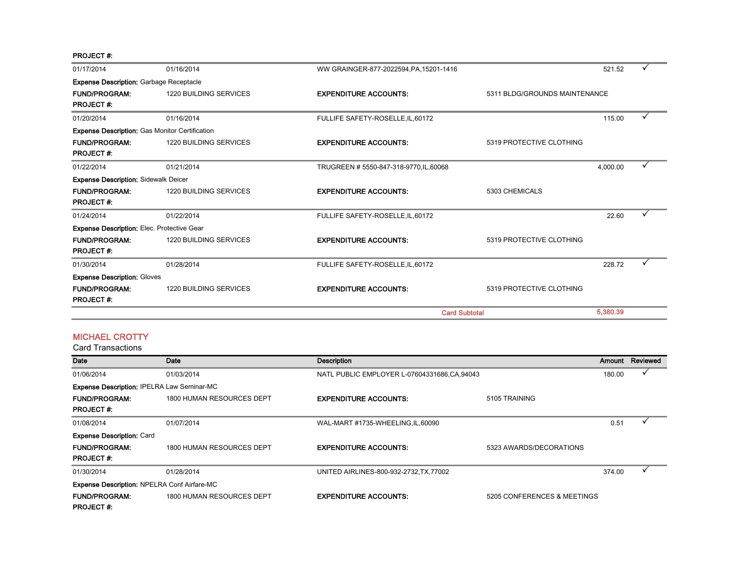**PROJECT #:**

| | | | | |
|---|---|---|---|---|
| 01/17/2014 | 01/16/2014 | WW GRAINGER-877-2022594,PA,15201-1416 | 521.52 | ✓ |

**Expense Description:** Garbage Receptacle

**FUND/PROGRAM:** 1220 BUILDING SERVICES **EXPENDITURE ACCOUNTS:** 5311 BLDG/GROUNDS MAINTENANCE

**PROJECT #:**

| | | | | |
|---|---|---|---|---|
| 01/20/2014 | 01/16/2014 | FULLIFE SAFETY-ROSELLE,IL,60172 | 115.00 | ✓ |

**Expense Description:** Gas Monitor Certification

**FUND/PROGRAM:** 1220 BUILDING SERVICES **EXPENDITURE ACCOUNTS:** 5319 PROTECTIVE CLOTHING

**PROJECT #:**

| | | | | |
|---|---|---|---|---|
| 01/22/2014 | 01/21/2014 | TRUGREEN # 5550-847-318-9770,IL,60068 | 4,000.00 | ✓ |

**Expense Description:** Sidewalk Deicer

**FUND/PROGRAM:** 1220 BUILDING SERVICES **EXPENDITURE ACCOUNTS:** 5303 CHEMICALS

**PROJECT #:**

| | | | | |
|---|---|---|---|---|
| 01/24/2014 | 01/22/2014 | FULLIFE SAFETY-ROSELLE,IL,60172 | 22.60 | ✓ |

**Expense Description:** Elec. Protective Gear

**FUND/PROGRAM:** 1220 BUILDING SERVICES **EXPENDITURE ACCOUNTS:** 5319 PROTECTIVE CLOTHING

**PROJECT #:**

| | | | | |
|---|---|---|---|---|
| 01/30/2014 | 01/28/2014 | FULLIFE SAFETY-ROSELLE,IL,60172 | 228.72 | ✓ |

**Expense Description:** Gloves

**FUND/PROGRAM:** 1220 BUILDING SERVICES **EXPENDITURE ACCOUNTS:** 5319 PROTECTIVE CLOTHING

**PROJECT #:**

**Card Subtotal** **5,380.39**

## MICHAEL CROTTY

Card Transactions

| Date | Date | Description | Amount | Reviewed |
|---|---|---|---|---|
| 01/06/2014 | 01/03/2014 | NATL PUBLIC EMPLOYER L-07604331686,CA,94043 | 180.00 | ✓ |

**Expense Description:** IPELRA Law Seminar-MC

**FUND/PROGRAM:** 1800 HUMAN RESOURCES DEPT **EXPENDITURE ACCOUNTS:** 5105 TRAINING

**PROJECT #:**

| | | | | |
|---|---|---|---|---|
| 01/08/2014 | 01/07/2014 | WAL-MART #1735-WHEELING,IL,60090 | 0.51 | ✓ |

**Expense Description:** Card

**FUND/PROGRAM:** 1800 HUMAN RESOURCES DEPT **EXPENDITURE ACCOUNTS:** 5323 AWARDS/DECORATIONS

**PROJECT #:**

| | | | | |
|---|---|---|---|---|
| 01/30/2014 | 01/28/2014 | UNITED AIRLINES-800-932-2732,TX,77002 | 374.00 | ✓ |

**Expense Description:** NPELRA Conf Airfare-MC

**FUND/PROGRAM:** 1800 HUMAN RESOURCES DEPT **EXPENDITURE ACCOUNTS:** 5205 CONFERENCES & MEETINGS

**PROJECT #:**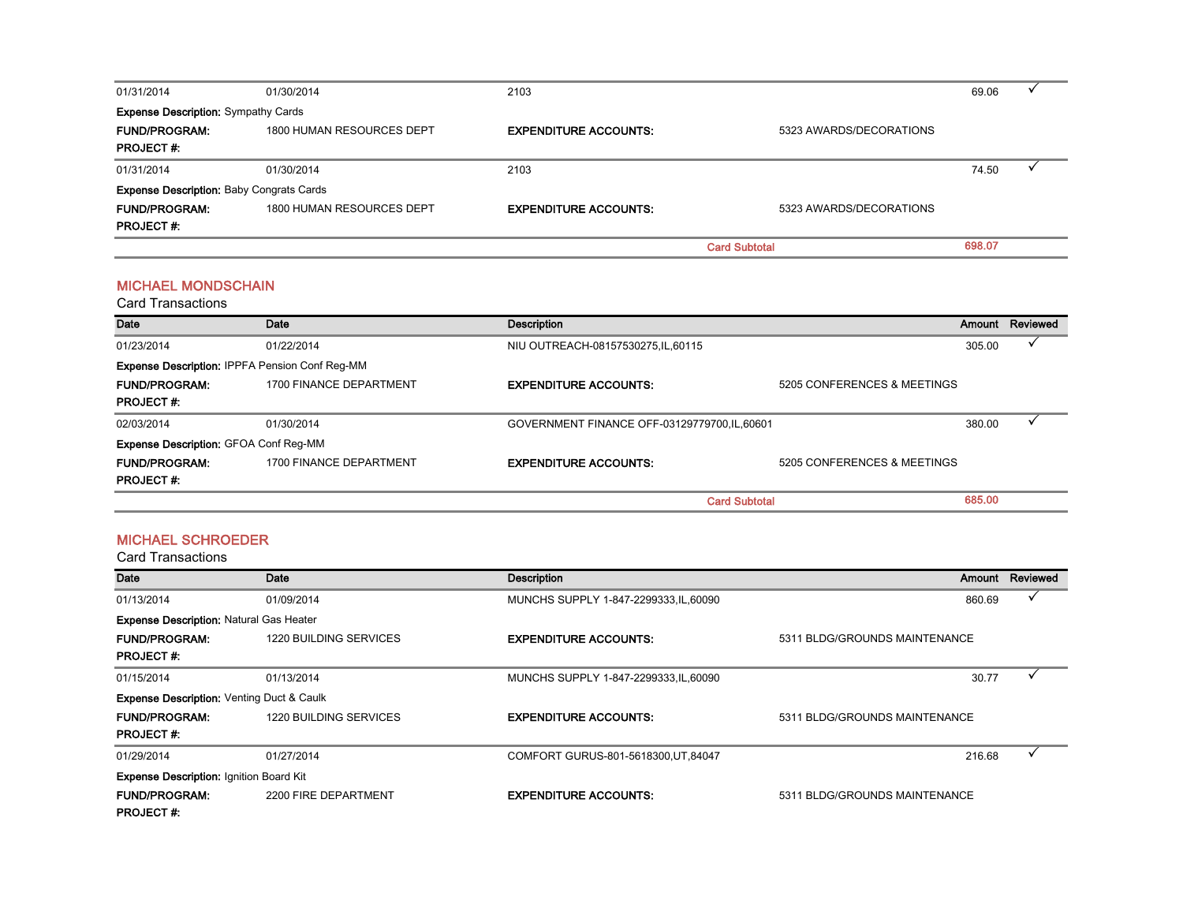| Date | Date | Description | | Amount | Reviewed |
|---|---|---|---|---|---|
| 01/31/2014 | 01/30/2014 | 2103 | | 69.06 | ✓ |
| **Expense Description:** Sympathy Cards | | | | | |
| **FUND/PROGRAM:** | 1800 HUMAN RESOURCES DEPT | **EXPENDITURE ACCOUNTS:** | 5323 AWARDS/DECORATIONS | | |
| **PROJECT #:** | | | | | |
| 01/31/2014 | 01/30/2014 | 2103 | | 74.50 | ✓ |
| **Expense Description:** Baby Congrats Cards | | | | | |
| **FUND/PROGRAM:** | 1800 HUMAN RESOURCES DEPT | **EXPENDITURE ACCOUNTS:** | 5323 AWARDS/DECORATIONS | | |
| **PROJECT #:** | | | | | |
| | | | Card Subtotal | 698.07 | |

## MICHAEL MONDSCHAIN

Card Transactions

| Date | Date | Description | | Amount | Reviewed |
|---|---|---|---|---|---|
| 01/23/2014 | 01/22/2014 | NIU OUTREACH-08157530275,IL,60115 | | 305.00 | ✓ |
| **Expense Description:** IPPFA Pension Conf Reg-MM | | | | | |
| **FUND/PROGRAM:** | 1700 FINANCE DEPARTMENT | **EXPENDITURE ACCOUNTS:** | 5205 CONFERENCES & MEETINGS | | |
| **PROJECT #:** | | | | | |
| 02/03/2014 | 01/30/2014 | GOVERNMENT FINANCE OFF-03129779700,IL,60601 | | 380.00 | ✓ |
| **Expense Description:** GFOA Conf Reg-MM | | | | | |
| **FUND/PROGRAM:** | 1700 FINANCE DEPARTMENT | **EXPENDITURE ACCOUNTS:** | 5205 CONFERENCES & MEETINGS | | |
| **PROJECT #:** | | | | | |
| | | | Card Subtotal | 685.00 | |

## MICHAEL SCHROEDER

Card Transactions

| Date | Date | Description | | Amount | Reviewed |
|---|---|---|---|---|---|
| 01/13/2014 | 01/09/2014 | MUNCHS SUPPLY 1-847-2299333,IL,60090 | | 860.69 | ✓ |
| **Expense Description:** Natural Gas Heater | | | | | |
| **FUND/PROGRAM:** | 1220 BUILDING SERVICES | **EXPENDITURE ACCOUNTS:** | 5311 BLDG/GROUNDS MAINTENANCE | | |
| **PROJECT #:** | | | | | |
| 01/15/2014 | 01/13/2014 | MUNCHS SUPPLY 1-847-2299333,IL,60090 | | 30.77 | ✓ |
| **Expense Description:** Venting Duct & Caulk | | | | | |
| **FUND/PROGRAM:** | 1220 BUILDING SERVICES | **EXPENDITURE ACCOUNTS:** | 5311 BLDG/GROUNDS MAINTENANCE | | |
| **PROJECT #:** | | | | | |
| 01/29/2014 | 01/27/2014 | COMFORT GURUS-801-5618300,UT,84047 | | 216.68 | ✓ |
| **Expense Description:** Ignition Board Kit | | | | | |
| **FUND/PROGRAM:** | 2200 FIRE DEPARTMENT | **EXPENDITURE ACCOUNTS:** | 5311 BLDG/GROUNDS MAINTENANCE | | |
| **PROJECT #:** | | | | | |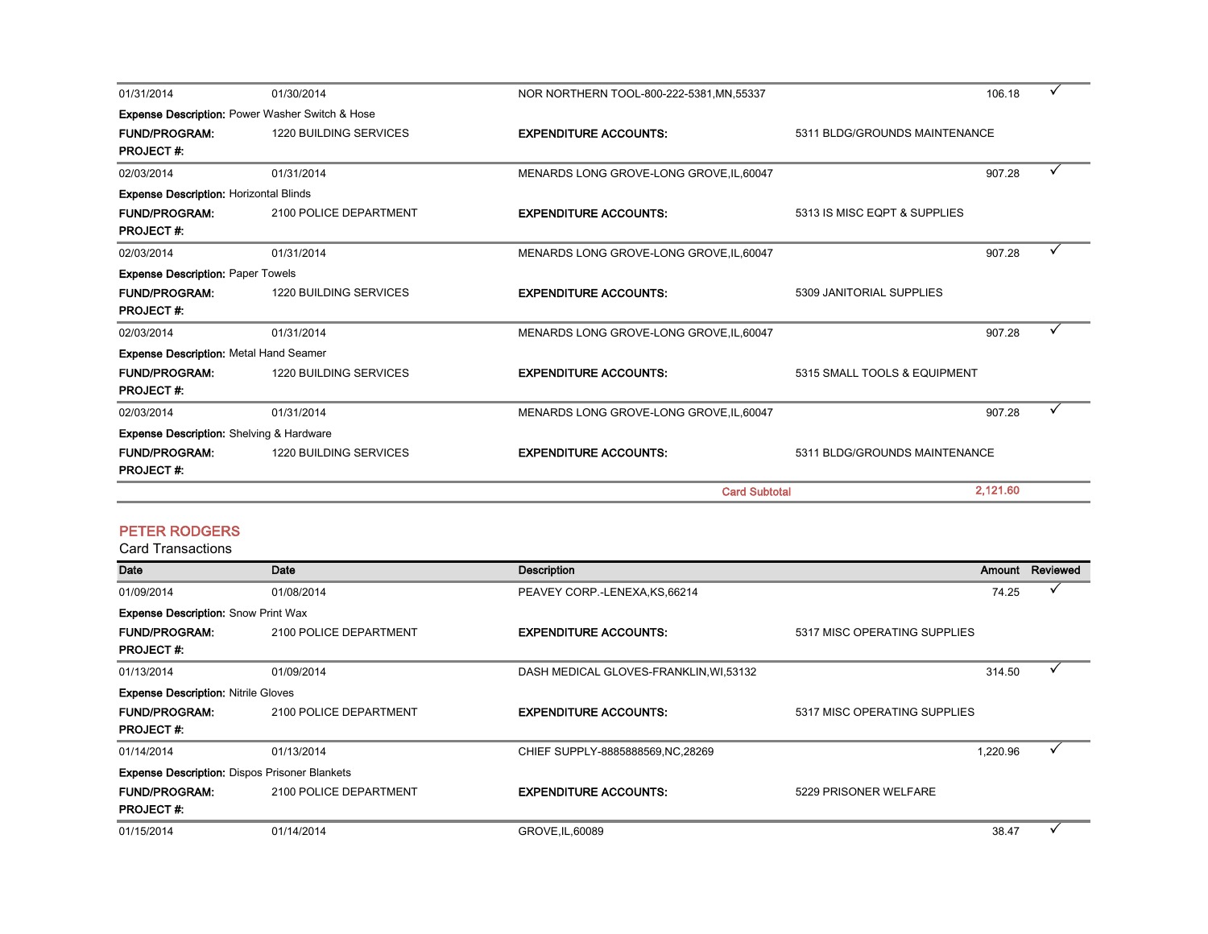| Date | Date | Description | | Amount | Reviewed |
|---|---|---|---|---|---|
| 01/31/2014 | 01/30/2014 | NOR NORTHERN TOOL-800-222-5381,MN,55337 | | 106.18 | ✓ |
| **Expense Description:** Power Washer Switch & Hose | | | | | |
| **FUND/PROGRAM:** | 1220 BUILDING SERVICES | **EXPENDITURE ACCOUNTS:** | 5311 BLDG/GROUNDS MAINTENANCE | | |
| **PROJECT #:** | | | | | |
| 02/03/2014 | 01/31/2014 | MENARDS LONG GROVE-LONG GROVE,IL,60047 | | 907.28 | ✓ |
| **Expense Description:** Horizontal Blinds | | | | | |
| **FUND/PROGRAM:** | 2100 POLICE DEPARTMENT | **EXPENDITURE ACCOUNTS:** | 5313 IS MISC EQPT & SUPPLIES | | |
| **PROJECT #:** | | | | | |
| 02/03/2014 | 01/31/2014 | MENARDS LONG GROVE-LONG GROVE,IL,60047 | | 907.28 | ✓ |
| **Expense Description:** Paper Towels | | | | | |
| **FUND/PROGRAM:** | 1220 BUILDING SERVICES | **EXPENDITURE ACCOUNTS:** | 5309 JANITORIAL SUPPLIES | | |
| **PROJECT #:** | | | | | |
| 02/03/2014 | 01/31/2014 | MENARDS LONG GROVE-LONG GROVE,IL,60047 | | 907.28 | ✓ |
| **Expense Description:** Metal Hand Seamer | | | | | |
| **FUND/PROGRAM:** | 1220 BUILDING SERVICES | **EXPENDITURE ACCOUNTS:** | 5315 SMALL TOOLS & EQUIPMENT | | |
| **PROJECT #:** | | | | | |
| 02/03/2014 | 01/31/2014 | MENARDS LONG GROVE-LONG GROVE,IL,60047 | | 907.28 | ✓ |
| **Expense Description:** Shelving & Hardware | | | | | |
| **FUND/PROGRAM:** | 1220 BUILDING SERVICES | **EXPENDITURE ACCOUNTS:** | 5311 BLDG/GROUNDS MAINTENANCE | | |
| **PROJECT #:** | | | | | |
| | | | **Card Subtotal** | **2,121.60** | |

## PETER RODGERS

Card Transactions

| Date | Date | Description | | Amount | Reviewed |
|---|---|---|---|---|---|
| 01/09/2014 | 01/08/2014 | PEAVEY CORP.-LENEXA,KS,66214 | | 74.25 | ✓ |
| **Expense Description:** Snow Print Wax | | | | | |
| **FUND/PROGRAM:** | 2100 POLICE DEPARTMENT | **EXPENDITURE ACCOUNTS:** | 5317 MISC OPERATING SUPPLIES | | |
| **PROJECT #:** | | | | | |
| 01/13/2014 | 01/09/2014 | DASH MEDICAL GLOVES-FRANKLIN,WI,53132 | | 314.50 | ✓ |
| **Expense Description:** Nitrile Gloves | | | | | |
| **FUND/PROGRAM:** | 2100 POLICE DEPARTMENT | **EXPENDITURE ACCOUNTS:** | 5317 MISC OPERATING SUPPLIES | | |
| **PROJECT #:** | | | | | |
| 01/14/2014 | 01/13/2014 | CHIEF SUPPLY-8885888569,NC,28269 | | 1,220.96 | ✓ |
| **Expense Description:** Dispos Prisoner Blankets | | | | | |
| **FUND/PROGRAM:** | 2100 POLICE DEPARTMENT | **EXPENDITURE ACCOUNTS:** | 5229 PRISONER WELFARE | | |
| **PROJECT #:** | | | | | |
| 01/15/2014 | 01/14/2014 | GROVE,IL,60089 | | 38.47 | ✓ |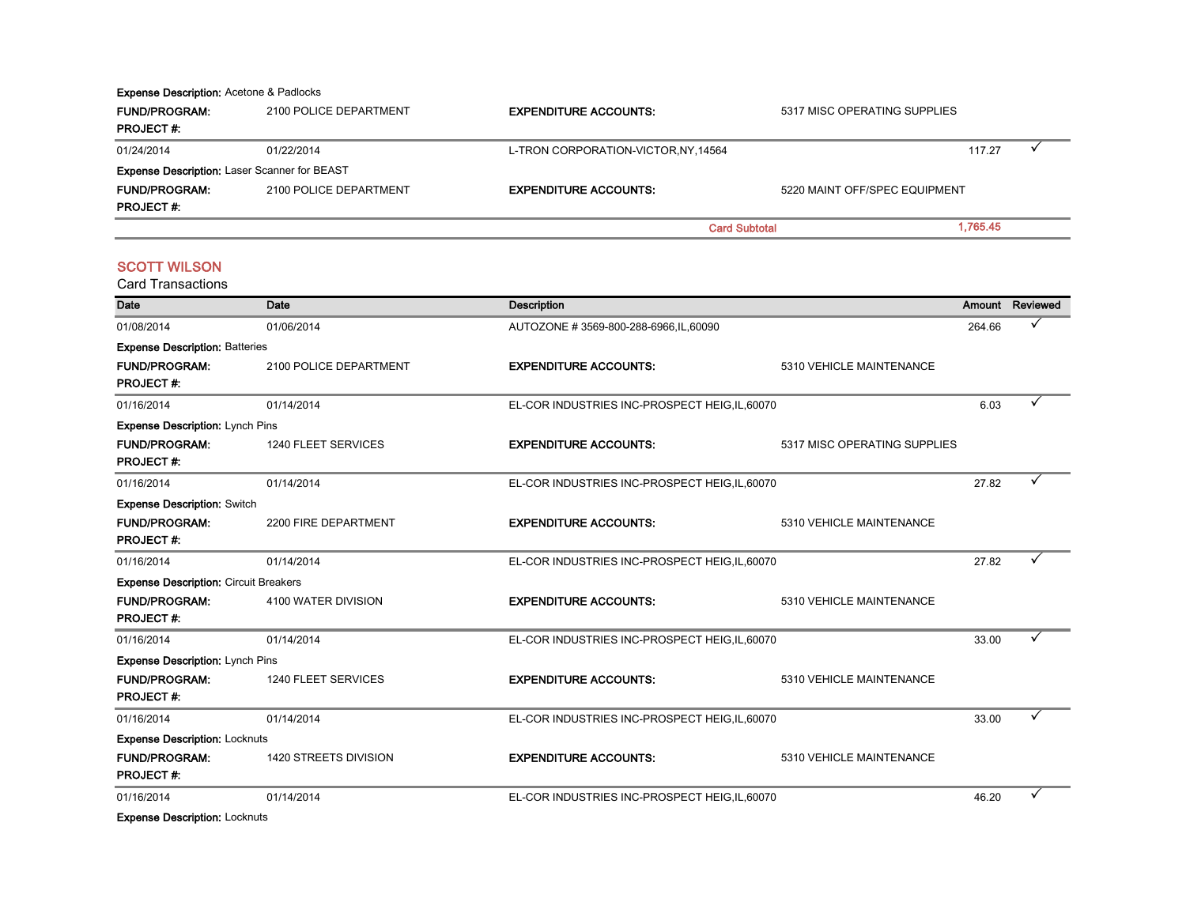**Expense Description:** Acetone & Padlocks

| | | | | | |
|---|---|---|---|---|---|
| **FUND/PROGRAM:** | 2100 POLICE DEPARTMENT | **EXPENDITURE ACCOUNTS:** | 5317 MISC OPERATING SUPPLIES | | |
| **PROJECT #:** | | | | | |
| 01/24/2014 | 01/22/2014 | L-TRON CORPORATION-VICTOR,NY,14564 | | 117.27 | ✓ |

**Expense Description:** Laser Scanner for BEAST

| | | | | | |
|---|---|---|---|---|---|
| **FUND/PROGRAM:** | 2100 POLICE DEPARTMENT | **EXPENDITURE ACCOUNTS:** | 5220 MAINT OFF/SPEC EQUIPMENT | | |
| **PROJECT #:** | | | | | |
| | | | **Card Subtotal** | **1,765.45** | |

## SCOTT WILSON

Card Transactions

| Date | Date | Description | | Amount | Reviewed |
|---|---|---|---|---|---|
| 01/08/2014 | 01/06/2014 | AUTOZONE # 3569-800-288-6966,IL,60090 | | 264.66 | ✓ |
| **Expense Description:** Batteries | | | | | |
| **FUND/PROGRAM:** | 2100 POLICE DEPARTMENT | **EXPENDITURE ACCOUNTS:** | 5310 VEHICLE MAINTENANCE | | |
| **PROJECT #:** | | | | | |
| 01/16/2014 | 01/14/2014 | EL-COR INDUSTRIES INC-PROSPECT HEIG,IL,60070 | | 6.03 | ✓ |
| **Expense Description:** Lynch Pins | | | | | |
| **FUND/PROGRAM:** | 1240 FLEET SERVICES | **EXPENDITURE ACCOUNTS:** | 5317 MISC OPERATING SUPPLIES | | |
| **PROJECT #:** | | | | | |
| 01/16/2014 | 01/14/2014 | EL-COR INDUSTRIES INC-PROSPECT HEIG,IL,60070 | | 27.82 | ✓ |
| **Expense Description:** Switch | | | | | |
| **FUND/PROGRAM:** | 2200 FIRE DEPARTMENT | **EXPENDITURE ACCOUNTS:** | 5310 VEHICLE MAINTENANCE | | |
| **PROJECT #:** | | | | | |
| 01/16/2014 | 01/14/2014 | EL-COR INDUSTRIES INC-PROSPECT HEIG,IL,60070 | | 27.82 | ✓ |
| **Expense Description:** Circuit Breakers | | | | | |
| **FUND/PROGRAM:** | 4100 WATER DIVISION | **EXPENDITURE ACCOUNTS:** | 5310 VEHICLE MAINTENANCE | | |
| **PROJECT #:** | | | | | |
| 01/16/2014 | 01/14/2014 | EL-COR INDUSTRIES INC-PROSPECT HEIG,IL,60070 | | 33.00 | ✓ |
| **Expense Description:** Lynch Pins | | | | | |
| **FUND/PROGRAM:** | 1240 FLEET SERVICES | **EXPENDITURE ACCOUNTS:** | 5310 VEHICLE MAINTENANCE | | |
| **PROJECT #:** | | | | | |
| 01/16/2014 | 01/14/2014 | EL-COR INDUSTRIES INC-PROSPECT HEIG,IL,60070 | | 33.00 | ✓ |
| **Expense Description:** Locknuts | | | | | |
| **FUND/PROGRAM:** | 1420 STREETS DIVISION | **EXPENDITURE ACCOUNTS:** | 5310 VEHICLE MAINTENANCE | | |
| **PROJECT #:** | | | | | |
| 01/16/2014 | 01/14/2014 | EL-COR INDUSTRIES INC-PROSPECT HEIG,IL,60070 | | 46.20 | ✓ |
| **Expense Description:** Locknuts | | | | | |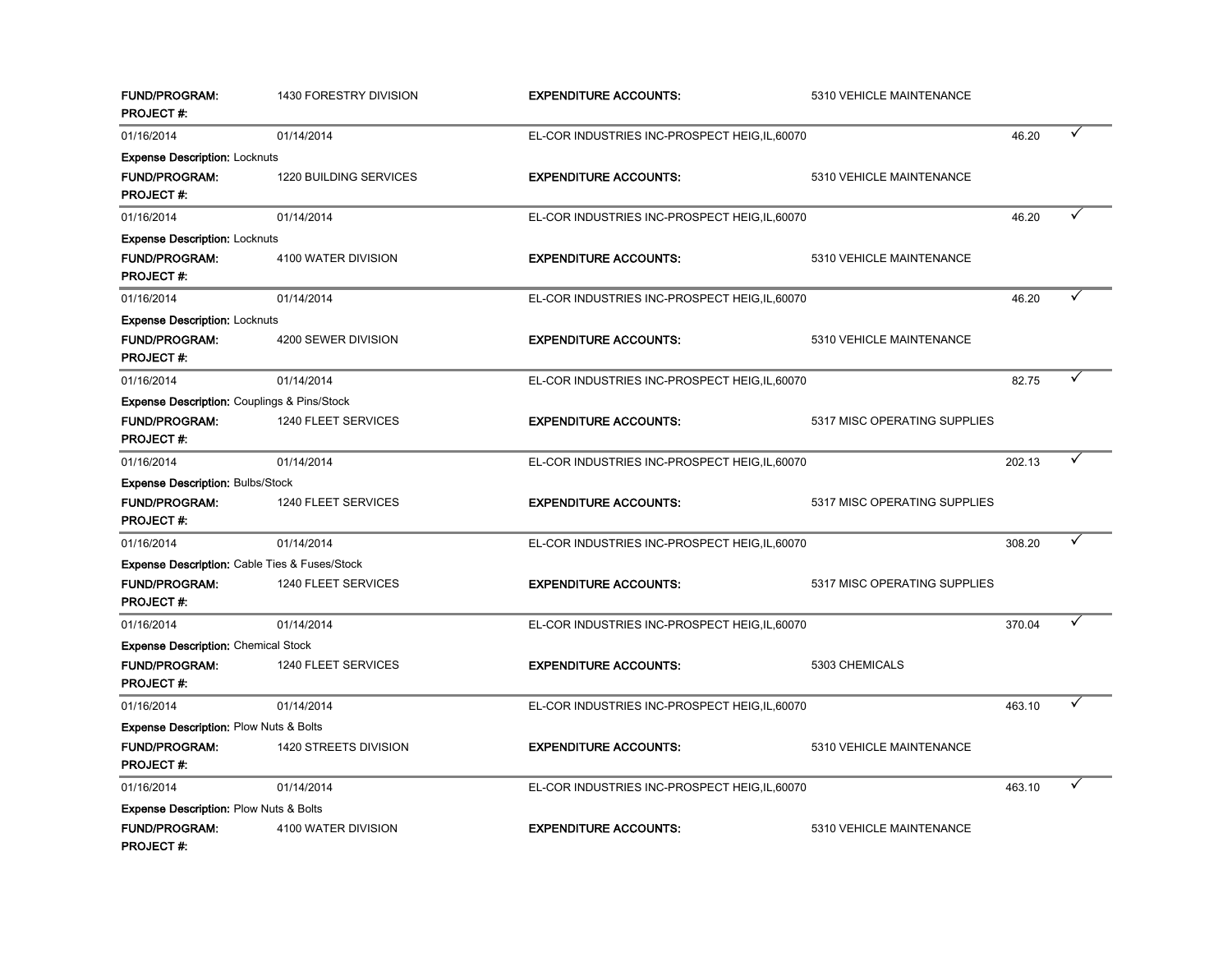**FUND/PROGRAM:** 1430 FORESTRY DIVISION **EXPENDITURE ACCOUNTS:** 5310 VEHICLE MAINTENANCE
**PROJECT #:**

| | | | | |
|---|---|---|---|---|
| 01/16/2014 | 01/14/2014 | EL-COR INDUSTRIES INC-PROSPECT HEIG,IL,60070 | 46.20 | ✓ |

**Expense Description:** Locknuts

**FUND/PROGRAM:** 1220 BUILDING SERVICES **EXPENDITURE ACCOUNTS:** 5310 VEHICLE MAINTENANCE
**PROJECT #:**

| | | | | |
|---|---|---|---|---|
| 01/16/2014 | 01/14/2014 | EL-COR INDUSTRIES INC-PROSPECT HEIG,IL,60070 | 46.20 | ✓ |

**Expense Description:** Locknuts

**FUND/PROGRAM:** 4100 WATER DIVISION **EXPENDITURE ACCOUNTS:** 5310 VEHICLE MAINTENANCE
**PROJECT #:**

| | | | | |
|---|---|---|---|---|
| 01/16/2014 | 01/14/2014 | EL-COR INDUSTRIES INC-PROSPECT HEIG,IL,60070 | 46.20 | ✓ |

**Expense Description:** Locknuts

**FUND/PROGRAM:** 4200 SEWER DIVISION **EXPENDITURE ACCOUNTS:** 5310 VEHICLE MAINTENANCE
**PROJECT #:**

| | | | | |
|---|---|---|---|---|
| 01/16/2014 | 01/14/2014 | EL-COR INDUSTRIES INC-PROSPECT HEIG,IL,60070 | 82.75 | ✓ |

**Expense Description:** Couplings & Pins/Stock

**FUND/PROGRAM:** 1240 FLEET SERVICES **EXPENDITURE ACCOUNTS:** 5317 MISC OPERATING SUPPLIES
**PROJECT #:**

| | | | | |
|---|---|---|---|---|
| 01/16/2014 | 01/14/2014 | EL-COR INDUSTRIES INC-PROSPECT HEIG,IL,60070 | 202.13 | ✓ |

**Expense Description:** Bulbs/Stock

**FUND/PROGRAM:** 1240 FLEET SERVICES **EXPENDITURE ACCOUNTS:** 5317 MISC OPERATING SUPPLIES
**PROJECT #:**

| | | | | |
|---|---|---|---|---|
| 01/16/2014 | 01/14/2014 | EL-COR INDUSTRIES INC-PROSPECT HEIG,IL,60070 | 308.20 | ✓ |

**Expense Description:** Cable Ties & Fuses/Stock

**FUND/PROGRAM:** 1240 FLEET SERVICES **EXPENDITURE ACCOUNTS:** 5317 MISC OPERATING SUPPLIES
**PROJECT #:**

| | | | | |
|---|---|---|---|---|
| 01/16/2014 | 01/14/2014 | EL-COR INDUSTRIES INC-PROSPECT HEIG,IL,60070 | 370.04 | ✓ |

**Expense Description:** Chemical Stock

**FUND/PROGRAM:** 1240 FLEET SERVICES **EXPENDITURE ACCOUNTS:** 5303 CHEMICALS
**PROJECT #:**

| | | | | |
|---|---|---|---|---|
| 01/16/2014 | 01/14/2014 | EL-COR INDUSTRIES INC-PROSPECT HEIG,IL,60070 | 463.10 | ✓ |

**Expense Description:** Plow Nuts & Bolts

**FUND/PROGRAM:** 1420 STREETS DIVISION **EXPENDITURE ACCOUNTS:** 5310 VEHICLE MAINTENANCE
**PROJECT #:**

| | | | | |
|---|---|---|---|---|
| 01/16/2014 | 01/14/2014 | EL-COR INDUSTRIES INC-PROSPECT HEIG,IL,60070 | 463.10 | ✓ |

**Expense Description:** Plow Nuts & Bolts

**FUND/PROGRAM:** 4100 WATER DIVISION **EXPENDITURE ACCOUNTS:** 5310 VEHICLE MAINTENANCE
**PROJECT #:**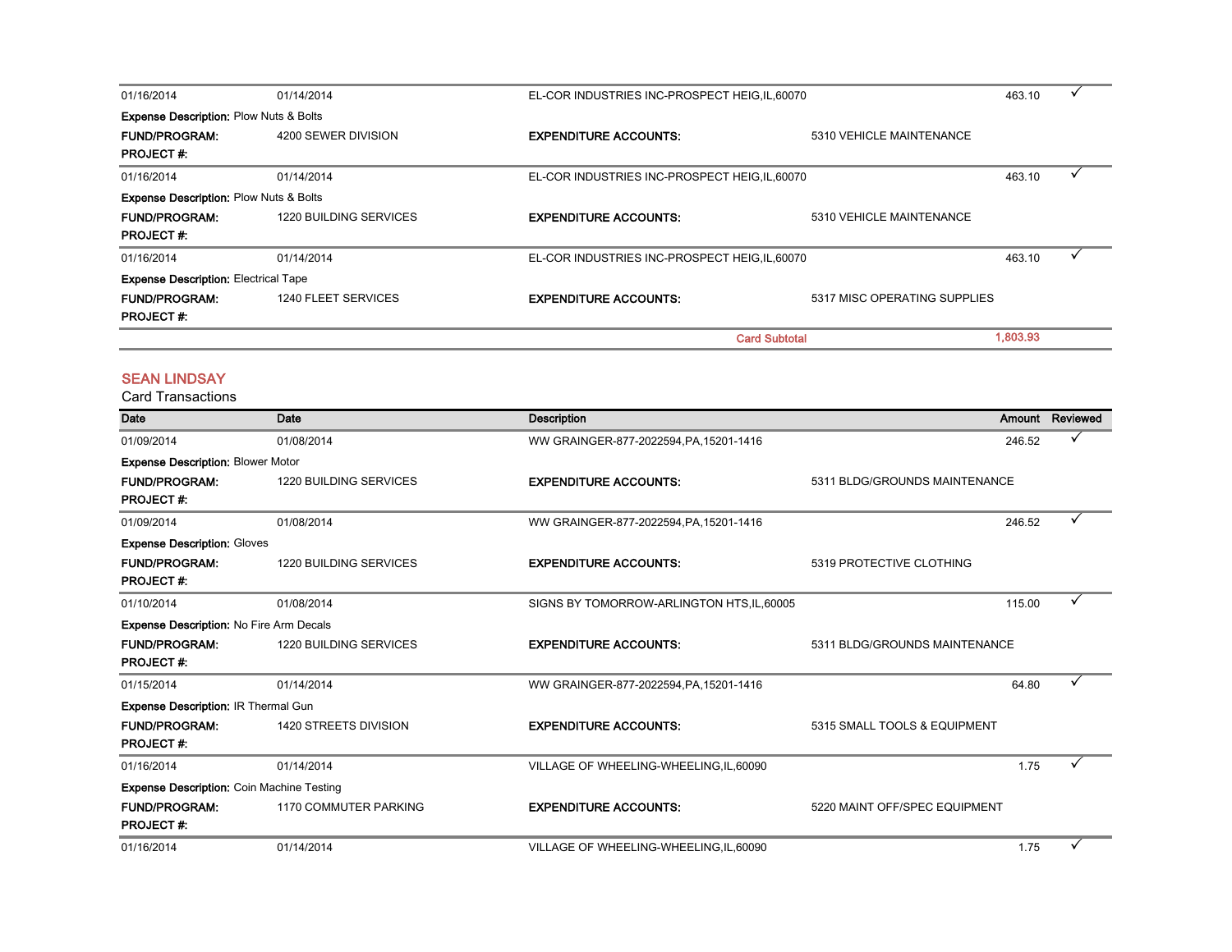| Date | Date | Description | Amount | Reviewed |
|---|---|---|---|---|
| 01/16/2014 | 01/14/2014 | EL-COR INDUSTRIES INC-PROSPECT HEIG,IL,60070 | 463.10 | ✓ |
| **Expense Description:** Plow Nuts & Bolts | | | | |
| **FUND/PROGRAM:** | 4200 SEWER DIVISION | **EXPENDITURE ACCOUNTS:** | 5310 VEHICLE MAINTENANCE | |
| **PROJECT #:** | | | | |
| 01/16/2014 | 01/14/2014 | EL-COR INDUSTRIES INC-PROSPECT HEIG,IL,60070 | 463.10 | ✓ |
| **Expense Description:** Plow Nuts & Bolts | | | | |
| **FUND/PROGRAM:** | 1220 BUILDING SERVICES | **EXPENDITURE ACCOUNTS:** | 5310 VEHICLE MAINTENANCE | |
| **PROJECT #:** | | | | |
| 01/16/2014 | 01/14/2014 | EL-COR INDUSTRIES INC-PROSPECT HEIG,IL,60070 | 463.10 | ✓ |
| **Expense Description:** Electrical Tape | | | | |
| **FUND/PROGRAM:** | 1240 FLEET SERVICES | **EXPENDITURE ACCOUNTS:** | 5317 MISC OPERATING SUPPLIES | |
| **PROJECT #:** | | | | |
| | | **Card Subtotal** | **1,803.93** | |

## SEAN LINDSAY

Card Transactions

| Date | Date | Description | Amount | Reviewed |
|---|---|---|---|---|
| 01/09/2014 | 01/08/2014 | WW GRAINGER-877-2022594,PA,15201-1416 | 246.52 | ✓ |
| **Expense Description:** Blower Motor | | | | |
| **FUND/PROGRAM:** | 1220 BUILDING SERVICES | **EXPENDITURE ACCOUNTS:** | 5311 BLDG/GROUNDS MAINTENANCE | |
| **PROJECT #:** | | | | |
| 01/09/2014 | 01/08/2014 | WW GRAINGER-877-2022594,PA,15201-1416 | 246.52 | ✓ |
| **Expense Description:** Gloves | | | | |
| **FUND/PROGRAM:** | 1220 BUILDING SERVICES | **EXPENDITURE ACCOUNTS:** | 5319 PROTECTIVE CLOTHING | |
| **PROJECT #:** | | | | |
| 01/10/2014 | 01/08/2014 | SIGNS BY TOMORROW-ARLINGTON HTS,IL,60005 | 115.00 | ✓ |
| **Expense Description:** No Fire Arm Decals | | | | |
| **FUND/PROGRAM:** | 1220 BUILDING SERVICES | **EXPENDITURE ACCOUNTS:** | 5311 BLDG/GROUNDS MAINTENANCE | |
| **PROJECT #:** | | | | |
| 01/15/2014 | 01/14/2014 | WW GRAINGER-877-2022594,PA,15201-1416 | 64.80 | ✓ |
| **Expense Description:** IR Thermal Gun | | | | |
| **FUND/PROGRAM:** | 1420 STREETS DIVISION | **EXPENDITURE ACCOUNTS:** | 5315 SMALL TOOLS & EQUIPMENT | |
| **PROJECT #:** | | | | |
| 01/16/2014 | 01/14/2014 | VILLAGE OF WHEELING-WHEELING,IL,60090 | 1.75 | ✓ |
| **Expense Description:** Coin Machine Testing | | | | |
| **FUND/PROGRAM:** | 1170 COMMUTER PARKING | **EXPENDITURE ACCOUNTS:** | 5220 MAINT OFF/SPEC EQUIPMENT | |
| **PROJECT #:** | | | | |
| 01/16/2014 | 01/14/2014 | VILLAGE OF WHEELING-WHEELING,IL,60090 | 1.75 | ✓ |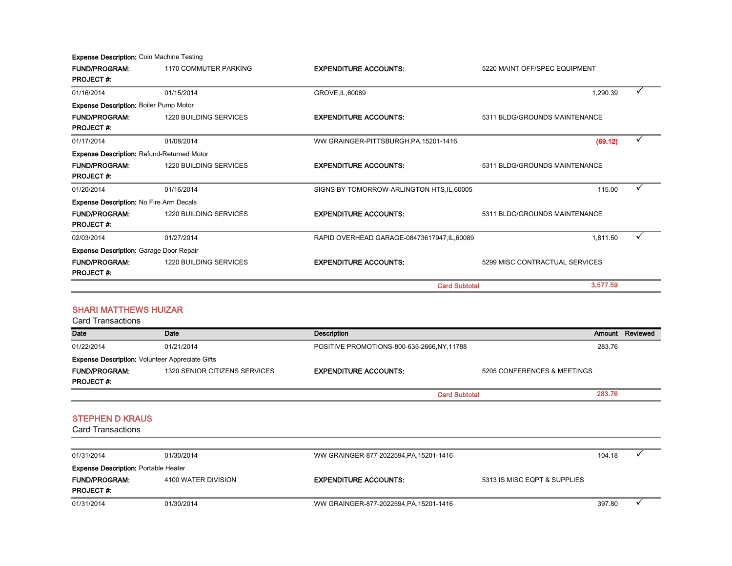**Expense Description:** Coin Machine Testing

| | | | | |
|---|---|---|---|---|
| **FUND/PROGRAM:** | 1170 COMMUTER PARKING | **EXPENDITURE ACCOUNTS:** | 5220 MAINT OFF/SPEC EQUIPMENT | |
| **PROJECT #:** | | | | |
| 01/16/2014 | 01/15/2014 | GROVE,IL,60089 | 1,290.39 | ✓ |

**Expense Description:** Boiler Pump Motor

| | | | | |
|---|---|---|---|---|
| **FUND/PROGRAM:** | 1220 BUILDING SERVICES | **EXPENDITURE ACCOUNTS:** | 5311 BLDG/GROUNDS MAINTENANCE | |
| **PROJECT #:** | | | | |
| 01/17/2014 | 01/08/2014 | WW GRAINGER-PITTSBURGH,PA,15201-1416 | (69.12) | ✓ |

**Expense Description:** Refund-Returned Motor

| | | | | |
|---|---|---|---|---|
| **FUND/PROGRAM:** | 1220 BUILDING SERVICES | **EXPENDITURE ACCOUNTS:** | 5311 BLDG/GROUNDS MAINTENANCE | |
| **PROJECT #:** | | | | |
| 01/20/2014 | 01/16/2014 | SIGNS BY TOMORROW-ARLINGTON HTS,IL,60005 | 115.00 | ✓ |

**Expense Description:** No Fire Arm Decals

| | | | | |
|---|---|---|---|---|
| **FUND/PROGRAM:** | 1220 BUILDING SERVICES | **EXPENDITURE ACCOUNTS:** | 5311 BLDG/GROUNDS MAINTENANCE | |
| **PROJECT #:** | | | | |
| 02/03/2014 | 01/27/2014 | RAPID OVERHEAD GARAGE-08473617947,IL,60089 | 1,811.50 | ✓ |

**Expense Description:** Garage Door Repair

| | | | | |
|---|---|---|---|---|
| **FUND/PROGRAM:** | 1220 BUILDING SERVICES | **EXPENDITURE ACCOUNTS:** | 5299 MISC CONTRACTUAL SERVICES | |
| **PROJECT #:** | | | | |
| | | | **Card Subtotal** | **3,577.59** |

## SHARI MATTHEWS HUIZAR

Card Transactions

| Date | Date | Description | Amount | Reviewed |
|---|---|---|---|---|
| 01/22/2014 | 01/21/2014 | POSITIVE PROMOTIONS-800-635-2666,NY,11788 | 283.76 | |

**Expense Description:** Volunteer Appreciate Gifts

| | | | | |
|---|---|---|---|---|
| **FUND/PROGRAM:** | 1320 SENIOR CITIZENS SERVICES | **EXPENDITURE ACCOUNTS:** | 5205 CONFERENCES & MEETINGS | |
| **PROJECT #:** | | | | |
| | | | **Card Subtotal** | **283.76** |

## STEPHEN D KRAUS

Card Transactions

| | | | | |
|---|---|---|---|---|
| 01/31/2014 | 01/30/2014 | WW GRAINGER-877-2022594,PA,15201-1416 | 104.18 | ✓ |

**Expense Description:** Portable Heater

| | | | | |
|---|---|---|---|---|
| **FUND/PROGRAM:** | 4100 WATER DIVISION | **EXPENDITURE ACCOUNTS:** | 5313 IS MISC EQPT & SUPPLIES | |
| **PROJECT #:** | | | | |
| 01/31/2014 | 01/30/2014 | WW GRAINGER-877-2022594,PA,15201-1416 | 397.80 | ✓ |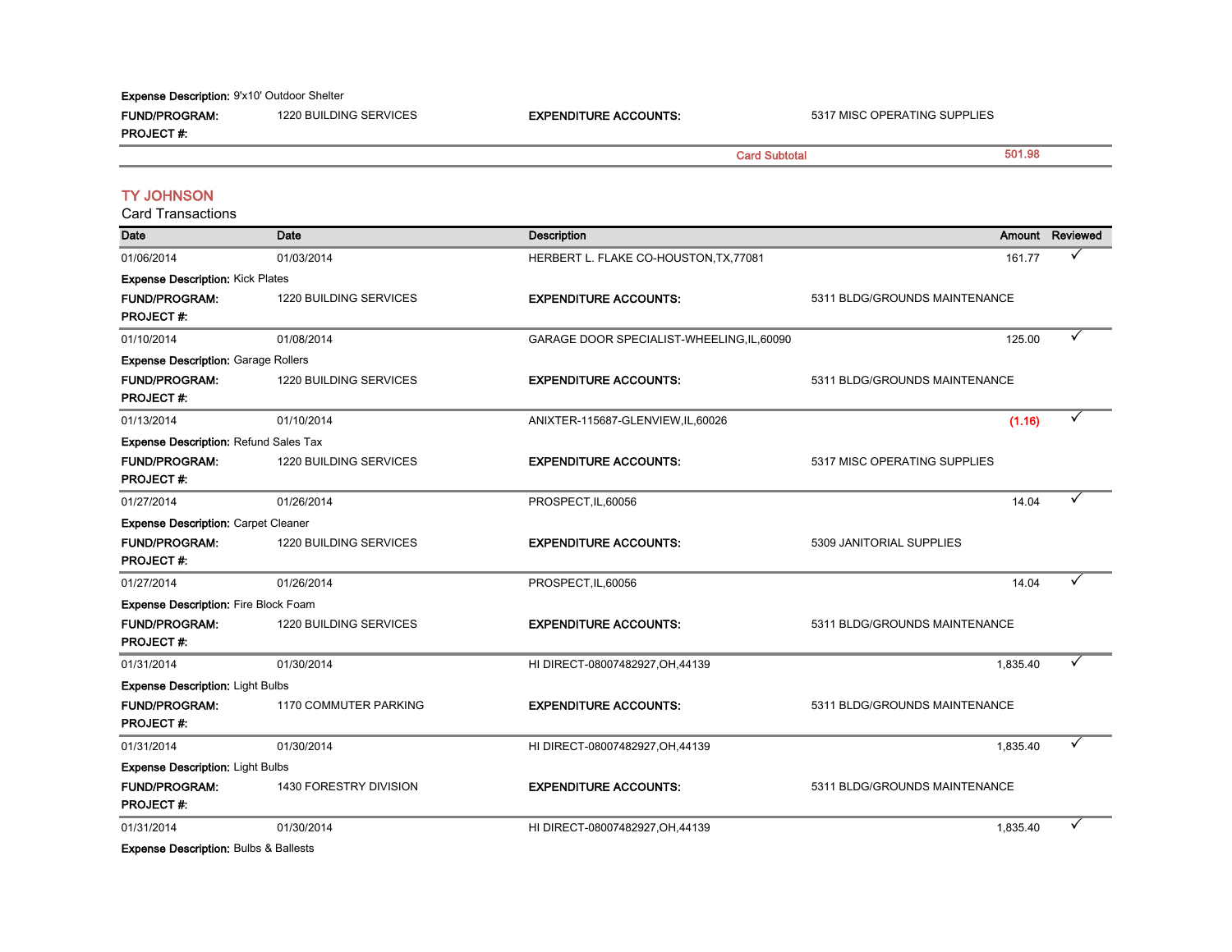**Expense Description:** 9'x10' Outdoor Shelter

**FUND/PROGRAM:** 1220 BUILDING SERVICES **EXPENDITURE ACCOUNTS:** 5317 MISC OPERATING SUPPLIES

**PROJECT #:**

Card Subtotal 501.98

## TY JOHNSON

Card Transactions

| Date | Date | Description | Amount | Reviewed |
|---|---|---|---|---|
| 01/06/2014 | 01/03/2014 | HERBERT L. FLAKE CO-HOUSTON,TX,77081 | 161.77 | ✓ |
| **Expense Description:** Kick Plates | | | | |
| **FUND/PROGRAM:** | 1220 BUILDING SERVICES | **EXPENDITURE ACCOUNTS:** | 5311 BLDG/GROUNDS MAINTENANCE | |
| **PROJECT #:** | | | | |
| 01/10/2014 | 01/08/2014 | GARAGE DOOR SPECIALIST-WHEELING,IL,60090 | 125.00 | ✓ |
| **Expense Description:** Garage Rollers | | | | |
| **FUND/PROGRAM:** | 1220 BUILDING SERVICES | **EXPENDITURE ACCOUNTS:** | 5311 BLDG/GROUNDS MAINTENANCE | |
| **PROJECT #:** | | | | |
| 01/13/2014 | 01/10/2014 | ANIXTER-115687-GLENVIEW,IL,60026 | (1.16) | ✓ |
| **Expense Description:** Refund Sales Tax | | | | |
| **FUND/PROGRAM:** | 1220 BUILDING SERVICES | **EXPENDITURE ACCOUNTS:** | 5317 MISC OPERATING SUPPLIES | |
| **PROJECT #:** | | | | |
| 01/27/2014 | 01/26/2014 | PROSPECT,IL,60056 | 14.04 | ✓ |
| **Expense Description:** Carpet Cleaner | | | | |
| **FUND/PROGRAM:** | 1220 BUILDING SERVICES | **EXPENDITURE ACCOUNTS:** | 5309 JANITORIAL SUPPLIES | |
| **PROJECT #:** | | | | |
| 01/27/2014 | 01/26/2014 | PROSPECT,IL,60056 | 14.04 | ✓ |
| **Expense Description:** Fire Block Foam | | | | |
| **FUND/PROGRAM:** | 1220 BUILDING SERVICES | **EXPENDITURE ACCOUNTS:** | 5311 BLDG/GROUNDS MAINTENANCE | |
| **PROJECT #:** | | | | |
| 01/31/2014 | 01/30/2014 | HI DIRECT-08007482927,OH,44139 | 1,835.40 | ✓ |
| **Expense Description:** Light Bulbs | | | | |
| **FUND/PROGRAM:** | 1170 COMMUTER PARKING | **EXPENDITURE ACCOUNTS:** | 5311 BLDG/GROUNDS MAINTENANCE | |
| **PROJECT #:** | | | | |
| 01/31/2014 | 01/30/2014 | HI DIRECT-08007482927,OH,44139 | 1,835.40 | ✓ |
| **Expense Description:** Light Bulbs | | | | |
| **FUND/PROGRAM:** | 1430 FORESTRY DIVISION | **EXPENDITURE ACCOUNTS:** | 5311 BLDG/GROUNDS MAINTENANCE | |
| **PROJECT #:** | | | | |
| 01/31/2014 | 01/30/2014 | HI DIRECT-08007482927,OH,44139 | 1,835.40 | ✓ |
| **Expense Description:** Bulbs & Ballests | | | | |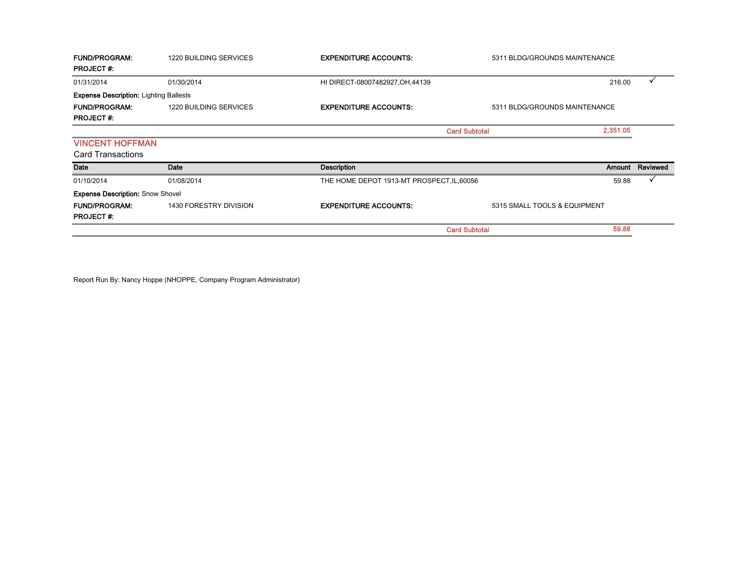**FUND/PROGRAM:** 1220 BUILDING SERVICES **EXPENDITURE ACCOUNTS:** 5311 BLDG/GROUNDS MAINTENANCE
**PROJECT #:**

| | | | | |
|---|---|---|---|---|
| 01/31/2014 | 01/30/2014 | HI DIRECT-08007482927,OH,44139 | 216.00 | ✓ |

**Expense Description:** Lighting Ballests

**FUND/PROGRAM:** 1220 BUILDING SERVICES **EXPENDITURE ACCOUNTS:** 5311 BLDG/GROUNDS MAINTENANCE
**PROJECT #:**

**Card Subtotal** 2,351.05

## VINCENT HOFFMAN

Card Transactions

| Date | Date | Description | Amount | Reviewed |
|---|---|---|---|---|
| 01/10/2014 | 01/08/2014 | THE HOME DEPOT 1913-MT PROSPECT,IL,60056 | 59.88 | ✓ |

**Expense Description:** Snow Shovel

**FUND/PROGRAM:** 1430 FORESTRY DIVISION **EXPENDITURE ACCOUNTS:** 5315 SMALL TOOLS & EQUIPMENT
**PROJECT #:**

**Card Subtotal** 59.88

Report Run By: Nancy Hoppe (NHOPPE, Company Program Administrator)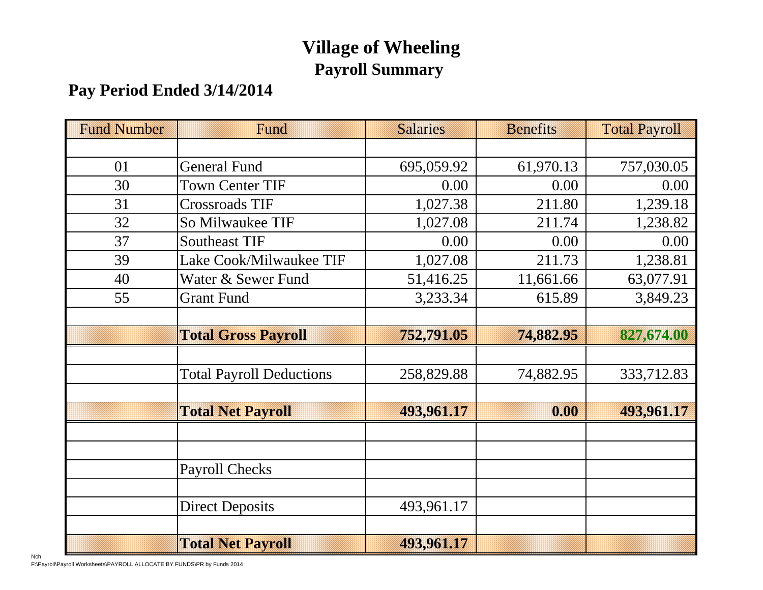# Village of Wheeling

## Payroll Summary

### Pay Period Ended 3/14/2014

| Fund Number | Fund | Salaries | Benefits | Total Payroll |
|---|---|---|---|---|
| | | | | |
| 01 | General Fund | 695,059.92 | 61,970.13 | 757,030.05 |
| 30 | Town Center TIF | 0.00 | 0.00 | 0.00 |
| 31 | Crossroads TIF | 1,027.38 | 211.80 | 1,239.18 |
| 32 | So Milwaukee TIF | 1,027.08 | 211.74 | 1,238.82 |
| 37 | Southeast TIF | 0.00 | 0.00 | 0.00 |
| 39 | Lake Cook/Milwaukee TIF | 1,027.08 | 211.73 | 1,238.81 |
| 40 | Water & Sewer Fund | 51,416.25 | 11,661.66 | 63,077.91 |
| 55 | Grant Fund | 3,233.34 | 615.89 | 3,849.23 |
| | | | | |
| | **Total Gross Payroll** | **752,791.05** | **74,882.95** | **827,674.00** |
| | | | | |
| | Total Payroll Deductions | 258,829.88 | 74,882.95 | 333,712.83 |
| | | | | |
| | **Total Net Payroll** | **493,961.17** | **0.00** | **493,961.17** |
| | | | | |
| | | | | |
| | Payroll Checks | | | |
| | | | | |
| | Direct Deposits | 493,961.17 | | |
| | | | | |
| | **Total Net Payroll** | **493,961.17** | | |

Nch
F:\Payroll\Payroll Worksheets\PAYROLL ALLOCATE BY FUNDS\PR by Funds 2014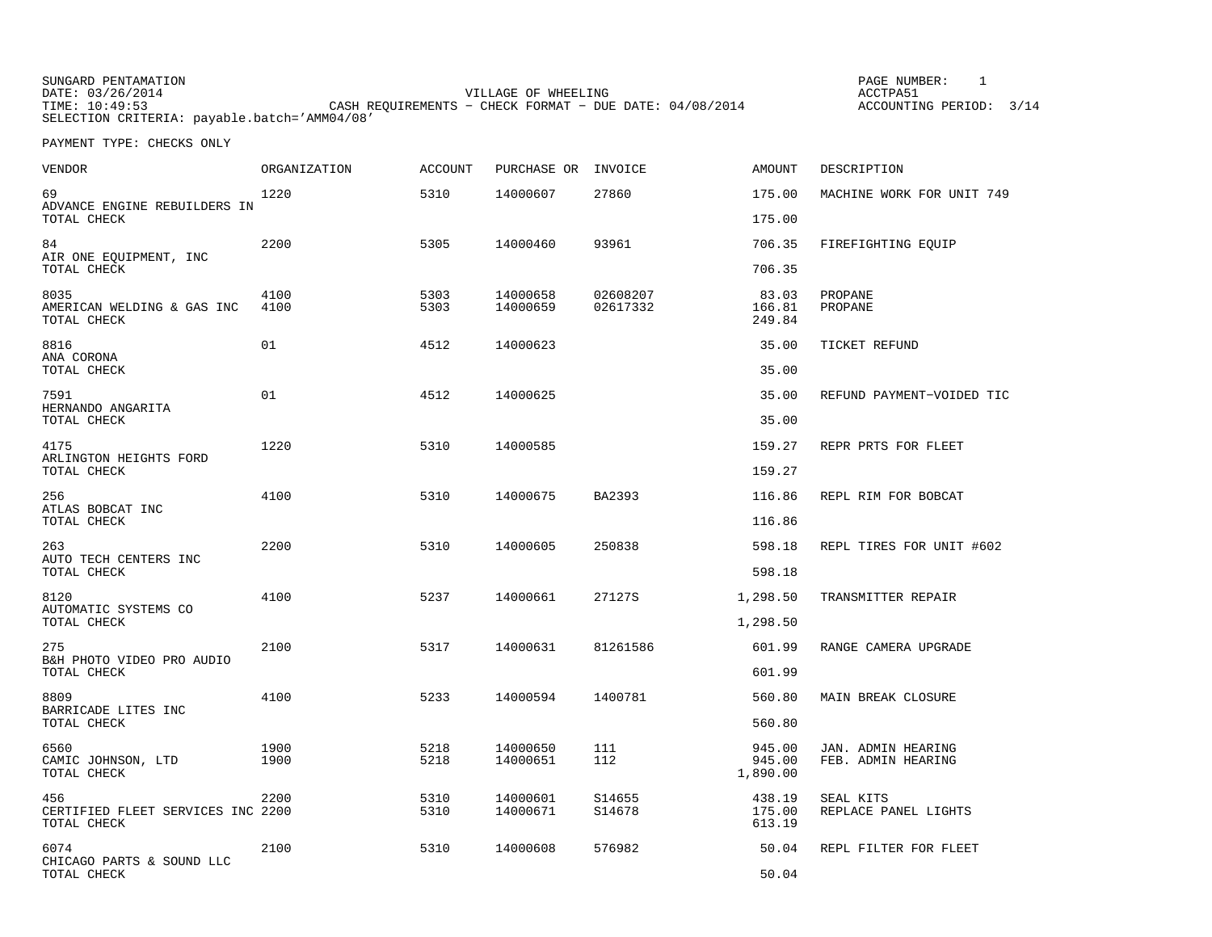SUNGARD PENTAMATION
DATE: 03/26/2014
TIME: 10:49:53
SELECTION CRITERIA: payable.batch='AMM04/08'

VILLAGE OF WHEELING
CASH REQUIREMENTS - CHECK FORMAT - DUE DATE: 04/08/2014

PAGE NUMBER: 1
ACCTPA51
ACCOUNTING PERIOD: 3/14

PAYMENT TYPE: CHECKS ONLY

| VENDOR | ORGANIZATION | ACCOUNT | PURCHASE OR | INVOICE | AMOUNT | DESCRIPTION |
|---|---|---|---|---|---|---|
| 69 | 1220 | 5310 | 14000607 | 27860 | 175.00 | MACHINE WORK FOR UNIT 749 |
| ADVANCE ENGINE REBUILDERS IN | | | | | | |
| TOTAL CHECK | | | | | 175.00 | |
| 84 | 2200 | 5305 | 14000460 | 93961 | 706.35 | FIREFIGHTING EQUIP |
| AIR ONE EQUIPMENT, INC | | | | | | |
| TOTAL CHECK | | | | | 706.35 | |
| 8035 | 4100 | 5303 | 14000658 | 02608207 | 83.03 | PROPANE |
| AMERICAN WELDING & GAS INC | 4100 | 5303 | 14000659 | 02617332 | 166.81 | PROPANE |
| TOTAL CHECK | | | | | 249.84 | |
| 8816 | 01 | 4512 | 14000623 | | 35.00 | TICKET REFUND |
| ANA CORONA | | | | | | |
| TOTAL CHECK | | | | | 35.00 | |
| 7591 | 01 | 4512 | 14000625 | | 35.00 | REFUND PAYMENT-VOIDED TIC |
| HERNANDO ANGARITA | | | | | | |
| TOTAL CHECK | | | | | 35.00 | |
| 4175 | 1220 | 5310 | 14000585 | | 159.27 | REPR PRTS FOR FLEET |
| ARLINGTON HEIGHTS FORD | | | | | | |
| TOTAL CHECK | | | | | 159.27 | |
| 256 | 4100 | 5310 | 14000675 | BA2393 | 116.86 | REPL RIM FOR BOBCAT |
| ATLAS BOBCAT INC | | | | | | |
| TOTAL CHECK | | | | | 116.86 | |
| 263 | 2200 | 5310 | 14000605 | 250838 | 598.18 | REPL TIRES FOR UNIT #602 |
| AUTO TECH CENTERS INC | | | | | | |
| TOTAL CHECK | | | | | 598.18 | |
| 8120 | 4100 | 5237 | 14000661 | 27127S | 1,298.50 | TRANSMITTER REPAIR |
| AUTOMATIC SYSTEMS CO | | | | | | |
| TOTAL CHECK | | | | | 1,298.50 | |
| 275 | 2100 | 5317 | 14000631 | 81261586 | 601.99 | RANGE CAMERA UPGRADE |
| B&H PHOTO VIDEO PRO AUDIO | | | | | | |
| TOTAL CHECK | | | | | 601.99 | |
| 8809 | 4100 | 5233 | 14000594 | 1400781 | 560.80 | MAIN BREAK CLOSURE |
| BARRICADE LITES INC | | | | | | |
| TOTAL CHECK | | | | | 560.80 | |
| 6560 | 1900 | 5218 | 14000650 | 111 | 945.00 | JAN. ADMIN HEARING |
| CAMIC JOHNSON, LTD | 1900 | 5218 | 14000651 | 112 | 945.00 | FEB. ADMIN HEARING |
| TOTAL CHECK | | | | | 1,890.00 | |
| 456 | 2200 | 5310 | 14000601 | S14655 | 438.19 | SEAL KITS |
| CERTIFIED FLEET SERVICES INC | 2200 | 5310 | 14000671 | S14678 | 175.00 | REPLACE PANEL LIGHTS |
| TOTAL CHECK | | | | | 613.19 | |
| 6074 | 2100 | 5310 | 14000608 | 576982 | 50.04 | REPL FILTER FOR FLEET |
| CHICAGO PARTS & SOUND LLC | | | | | | |
| TOTAL CHECK | | | | | 50.04 | |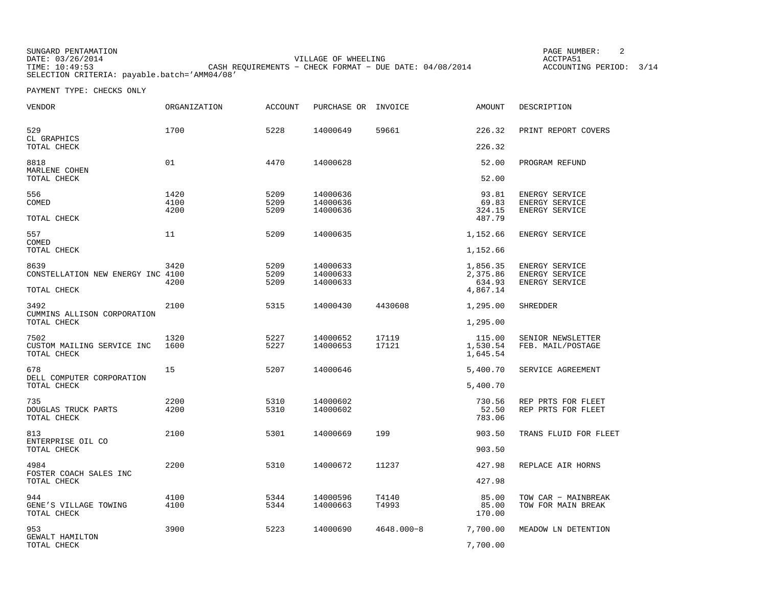SUNGARD PENTAMATION
DATE: 03/26/2014
TIME: 10:49:53
SELECTION CRITERIA: payable.batch='AMM04/08'

VILLAGE OF WHEELING
CASH REQUIREMENTS - CHECK FORMAT - DUE DATE: 04/08/2014

PAGE NUMBER: 2
ACCTPA51
ACCOUNTING PERIOD: 3/14

PAYMENT TYPE: CHECKS ONLY

| VENDOR | ORGANIZATION | ACCOUNT | PURCHASE OR | INVOICE | AMOUNT | DESCRIPTION |
|---|---|---|---|---|---|---|
| 529 | 1700 | 5228 | 14000649 | 59661 | 226.32 | PRINT REPORT COVERS |
| CL GRAPHICS | | | | | | |
| TOTAL CHECK | | | | | 226.32 | |
| 8818 | 01 | 4470 | 14000628 | | 52.00 | PROGRAM REFUND |
| MARLENE COHEN | | | | | | |
| TOTAL CHECK | | | | | 52.00 | |
| 556 | 1420 | 5209 | 14000636 | | 93.81 | ENERGY SERVICE |
| COMED | 4100 | 5209 | 14000636 | | 69.83 | ENERGY SERVICE |
| | 4200 | 5209 | 14000636 | | 324.15 | ENERGY SERVICE |
| TOTAL CHECK | | | | | 487.79 | |
| 557 | 11 | 5209 | 14000635 | | 1,152.66 | ENERGY SERVICE |
| COMED | | | | | | |
| TOTAL CHECK | | | | | 1,152.66 | |
| 8639 | 3420 | 5209 | 14000633 | | 1,856.35 | ENERGY SERVICE |
| CONSTELLATION NEW ENERGY INC | 4100 | 5209 | 14000633 | | 2,375.86 | ENERGY SERVICE |
| | 4200 | 5209 | 14000633 | | 634.93 | ENERGY SERVICE |
| TOTAL CHECK | | | | | 4,867.14 | |
| 3492 | 2100 | 5315 | 14000430 | 4430608 | 1,295.00 | SHREDDER |
| CUMMINS ALLISON CORPORATION | | | | | | |
| TOTAL CHECK | | | | | 1,295.00 | |
| 7502 | 1320 | 5227 | 14000652 | 17119 | 115.00 | SENIOR NEWSLETTER |
| CUSTOM MAILING SERVICE INC | 1600 | 5227 | 14000653 | 17121 | 1,530.54 | FEB. MAIL/POSTAGE |
| TOTAL CHECK | | | | | 1,645.54 | |
| 678 | 15 | 5207 | 14000646 | | 5,400.70 | SERVICE AGREEMENT |
| DELL COMPUTER CORPORATION | | | | | | |
| TOTAL CHECK | | | | | 5,400.70 | |
| 735 | 2200 | 5310 | 14000602 | | 730.56 | REP PRTS FOR FLEET |
| DOUGLAS TRUCK PARTS | 4200 | 5310 | 14000602 | | 52.50 | REP PRTS FOR FLEET |
| TOTAL CHECK | | | | | 783.06 | |
| 813 | 2100 | 5301 | 14000669 | 199 | 903.50 | TRANS FLUID FOR FLEET |
| ENTERPRISE OIL CO | | | | | | |
| TOTAL CHECK | | | | | 903.50 | |
| 4984 | 2200 | 5310 | 14000672 | 11237 | 427.98 | REPLACE AIR HORNS |
| FOSTER COACH SALES INC | | | | | | |
| TOTAL CHECK | | | | | 427.98 | |
| 944 | 4100 | 5344 | 14000596 | T4140 | 85.00 | TOW CAR - MAINBREAK |
| GENE'S VILLAGE TOWING | 4100 | 5344 | 14000663 | T4993 | 85.00 | TOW FOR MAIN BREAK |
| TOTAL CHECK | | | | | 170.00 | |
| 953 | 3900 | 5223 | 14000690 | 4648.000-8 | 7,700.00 | MEADOW LN DETENTION |
| GEWALT HAMILTON | | | | | | |
| TOTAL CHECK | | | | | 7,700.00 | |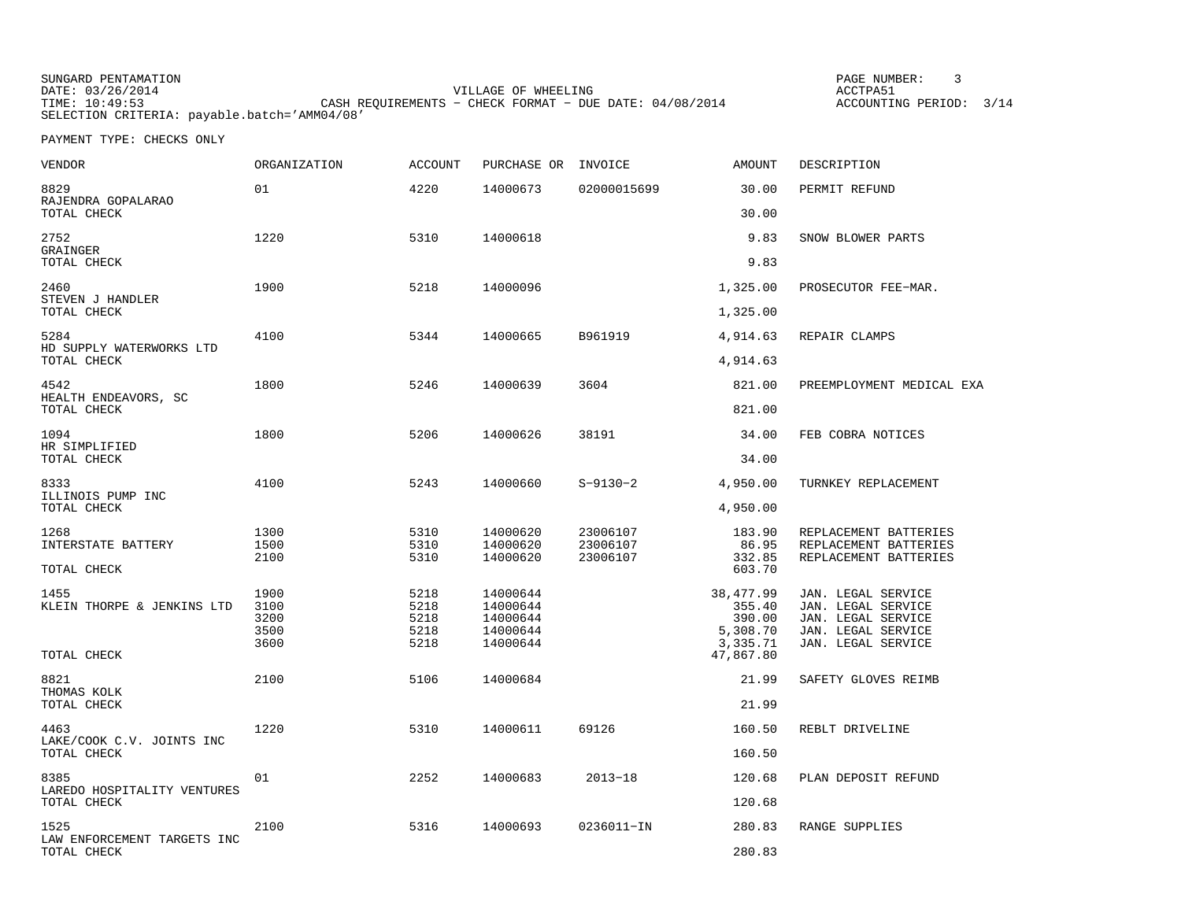SUNGARD PENTAMATION
DATE: 03/26/2014
TIME: 10:49:53
SELECTION CRITERIA: payable.batch='AMM04/08'

VILLAGE OF WHEELING
CASH REQUIREMENTS - CHECK FORMAT - DUE DATE: 04/08/2014

PAGE NUMBER: 3
ACCTPA51
ACCOUNTING PERIOD: 3/14

PAYMENT TYPE: CHECKS ONLY

| VENDOR | ORGANIZATION | ACCOUNT | PURCHASE OR | INVOICE | AMOUNT | DESCRIPTION |
|---|---|---|---|---|---|---|
| 8829 | 01 | 4220 | 14000673 | 02000015699 | 30.00 | PERMIT REFUND |
| RAJENDRA GOPALARAO | | | | | | |
| TOTAL CHECK | | | | | 30.00 | |
| 2752 | 1220 | 5310 | 14000618 | | 9.83 | SNOW BLOWER PARTS |
| GRAINGER | | | | | | |
| TOTAL CHECK | | | | | 9.83 | |
| 2460 | 1900 | 5218 | 14000096 | | 1,325.00 | PROSECUTOR FEE-MAR. |
| STEVEN J HANDLER | | | | | | |
| TOTAL CHECK | | | | | 1,325.00 | |
| 5284 | 4100 | 5344 | 14000665 | B961919 | 4,914.63 | REPAIR CLAMPS |
| HD SUPPLY WATERWORKS LTD | | | | | | |
| TOTAL CHECK | | | | | 4,914.63 | |
| 4542 | 1800 | 5246 | 14000639 | 3604 | 821.00 | PREEMPLOYMENT MEDICAL EXA |
| HEALTH ENDEAVORS, SC | | | | | | |
| TOTAL CHECK | | | | | 821.00 | |
| 1094 | 1800 | 5206 | 14000626 | 38191 | 34.00 | FEB COBRA NOTICES |
| HR SIMPLIFIED | | | | | | |
| TOTAL CHECK | | | | | 34.00 | |
| 8333 | 4100 | 5243 | 14000660 | S-9130-2 | 4,950.00 | TURNKEY REPLACEMENT |
| ILLINOIS PUMP INC | | | | | | |
| TOTAL CHECK | | | | | 4,950.00 | |
| 1268 | 1300 | 5310 | 14000620 | 23006107 | 183.90 | REPLACEMENT BATTERIES |
| INTERSTATE BATTERY | 1500 | 5310 | 14000620 | 23006107 | 86.95 | REPLACEMENT BATTERIES |
| | 2100 | 5310 | 14000620 | 23006107 | 332.85 | REPLACEMENT BATTERIES |
| TOTAL CHECK | | | | | 603.70 | |
| 1455 | 1900 | 5218 | 14000644 | | 38,477.99 | JAN. LEGAL SERVICE |
| KLEIN THORPE & JENKINS LTD | 3100 | 5218 | 14000644 | | 355.40 | JAN. LEGAL SERVICE |
| | 3200 | 5218 | 14000644 | | 390.00 | JAN. LEGAL SERVICE |
| | 3500 | 5218 | 14000644 | | 5,308.70 | JAN. LEGAL SERVICE |
| | 3600 | 5218 | 14000644 | | 3,335.71 | JAN. LEGAL SERVICE |
| TOTAL CHECK | | | | | 47,867.80 | |
| 8821 | 2100 | 5106 | 14000684 | | 21.99 | SAFETY GLOVES REIMB |
| THOMAS KOLK | | | | | | |
| TOTAL CHECK | | | | | 21.99 | |
| 4463 | 1220 | 5310 | 14000611 | 69126 | 160.50 | REBLT DRIVELINE |
| LAKE/COOK C.V. JOINTS INC | | | | | | |
| TOTAL CHECK | | | | | 160.50 | |
| 8385 | 01 | 2252 | 14000683 | 2013-18 | 120.68 | PLAN DEPOSIT REFUND |
| LAREDO HOSPITALITY VENTURES | | | | | | |
| TOTAL CHECK | | | | | 120.68 | |
| 1525 | 2100 | 5316 | 14000693 | 0236011-IN | 280.83 | RANGE SUPPLIES |
| LAW ENFORCEMENT TARGETS INC | | | | | | |
| TOTAL CHECK | | | | | 280.83 | |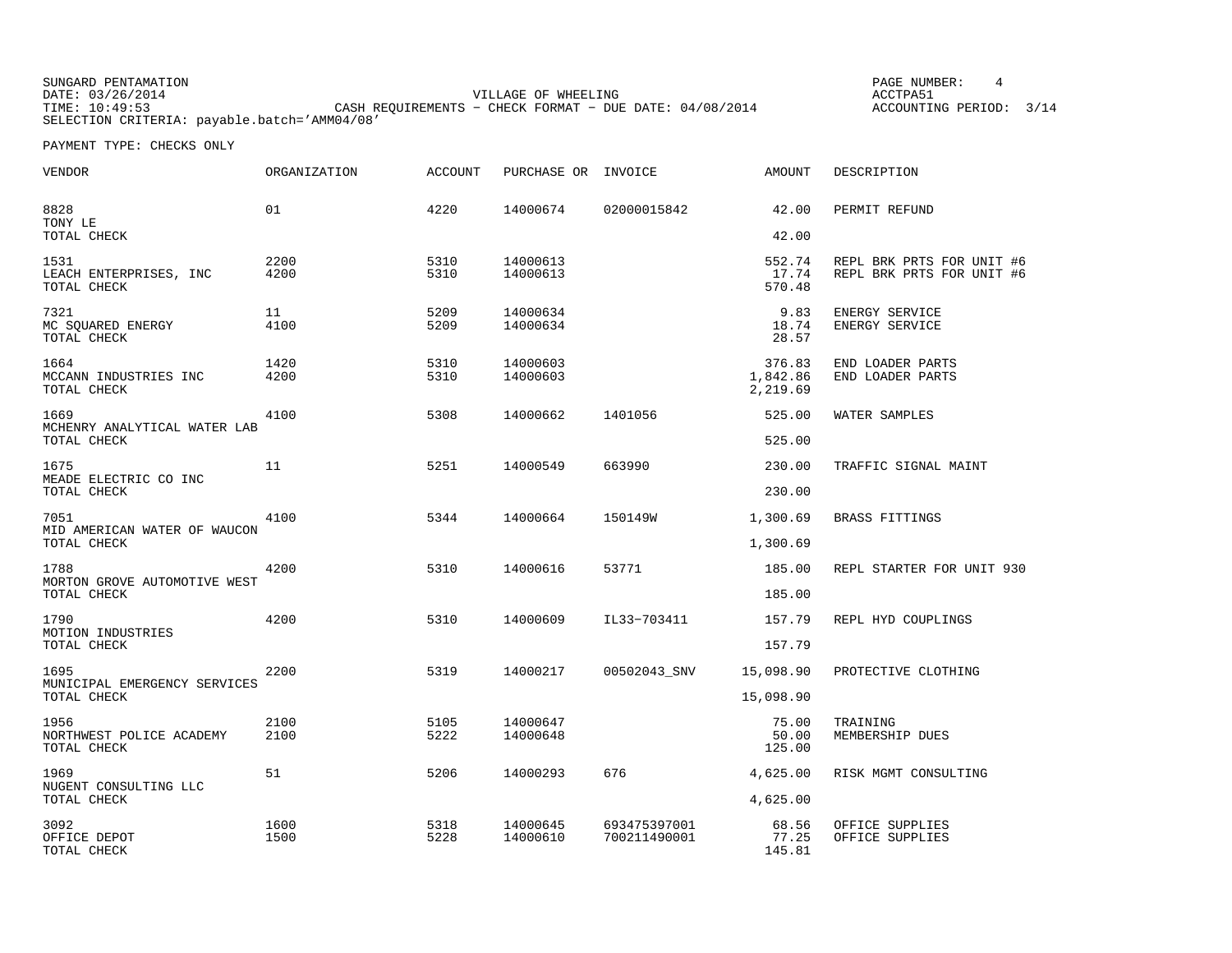SUNGARD PENTAMATION
DATE: 03/26/2014
TIME: 10:49:53
SELECTION CRITERIA: payable.batch='AMM04/08'

VILLAGE OF WHEELING
CASH REQUIREMENTS - CHECK FORMAT - DUE DATE: 04/08/2014

ACCTPA51
ACCOUNTING PERIOD: 3/14

PAYMENT TYPE: CHECKS ONLY

| VENDOR | ORGANIZATION | ACCOUNT | PURCHASE OR | INVOICE | AMOUNT | DESCRIPTION |
|---|---|---|---|---|---|---|
| 8828 | 01 | 4220 | 14000674 | 02000015842 | 42.00 | PERMIT REFUND |
| TONY LE | | | | | | |
| TOTAL CHECK | | | | | 42.00 | |
| 1531 | 2200 | 5310 | 14000613 | | 552.74 | REPL BRK PRTS FOR UNIT #6 |
| LEACH ENTERPRISES, INC | 4200 | 5310 | 14000613 | | 17.74 | REPL BRK PRTS FOR UNIT #6 |
| TOTAL CHECK | | | | | 570.48 | |
| 7321 | 11 | 5209 | 14000634 | | 9.83 | ENERGY SERVICE |
| MC SQUARED ENERGY | 4100 | 5209 | 14000634 | | 18.74 | ENERGY SERVICE |
| TOTAL CHECK | | | | | 28.57 | |
| 1664 | 1420 | 5310 | 14000603 | | 376.83 | END LOADER PARTS |
| MCCANN INDUSTRIES INC | 4200 | 5310 | 14000603 | | 1,842.86 | END LOADER PARTS |
| TOTAL CHECK | | | | | 2,219.69 | |
| 1669 | 4100 | 5308 | 14000662 | 1401056 | 525.00 | WATER SAMPLES |
| MCHENRY ANALYTICAL WATER LAB | | | | | | |
| TOTAL CHECK | | | | | 525.00 | |
| 1675 | 11 | 5251 | 14000549 | 663990 | 230.00 | TRAFFIC SIGNAL MAINT |
| MEADE ELECTRIC CO INC | | | | | | |
| TOTAL CHECK | | | | | 230.00 | |
| 7051 | 4100 | 5344 | 14000664 | 150149W | 1,300.69 | BRASS FITTINGS |
| MID AMERICAN WATER OF WAUCON | | | | | | |
| TOTAL CHECK | | | | | 1,300.69 | |
| 1788 | 4200 | 5310 | 14000616 | 53771 | 185.00 | REPL STARTER FOR UNIT 930 |
| MORTON GROVE AUTOMOTIVE WEST | | | | | | |
| TOTAL CHECK | | | | | 185.00 | |
| 1790 | 4200 | 5310 | 14000609 | IL33-703411 | 157.79 | REPL HYD COUPLINGS |
| MOTION INDUSTRIES | | | | | | |
| TOTAL CHECK | | | | | 157.79 | |
| 1695 | 2200 | 5319 | 14000217 | 00502043_SNV | 15,098.90 | PROTECTIVE CLOTHING |
| MUNICIPAL EMERGENCY SERVICES | | | | | | |
| TOTAL CHECK | | | | | 15,098.90 | |
| 1956 | 2100 | 5105 | 14000647 | | 75.00 | TRAINING |
| NORTHWEST POLICE ACADEMY | 2100 | 5222 | 14000648 | | 50.00 | MEMBERSHIP DUES |
| TOTAL CHECK | | | | | 125.00 | |
| 1969 | 51 | 5206 | 14000293 | 676 | 4,625.00 | RISK MGMT CONSULTING |
| NUGENT CONSULTING LLC | | | | | | |
| TOTAL CHECK | | | | | 4,625.00 | |
| 3092 | 1600 | 5318 | 14000645 | 693475397001 | 68.56 | OFFICE SUPPLIES |
| OFFICE DEPOT | 1500 | 5228 | 14000610 | 700211490001 | 77.25 | OFFICE SUPPLIES |
| TOTAL CHECK | | | | | 145.81 | |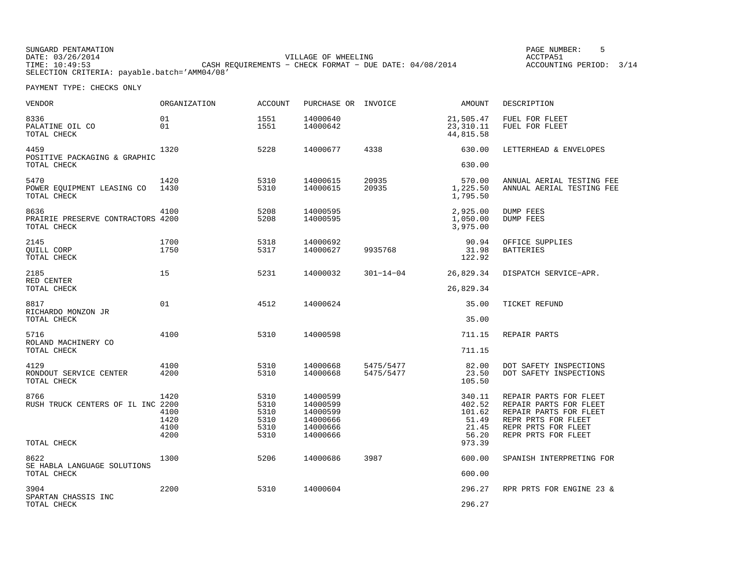SUNGARD PENTAMATION
DATE: 03/26/2014
TIME: 10:49:53

VILLAGE OF WHEELING
CASH REQUIREMENTS - CHECK FORMAT - DUE DATE: 04/08/2014

ACCTPA51
ACCOUNTING PERIOD: 3/14

SELECTION CRITERIA: payable.batch='AMM04/08'

PAYMENT TYPE: CHECKS ONLY

| VENDOR | ORGANIZATION | ACCOUNT | PURCHASE OR | INVOICE | AMOUNT | DESCRIPTION |
|---|---|---|---|---|---|---|
| 8336 | 01 | 1551 | 14000640 | | 21,505.47 | FUEL FOR FLEET |
| PALATINE OIL CO | 01 | 1551 | 14000642 | | 23,310.11 | FUEL FOR FLEET |
| TOTAL CHECK | | | | | 44,815.58 | |
| 4459 | 1320 | 5228 | 14000677 | 4338 | 630.00 | LETTERHEAD & ENVELOPES |
| POSITIVE PACKAGING & GRAPHIC | | | | | | |
| TOTAL CHECK | | | | | 630.00 | |
| 5470 | 1420 | 5310 | 14000615 | 20935 | 570.00 | ANNUAL AERIAL TESTING FEE |
| POWER EQUIPMENT LEASING CO | 1430 | 5310 | 14000615 | 20935 | 1,225.50 | ANNUAL AERIAL TESTING FEE |
| TOTAL CHECK | | | | | 1,795.50 | |
| 8636 | 4100 | 5208 | 14000595 | | 2,925.00 | DUMP FEES |
| PRAIRIE PRESERVE CONTRACTORS | 4200 | 5208 | 14000595 | | 1,050.00 | DUMP FEES |
| TOTAL CHECK | | | | | 3,975.00 | |
| 2145 | 1700 | 5318 | 14000692 | | 90.94 | OFFICE SUPPLIES |
| QUILL CORP | 1750 | 5317 | 14000627 | 9935768 | 31.98 | BATTERIES |
| TOTAL CHECK | | | | | 122.92 | |
| 2185 | 15 | 5231 | 14000032 | 301-14-04 | 26,829.34 | DISPATCH SERVICE-APR. |
| RED CENTER | | | | | | |
| TOTAL CHECK | | | | | 26,829.34 | |
| 8817 | 01 | 4512 | 14000624 | | 35.00 | TICKET REFUND |
| RICHARDO MONZON JR | | | | | | |
| TOTAL CHECK | | | | | 35.00 | |
| 5716 | 4100 | 5310 | 14000598 | | 711.15 | REPAIR PARTS |
| ROLAND MACHINERY CO | | | | | | |
| TOTAL CHECK | | | | | 711.15 | |
| 4129 | 4100 | 5310 | 14000668 | 5475/5477 | 82.00 | DOT SAFETY INSPECTIONS |
| RONDOUT SERVICE CENTER | 4200 | 5310 | 14000668 | 5475/5477 | 23.50 | DOT SAFETY INSPECTIONS |
| TOTAL CHECK | | | | | 105.50 | |
| 8766 | 1420 | 5310 | 14000599 | | 340.11 | REPAIR PARTS FOR FLEET |
| RUSH TRUCK CENTERS OF IL INC | 2200 | 5310 | 14000599 | | 402.52 | REPAIR PARTS FOR FLEET |
| | 4100 | 5310 | 14000599 | | 101.62 | REPAIR PARTS FOR FLEET |
| | 1420 | 5310 | 14000666 | | 51.49 | REPR PRTS FOR FLEET |
| | 4100 | 5310 | 14000666 | | 21.45 | REPR PRTS FOR FLEET |
| | 4200 | 5310 | 14000666 | | 56.20 | REPR PRTS FOR FLEET |
| TOTAL CHECK | | | | | 973.39 | |
| 8622 | 1300 | 5206 | 14000686 | 3987 | 600.00 | SPANISH INTERPRETING FOR |
| SE HABLA LANGUAGE SOLUTIONS | | | | | | |
| TOTAL CHECK | | | | | 600.00 | |
| 3904 | 2200 | 5310 | 14000604 | | 296.27 | RPR PRTS FOR ENGINE 23 & |
| SPARTAN CHASSIS INC | | | | | | |
| TOTAL CHECK | | | | | 296.27 | |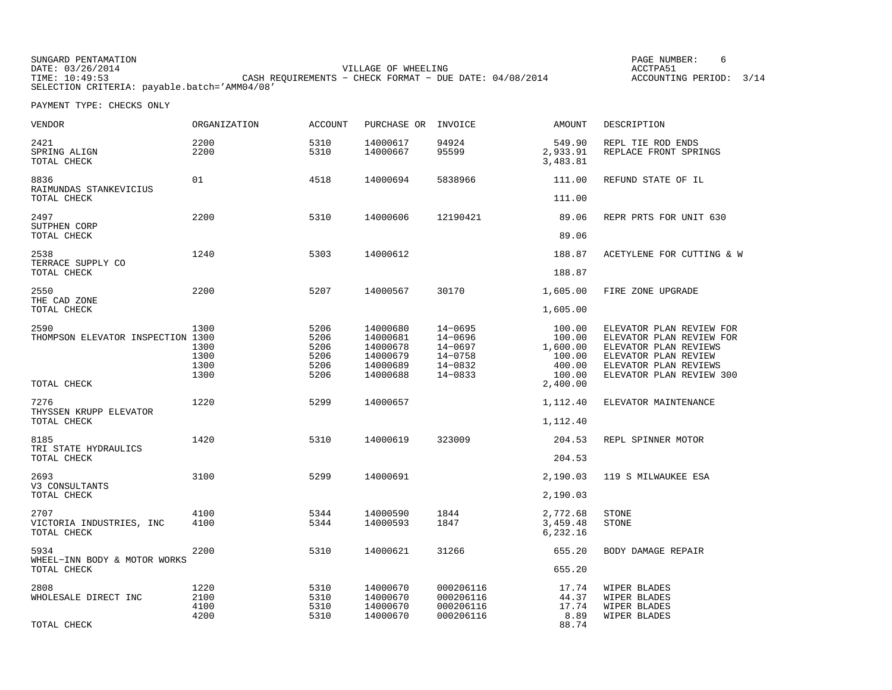SUNGARD PENTAMATION
DATE: 03/26/2014
TIME: 10:49:53

VILLAGE OF WHEELING
CASH REQUIREMENTS - CHECK FORMAT - DUE DATE: 04/08/2014

ACCTPA51
ACCOUNTING PERIOD: 3/14

SELECTION CRITERIA: payable.batch='AMM04/08'

PAYMENT TYPE: CHECKS ONLY

| VENDOR | ORGANIZATION | ACCOUNT | PURCHASE OR | INVOICE | AMOUNT | DESCRIPTION |
|---|---|---|---|---|---|---|
| 2421 | 2200 | 5310 | 14000617 | 94924 | 549.90 | REPL TIE ROD ENDS |
| SPRING ALIGN | 2200 | 5310 | 14000667 | 95599 | 2,933.91 | REPLACE FRONT SPRINGS |
| TOTAL CHECK | | | | | 3,483.81 | |
| 8836 | 01 | 4518 | 14000694 | 5838966 | 111.00 | REFUND STATE OF IL |
| RAIMUNDAS STANKEVICIUS | | | | | | |
| TOTAL CHECK | | | | | 111.00 | |
| 2497 | 2200 | 5310 | 14000606 | 12190421 | 89.06 | REPR PRTS FOR UNIT 630 |
| SUTPHEN CORP | | | | | | |
| TOTAL CHECK | | | | | 89.06 | |
| 2538 | 1240 | 5303 | 14000612 | | 188.87 | ACETYLENE FOR CUTTING & W |
| TERRACE SUPPLY CO | | | | | | |
| TOTAL CHECK | | | | | 188.87 | |
| 2550 | 2200 | 5207 | 14000567 | 30170 | 1,605.00 | FIRE ZONE UPGRADE |
| THE CAD ZONE | | | | | | |
| TOTAL CHECK | | | | | 1,605.00 | |
| 2590 | 1300 | 5206 | 14000680 | 14-0695 | 100.00 | ELEVATOR PLAN REVIEW FOR |
| THOMPSON ELEVATOR INSPECTION | 1300 | 5206 | 14000681 | 14-0696 | 100.00 | ELEVATOR PLAN REVIEW FOR |
| | 1300 | 5206 | 14000678 | 14-0697 | 1,600.00 | ELEVATOR PLAN REVIEWS |
| | 1300 | 5206 | 14000679 | 14-0758 | 100.00 | ELEVATOR PLAN REVIEW |
| | 1300 | 5206 | 14000689 | 14-0832 | 400.00 | ELEVATOR PLAN REVIEWS |
| | 1300 | 5206 | 14000688 | 14-0833 | 100.00 | ELEVATOR PLAN REVIEW 300 |
| TOTAL CHECK | | | | | 2,400.00 | |
| 7276 | 1220 | 5299 | 14000657 | | 1,112.40 | ELEVATOR MAINTENANCE |
| THYSSEN KRUPP ELEVATOR | | | | | | |
| TOTAL CHECK | | | | | 1,112.40 | |
| 8185 | 1420 | 5310 | 14000619 | 323009 | 204.53 | REPL SPINNER MOTOR |
| TRI STATE HYDRAULICS | | | | | | |
| TOTAL CHECK | | | | | 204.53 | |
| 2693 | 3100 | 5299 | 14000691 | | 2,190.03 | 119 S MILWAUKEE ESA |
| V3 CONSULTANTS | | | | | | |
| TOTAL CHECK | | | | | 2,190.03 | |
| 2707 | 4100 | 5344 | 14000590 | 1844 | 2,772.68 | STONE |
| VICTORIA INDUSTRIES, INC | 4100 | 5344 | 14000593 | 1847 | 3,459.48 | STONE |
| TOTAL CHECK | | | | | 6,232.16 | |
| 5934 | 2200 | 5310 | 14000621 | 31266 | 655.20 | BODY DAMAGE REPAIR |
| WHEEL-INN BODY & MOTOR WORKS | | | | | | |
| TOTAL CHECK | | | | | 655.20 | |
| 2808 | 1220 | 5310 | 14000670 | 000206116 | 17.74 | WIPER BLADES |
| WHOLESALE DIRECT INC | 2100 | 5310 | 14000670 | 000206116 | 44.37 | WIPER BLADES |
| | 4100 | 5310 | 14000670 | 000206116 | 17.74 | WIPER BLADES |
| | 4200 | 5310 | 14000670 | 000206116 | 8.89 | WIPER BLADES |
| TOTAL CHECK | | | | | 88.74 | |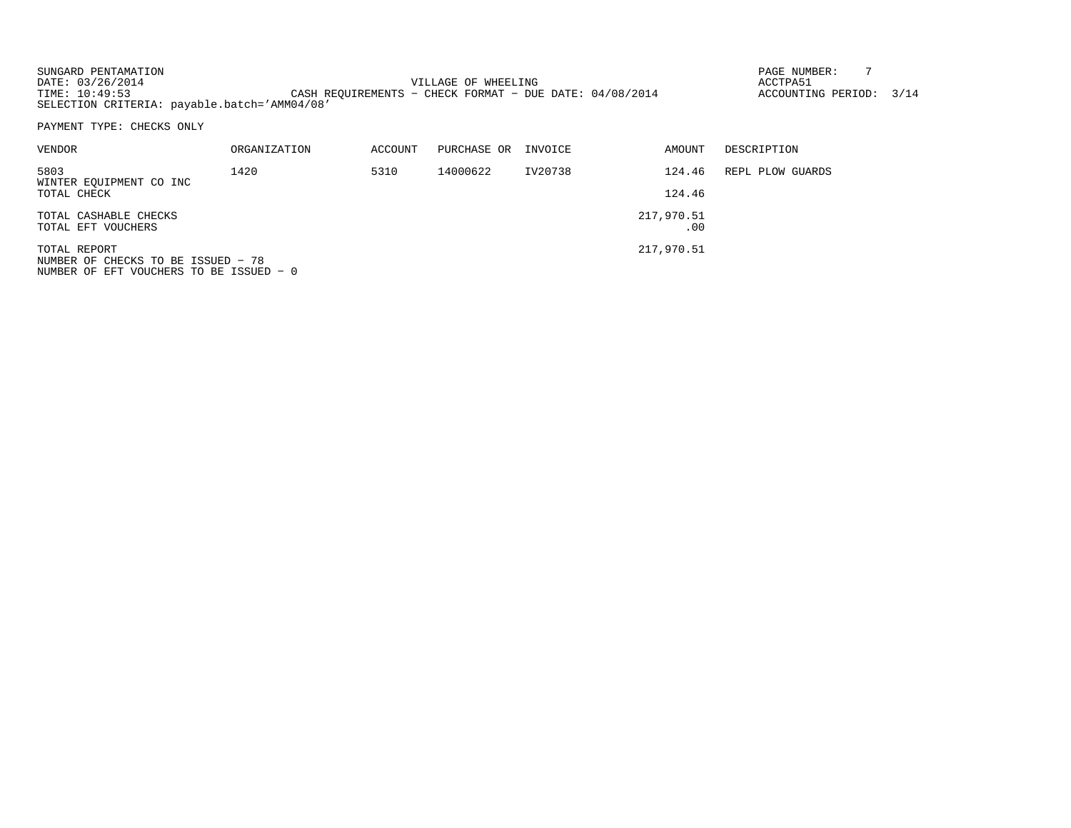SUNGARD PENTAMATION
DATE: 03/26/2014
TIME: 10:49:53
SELECTION CRITERIA: payable.batch='AMM04/08'

VILLAGE OF WHEELING
CASH REQUIREMENTS - CHECK FORMAT - DUE DATE: 04/08/2014

PAGE NUMBER: 7
ACCTPA51
ACCOUNTING PERIOD: 3/14

PAYMENT TYPE: CHECKS ONLY

| VENDOR | ORGANIZATION | ACCOUNT | PURCHASE OR | INVOICE | AMOUNT | DESCRIPTION |
|---|---|---|---|---|---|---|
| 5803 WINTER EQUIPMENT CO INC | 1420 | 5310 | 14000622 | IV20738 | 124.46 | REPL PLOW GUARDS |
| TOTAL CHECK | | | | | 124.46 | |
| TOTAL CASHABLE CHECKS | | | | | 217,970.51 | |
| TOTAL EFT VOUCHERS | | | | | .00 | |
| TOTAL REPORT | | | | | 217,970.51 | |

NUMBER OF CHECKS TO BE ISSUED - 78
NUMBER OF EFT VOUCHERS TO BE ISSUED - 0